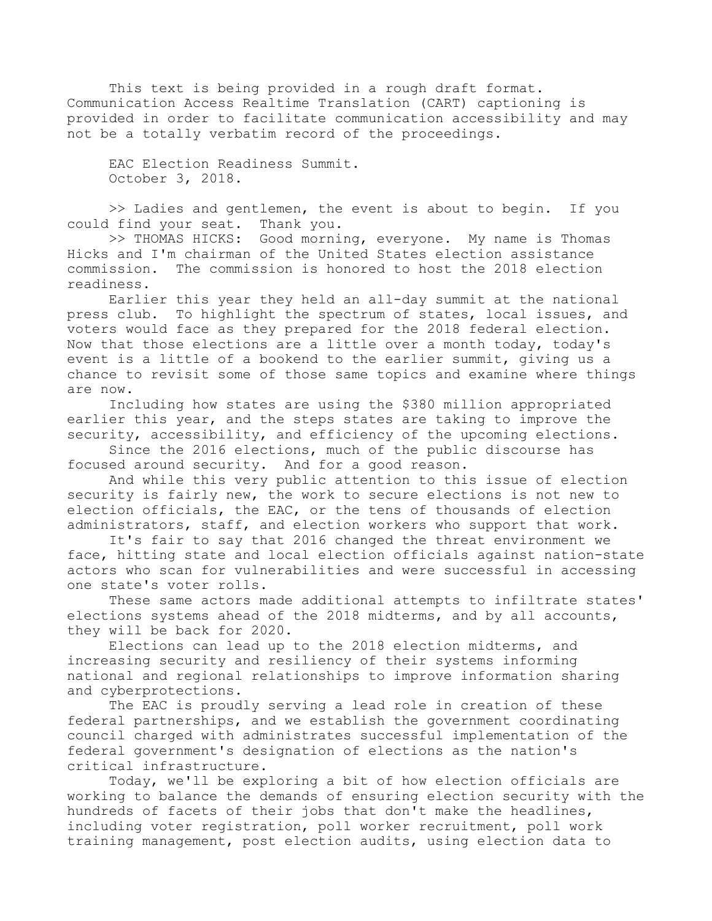This text is being provided in a rough draft format. Communication Access Realtime Translation (CART) captioning is provided in order to facilitate communication accessibility and may not be a totally verbatim record of the proceedings.

EAC Election Readiness Summit.
October 3, 2018.

>> Ladies and gentlemen, the event is about to begin. If you could find your seat. Thank you.

>> THOMAS HICKS: Good morning, everyone. My name is Thomas Hicks and I'm chairman of the United States election assistance commission. The commission is honored to host the 2018 election readiness.

Earlier this year they held an all-day summit at the national press club. To highlight the spectrum of states, local issues, and voters would face as they prepared for the 2018 federal election. Now that those elections are a little over a month today, today's event is a little of a bookend to the earlier summit, giving us a chance to revisit some of those same topics and examine where things are now.

Including how states are using the $380 million appropriated earlier this year, and the steps states are taking to improve the security, accessibility, and efficiency of the upcoming elections.

Since the 2016 elections, much of the public discourse has focused around security. And for a good reason.

And while this very public attention to this issue of election security is fairly new, the work to secure elections is not new to election officials, the EAC, or the tens of thousands of election administrators, staff, and election workers who support that work.

It's fair to say that 2016 changed the threat environment we face, hitting state and local election officials against nation-state actors who scan for vulnerabilities and were successful in accessing one state's voter rolls.

These same actors made additional attempts to infiltrate states' elections systems ahead of the 2018 midterms, and by all accounts, they will be back for 2020.

Elections can lead up to the 2018 election midterms, and increasing security and resiliency of their systems informing national and regional relationships to improve information sharing and cyberprotections.

The EAC is proudly serving a lead role in creation of these federal partnerships, and we establish the government coordinating council charged with administrates successful implementation of the federal government's designation of elections as the nation's critical infrastructure.

Today, we'll be exploring a bit of how election officials are working to balance the demands of ensuring election security with the hundreds of facets of their jobs that don't make the headlines, including voter registration, poll worker recruitment, poll work training management, post election audits, using election data to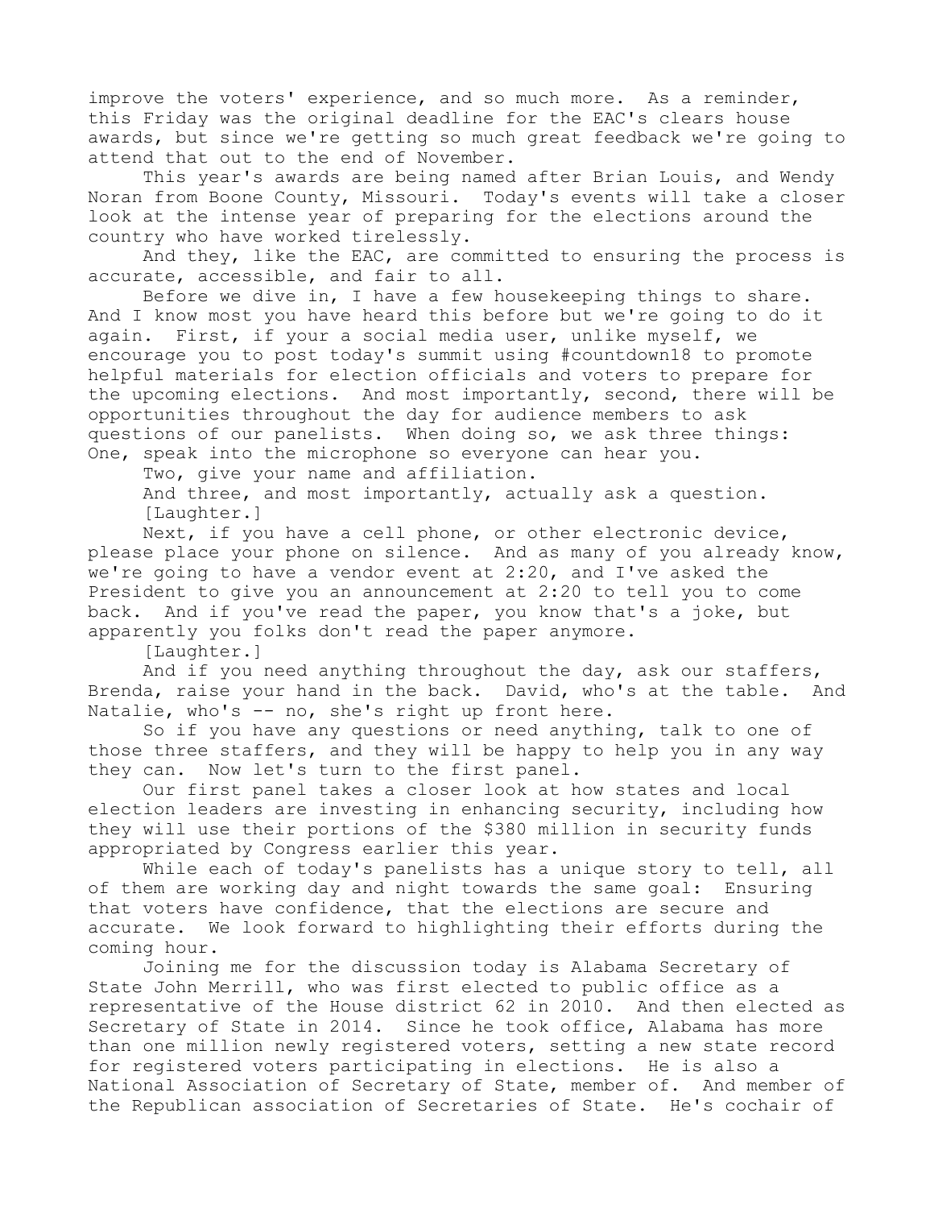improve the voters' experience, and so much more. As a reminder, this Friday was the original deadline for the EAC's clears house awards, but since we're getting so much great feedback we're going to attend that out to the end of November.

This year's awards are being named after Brian Louis, and Wendy Noran from Boone County, Missouri. Today's events will take a closer look at the intense year of preparing for the elections around the country who have worked tirelessly.

And they, like the EAC, are committed to ensuring the process is accurate, accessible, and fair to all.

Before we dive in, I have a few housekeeping things to share. And I know most you have heard this before but we're going to do it again. First, if your a social media user, unlike myself, we encourage you to post today's summit using #countdown18 to promote helpful materials for election officials and voters to prepare for the upcoming elections. And most importantly, second, there will be opportunities throughout the day for audience members to ask questions of our panelists. When doing so, we ask three things: One, speak into the microphone so everyone can hear you.

Two, give your name and affiliation.

And three, and most importantly, actually ask a question.

[Laughter.]

Next, if you have a cell phone, or other electronic device, please place your phone on silence. And as many of you already know, we're going to have a vendor event at 2:20, and I've asked the President to give you an announcement at 2:20 to tell you to come back. And if you've read the paper, you know that's a joke, but apparently you folks don't read the paper anymore.

[Laughter.]

And if you need anything throughout the day, ask our staffers, Brenda, raise your hand in the back. David, who's at the table. And Natalie, who's -- no, she's right up front here.

So if you have any questions or need anything, talk to one of those three staffers, and they will be happy to help you in any way they can. Now let's turn to the first panel.

Our first panel takes a closer look at how states and local election leaders are investing in enhancing security, including how they will use their portions of the $380 million in security funds appropriated by Congress earlier this year.

While each of today's panelists has a unique story to tell, all of them are working day and night towards the same goal: Ensuring that voters have confidence, that the elections are secure and accurate. We look forward to highlighting their efforts during the coming hour.

Joining me for the discussion today is Alabama Secretary of State John Merrill, who was first elected to public office as a representative of the House district 62 in 2010. And then elected as Secretary of State in 2014. Since he took office, Alabama has more than one million newly registered voters, setting a new state record for registered voters participating in elections. He is also a National Association of Secretary of State, member of. And member of the Republican association of Secretaries of State. He's cochair of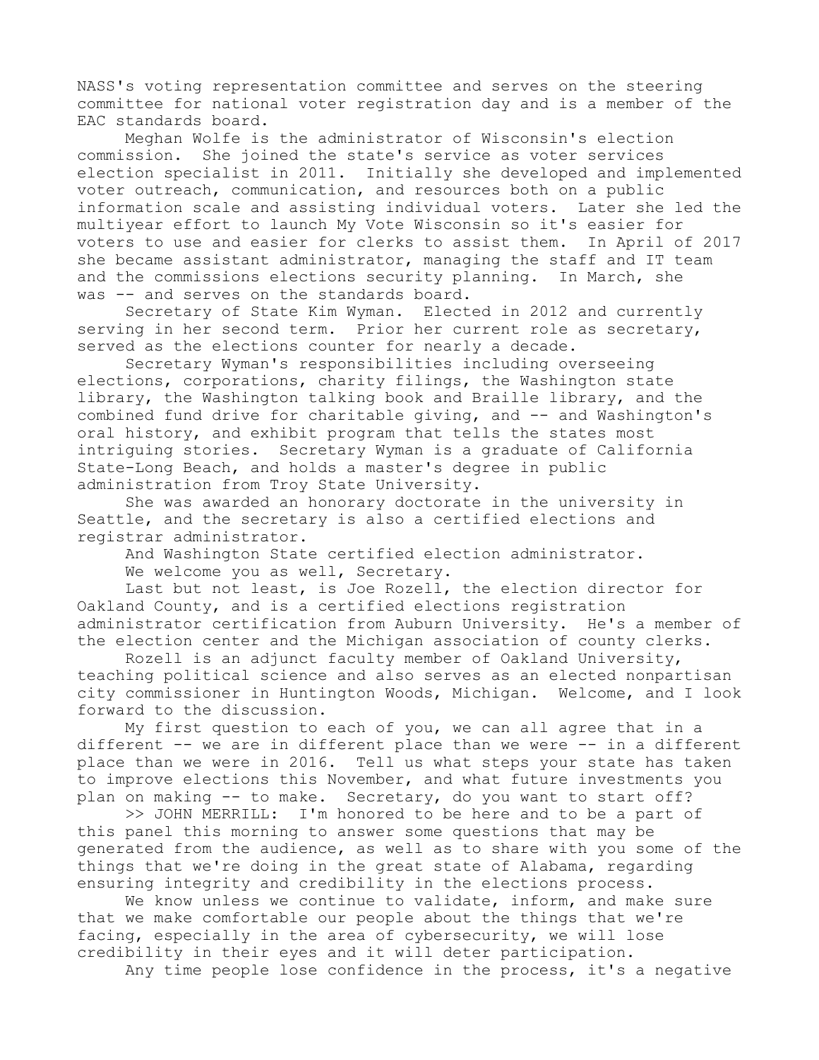NASS's voting representation committee and serves on the steering committee for national voter registration day and is a member of the EAC standards board.

Meghan Wolfe is the administrator of Wisconsin's election commission. She joined the state's service as voter services election specialist in 2011. Initially she developed and implemented voter outreach, communication, and resources both on a public information scale and assisting individual voters. Later she led the multiyear effort to launch My Vote Wisconsin so it's easier for voters to use and easier for clerks to assist them. In April of 2017 she became assistant administrator, managing the staff and IT team and the commissions elections security planning. In March, she was -- and serves on the standards board.

Secretary of State Kim Wyman. Elected in 2012 and currently serving in her second term. Prior her current role as secretary, served as the elections counter for nearly a decade.

Secretary Wyman's responsibilities including overseeing elections, corporations, charity filings, the Washington state library, the Washington talking book and Braille library, and the combined fund drive for charitable giving, and -- and Washington's oral history, and exhibit program that tells the states most intriguing stories. Secretary Wyman is a graduate of California State-Long Beach, and holds a master's degree in public administration from Troy State University.

She was awarded an honorary doctorate in the university in Seattle, and the secretary is also a certified elections and registrar administrator.

And Washington State certified election administrator.

We welcome you as well, Secretary.

Last but not least, is Joe Rozell, the election director for Oakland County, and is a certified elections registration administrator certification from Auburn University. He's a member of the election center and the Michigan association of county clerks.

Rozell is an adjunct faculty member of Oakland University, teaching political science and also serves as an elected nonpartisan city commissioner in Huntington Woods, Michigan. Welcome, and I look forward to the discussion.

My first question to each of you, we can all agree that in a different -- we are in different place than we were -- in a different place than we were in 2016. Tell us what steps your state has taken to improve elections this November, and what future investments you plan on making -- to make. Secretary, do you want to start off?

>> JOHN MERRILL: I'm honored to be here and to be a part of this panel this morning to answer some questions that may be generated from the audience, as well as to share with you some of the things that we're doing in the great state of Alabama, regarding ensuring integrity and credibility in the elections process.

We know unless we continue to validate, inform, and make sure that we make comfortable our people about the things that we're facing, especially in the area of cybersecurity, we will lose credibility in their eyes and it will deter participation.

Any time people lose confidence in the process, it's a negative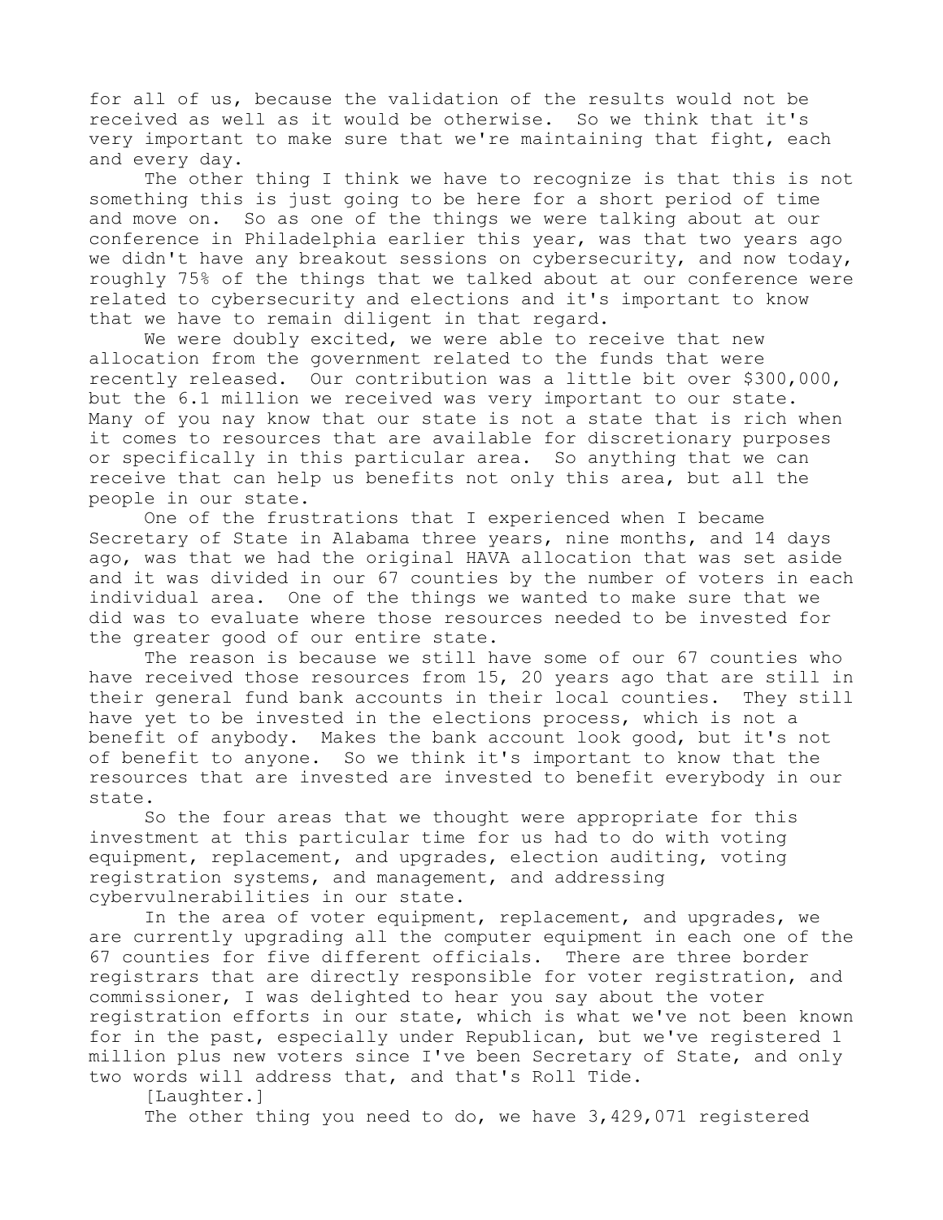for all of us, because the validation of the results would not be received as well as it would be otherwise. So we think that it's very important to make sure that we're maintaining that fight, each and every day.

The other thing I think we have to recognize is that this is not something this is just going to be here for a short period of time and move on. So as one of the things we were talking about at our conference in Philadelphia earlier this year, was that two years ago we didn't have any breakout sessions on cybersecurity, and now today, roughly 75% of the things that we talked about at our conference were related to cybersecurity and elections and it's important to know that we have to remain diligent in that regard.

We were doubly excited, we were able to receive that new allocation from the government related to the funds that were recently released. Our contribution was a little bit over $300,000, but the 6.1 million we received was very important to our state. Many of you nay know that our state is not a state that is rich when it comes to resources that are available for discretionary purposes or specifically in this particular area. So anything that we can receive that can help us benefits not only this area, but all the people in our state.

One of the frustrations that I experienced when I became Secretary of State in Alabama three years, nine months, and 14 days ago, was that we had the original HAVA allocation that was set aside and it was divided in our 67 counties by the number of voters in each individual area. One of the things we wanted to make sure that we did was to evaluate where those resources needed to be invested for the greater good of our entire state.

The reason is because we still have some of our 67 counties who have received those resources from 15, 20 years ago that are still in their general fund bank accounts in their local counties. They still have yet to be invested in the elections process, which is not a benefit of anybody. Makes the bank account look good, but it's not of benefit to anyone. So we think it's important to know that the resources that are invested are invested to benefit everybody in our state.

So the four areas that we thought were appropriate for this investment at this particular time for us had to do with voting equipment, replacement, and upgrades, election auditing, voting registration systems, and management, and addressing cybervulnerabilities in our state.

In the area of voter equipment, replacement, and upgrades, we are currently upgrading all the computer equipment in each one of the 67 counties for five different officials. There are three border registrars that are directly responsible for voter registration, and commissioner, I was delighted to hear you say about the voter registration efforts in our state, which is what we've not been known for in the past, especially under Republican, but we've registered 1 million plus new voters since I've been Secretary of State, and only two words will address that, and that's Roll Tide.

[Laughter.]

The other thing you need to do, we have 3,429,071 registered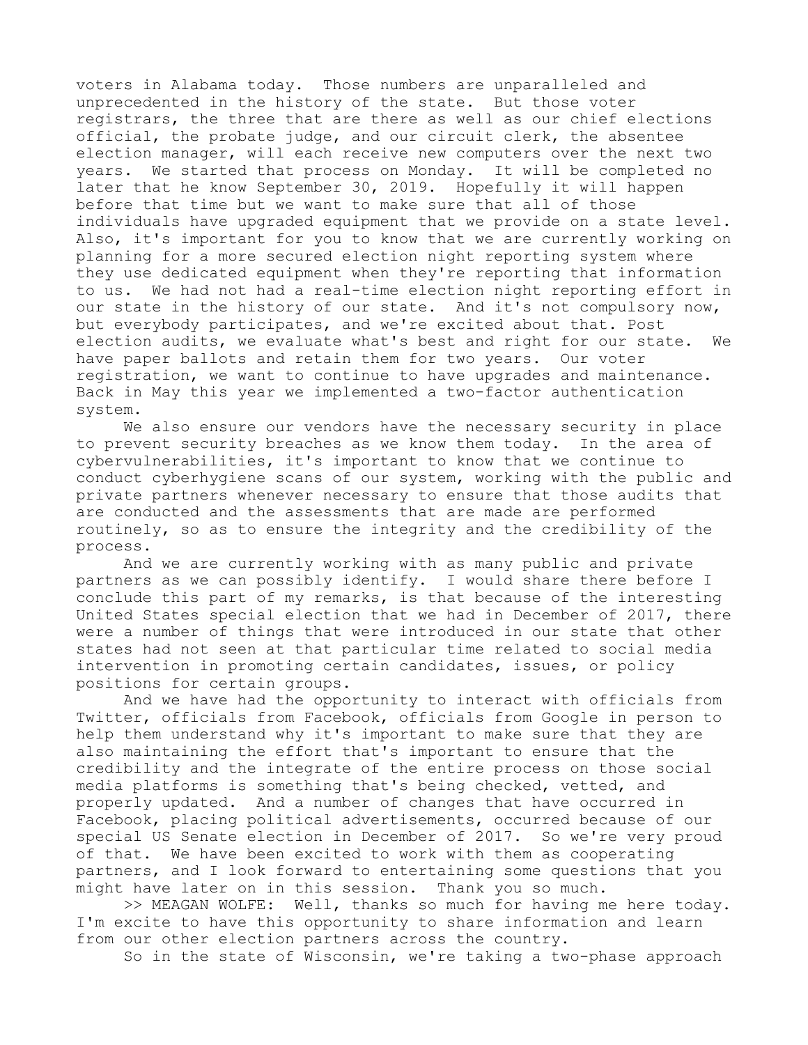voters in Alabama today. Those numbers are unparalleled and unprecedented in the history of the state. But those voter registrars, the three that are there as well as our chief elections official, the probate judge, and our circuit clerk, the absentee election manager, will each receive new computers over the next two years. We started that process on Monday. It will be completed no later that he know September 30, 2019. Hopefully it will happen before that time but we want to make sure that all of those individuals have upgraded equipment that we provide on a state level. Also, it's important for you to know that we are currently working on planning for a more secured election night reporting system where they use dedicated equipment when they're reporting that information to us. We had not had a real-time election night reporting effort in our state in the history of our state. And it's not compulsory now, but everybody participates, and we're excited about that. Post election audits, we evaluate what's best and right for our state. We have paper ballots and retain them for two years. Our voter registration, we want to continue to have upgrades and maintenance. Back in May this year we implemented a two-factor authentication system.

We also ensure our vendors have the necessary security in place to prevent security breaches as we know them today. In the area of cybervulnerabilities, it's important to know that we continue to conduct cyberhygiene scans of our system, working with the public and private partners whenever necessary to ensure that those audits that are conducted and the assessments that are made are performed routinely, so as to ensure the integrity and the credibility of the process.

And we are currently working with as many public and private partners as we can possibly identify. I would share there before I conclude this part of my remarks, is that because of the interesting United States special election that we had in December of 2017, there were a number of things that were introduced in our state that other states had not seen at that particular time related to social media intervention in promoting certain candidates, issues, or policy positions for certain groups.

And we have had the opportunity to interact with officials from Twitter, officials from Facebook, officials from Google in person to help them understand why it's important to make sure that they are also maintaining the effort that's important to ensure that the credibility and the integrate of the entire process on those social media platforms is something that's being checked, vetted, and properly updated. And a number of changes that have occurred in Facebook, placing political advertisements, occurred because of our special US Senate election in December of 2017. So we're very proud of that. We have been excited to work with them as cooperating partners, and I look forward to entertaining some questions that you might have later on in this session. Thank you so much.

>> MEAGAN WOLFE: Well, thanks so much for having me here today. I'm excite to have this opportunity to share information and learn from our other election partners across the country.

So in the state of Wisconsin, we're taking a two-phase approach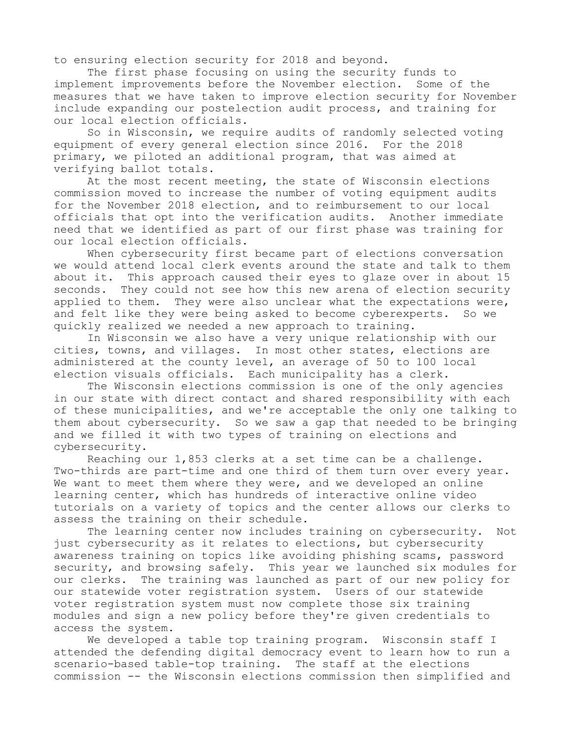to ensuring election security for 2018 and beyond.

The first phase focusing on using the security funds to implement improvements before the November election. Some of the measures that we have taken to improve election security for November include expanding our postelection audit process, and training for our local election officials.

So in Wisconsin, we require audits of randomly selected voting equipment of every general election since 2016. For the 2018 primary, we piloted an additional program, that was aimed at verifying ballot totals.

At the most recent meeting, the state of Wisconsin elections commission moved to increase the number of voting equipment audits for the November 2018 election, and to reimbursement to our local officials that opt into the verification audits. Another immediate need that we identified as part of our first phase was training for our local election officials.

When cybersecurity first became part of elections conversation we would attend local clerk events around the state and talk to them about it. This approach caused their eyes to glaze over in about 15 seconds. They could not see how this new arena of election security applied to them. They were also unclear what the expectations were, and felt like they were being asked to become cyberexperts. So we quickly realized we needed a new approach to training.

In Wisconsin we also have a very unique relationship with our cities, towns, and villages. In most other states, elections are administered at the county level, an average of 50 to 100 local election visuals officials. Each municipality has a clerk.

The Wisconsin elections commission is one of the only agencies in our state with direct contact and shared responsibility with each of these municipalities, and we're acceptable the only one talking to them about cybersecurity. So we saw a gap that needed to be bringing and we filled it with two types of training on elections and cybersecurity.

Reaching our 1,853 clerks at a set time can be a challenge. Two-thirds are part-time and one third of them turn over every year. We want to meet them where they were, and we developed an online learning center, which has hundreds of interactive online video tutorials on a variety of topics and the center allows our clerks to assess the training on their schedule.

The learning center now includes training on cybersecurity. Not just cybersecurity as it relates to elections, but cybersecurity awareness training on topics like avoiding phishing scams, password security, and browsing safely. This year we launched six modules for our clerks. The training was launched as part of our new policy for our statewide voter registration system. Users of our statewide voter registration system must now complete those six training modules and sign a new policy before they're given credentials to access the system.

We developed a table top training program. Wisconsin staff I attended the defending digital democracy event to learn how to run a scenario-based table-top training. The staff at the elections commission -- the Wisconsin elections commission then simplified and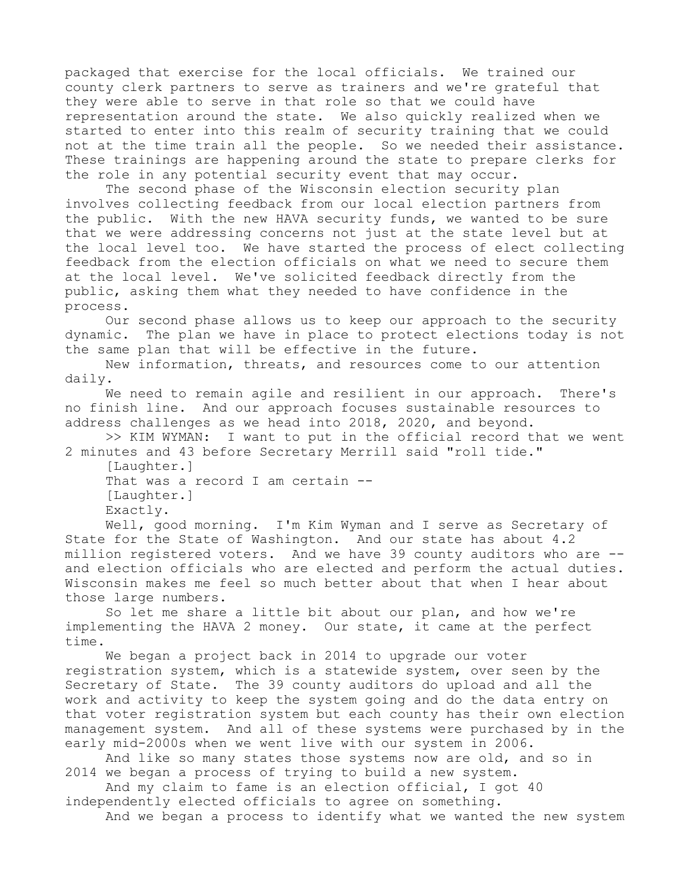packaged that exercise for the local officials. We trained our county clerk partners to serve as trainers and we're grateful that they were able to serve in that role so that we could have representation around the state. We also quickly realized when we started to enter into this realm of security training that we could not at the time train all the people. So we needed their assistance. These trainings are happening around the state to prepare clerks for the role in any potential security event that may occur.

The second phase of the Wisconsin election security plan involves collecting feedback from our local election partners from the public. With the new HAVA security funds, we wanted to be sure that we were addressing concerns not just at the state level but at the local level too. We have started the process of elect collecting feedback from the election officials on what we need to secure them at the local level. We've solicited feedback directly from the public, asking them what they needed to have confidence in the process.

Our second phase allows us to keep our approach to the security dynamic. The plan we have in place to protect elections today is not the same plan that will be effective in the future.

New information, threats, and resources come to our attention daily.

We need to remain agile and resilient in our approach. There's no finish line. And our approach focuses sustainable resources to address challenges as we head into 2018, 2020, and beyond.

>> KIM WYMAN: I want to put in the official record that we went 2 minutes and 43 before Secretary Merrill said "roll tide."

[Laughter.]

That was a record I am certain --

[Laughter.]

Exactly.

Well, good morning. I'm Kim Wyman and I serve as Secretary of State for the State of Washington. And our state has about 4.2 million registered voters. And we have 39 county auditors who are -- and election officials who are elected and perform the actual duties. Wisconsin makes me feel so much better about that when I hear about those large numbers.

So let me share a little bit about our plan, and how we're implementing the HAVA 2 money. Our state, it came at the perfect time.

We began a project back in 2014 to upgrade our voter registration system, which is a statewide system, over seen by the Secretary of State. The 39 county auditors do upload and all the work and activity to keep the system going and do the data entry on that voter registration system but each county has their own election management system. And all of these systems were purchased by in the early mid-2000s when we went live with our system in 2006.

And like so many states those systems now are old, and so in 2014 we began a process of trying to build a new system.

And my claim to fame is an election official, I got 40 independently elected officials to agree on something.

And we began a process to identify what we wanted the new system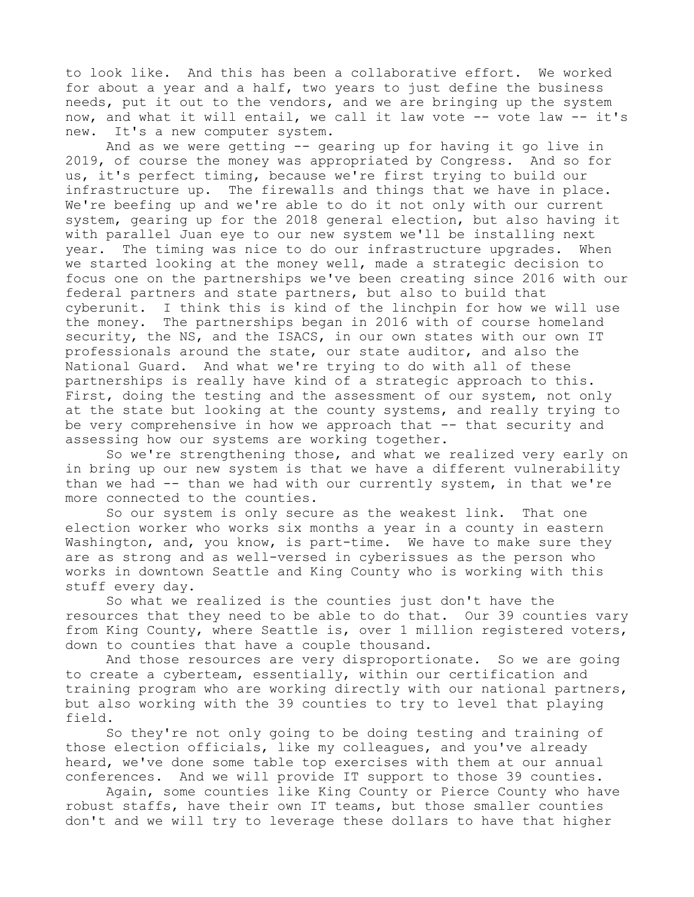to look like. And this has been a collaborative effort. We worked for about a year and a half, two years to just define the business needs, put it out to the vendors, and we are bringing up the system now, and what it will entail, we call it law vote -- vote law -- it's new. It's a new computer system.

And as we were getting -- gearing up for having it go live in 2019, of course the money was appropriated by Congress. And so for us, it's perfect timing, because we're first trying to build our infrastructure up. The firewalls and things that we have in place. We're beefing up and we're able to do it not only with our current system, gearing up for the 2018 general election, but also having it with parallel Juan eye to our new system we'll be installing next year. The timing was nice to do our infrastructure upgrades. When we started looking at the money well, made a strategic decision to focus one on the partnerships we've been creating since 2016 with our federal partners and state partners, but also to build that cyberunit. I think this is kind of the linchpin for how we will use the money. The partnerships began in 2016 with of course homeland security, the NS, and the ISACS, in our own states with our own IT professionals around the state, our state auditor, and also the National Guard. And what we're trying to do with all of these partnerships is really have kind of a strategic approach to this. First, doing the testing and the assessment of our system, not only at the state but looking at the county systems, and really trying to be very comprehensive in how we approach that -- that security and assessing how our systems are working together.

So we're strengthening those, and what we realized very early on in bring up our new system is that we have a different vulnerability than we had -- than we had with our currently system, in that we're more connected to the counties.

So our system is only secure as the weakest link. That one election worker who works six months a year in a county in eastern Washington, and, you know, is part-time. We have to make sure they are as strong and as well-versed in cyberissues as the person who works in downtown Seattle and King County who is working with this stuff every day.

So what we realized is the counties just don't have the resources that they need to be able to do that. Our 39 counties vary from King County, where Seattle is, over 1 million registered voters, down to counties that have a couple thousand.

And those resources are very disproportionate. So we are going to create a cyberteam, essentially, within our certification and training program who are working directly with our national partners, but also working with the 39 counties to try to level that playing field.

So they're not only going to be doing testing and training of those election officials, like my colleagues, and you've already heard, we've done some table top exercises with them at our annual conferences. And we will provide IT support to those 39 counties.

Again, some counties like King County or Pierce County who have robust staffs, have their own IT teams, but those smaller counties don't and we will try to leverage these dollars to have that higher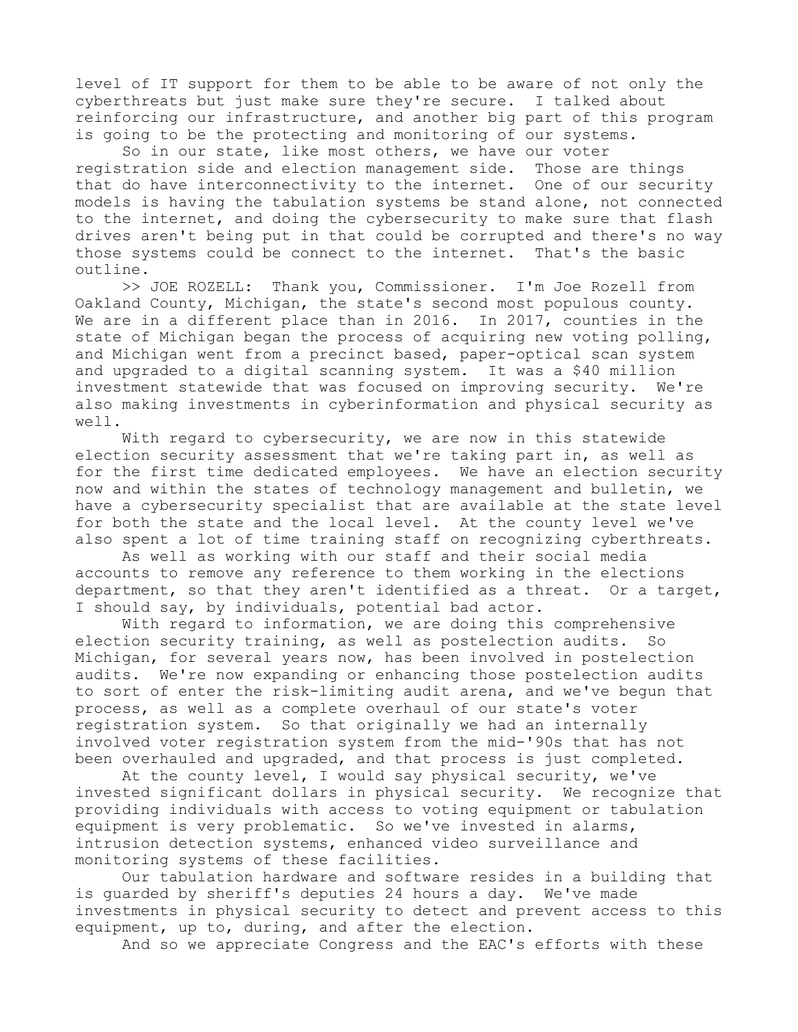level of IT support for them to be able to be aware of not only the cyberthreats but just make sure they're secure. I talked about reinforcing our infrastructure, and another big part of this program is going to be the protecting and monitoring of our systems.

So in our state, like most others, we have our voter registration side and election management side. Those are things that do have interconnectivity to the internet. One of our security models is having the tabulation systems be stand alone, not connected to the internet, and doing the cybersecurity to make sure that flash drives aren't being put in that could be corrupted and there's no way those systems could be connect to the internet. That's the basic outline.

>> JOE ROZELL: Thank you, Commissioner. I'm Joe Rozell from Oakland County, Michigan, the state's second most populous county. We are in a different place than in 2016. In 2017, counties in the state of Michigan began the process of acquiring new voting polling, and Michigan went from a precinct based, paper-optical scan system and upgraded to a digital scanning system. It was a $40 million investment statewide that was focused on improving security. We're also making investments in cyberinformation and physical security as well.

With regard to cybersecurity, we are now in this statewide election security assessment that we're taking part in, as well as for the first time dedicated employees. We have an election security now and within the states of technology management and bulletin, we have a cybersecurity specialist that are available at the state level for both the state and the local level. At the county level we've also spent a lot of time training staff on recognizing cyberthreats.

As well as working with our staff and their social media accounts to remove any reference to them working in the elections department, so that they aren't identified as a threat. Or a target, I should say, by individuals, potential bad actor.

With regard to information, we are doing this comprehensive election security training, as well as postelection audits. So Michigan, for several years now, has been involved in postelection audits. We're now expanding or enhancing those postelection audits to sort of enter the risk-limiting audit arena, and we've begun that process, as well as a complete overhaul of our state's voter registration system. So that originally we had an internally involved voter registration system from the mid-'90s that has not been overhauled and upgraded, and that process is just completed.

At the county level, I would say physical security, we've invested significant dollars in physical security. We recognize that providing individuals with access to voting equipment or tabulation equipment is very problematic. So we've invested in alarms, intrusion detection systems, enhanced video surveillance and monitoring systems of these facilities.

Our tabulation hardware and software resides in a building that is guarded by sheriff's deputies 24 hours a day. We've made investments in physical security to detect and prevent access to this equipment, up to, during, and after the election.

And so we appreciate Congress and the EAC's efforts with these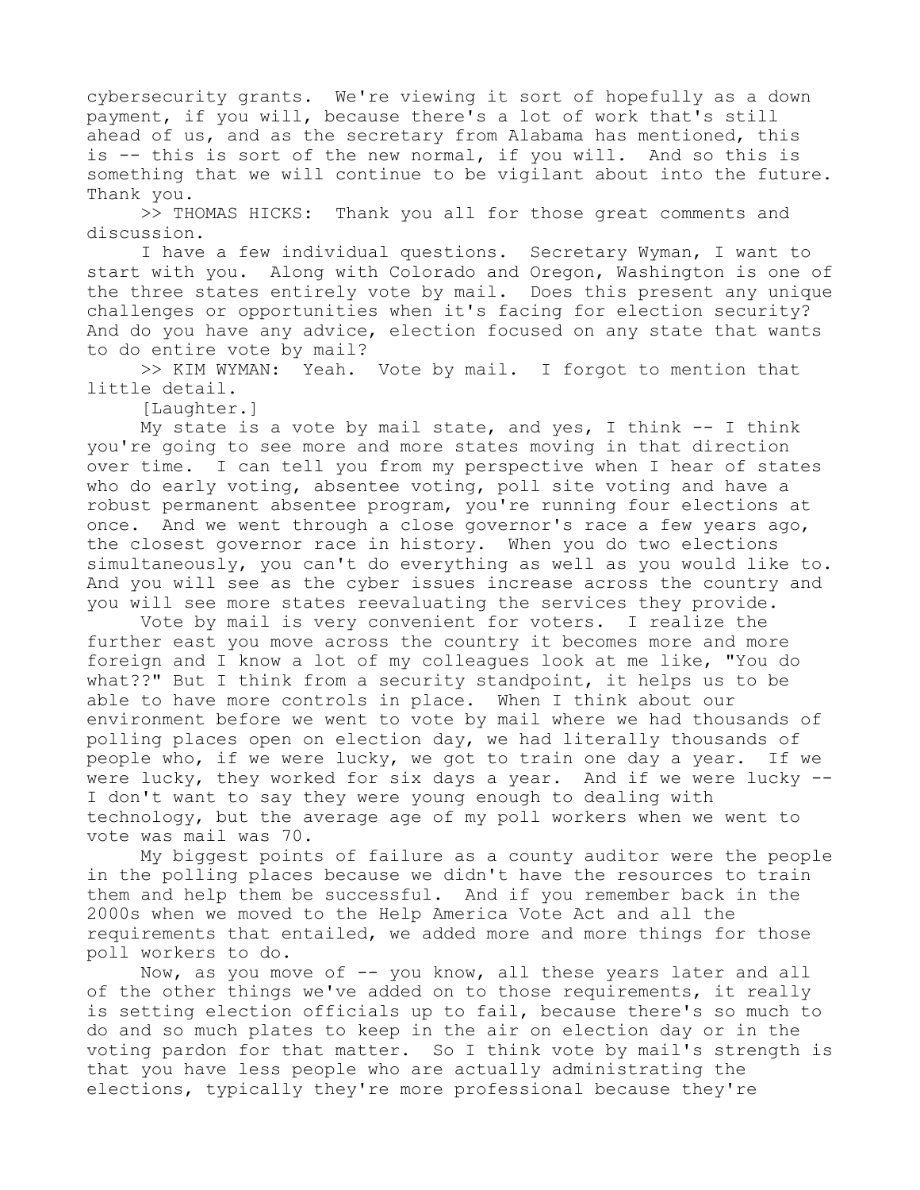cybersecurity grants. We're viewing it sort of hopefully as a down payment, if you will, because there's a lot of work that's still ahead of us, and as the secretary from Alabama has mentioned, this is -- this is sort of the new normal, if you will. And so this is something that we will continue to be vigilant about into the future. Thank you.

>> THOMAS HICKS: Thank you all for those great comments and discussion.

I have a few individual questions. Secretary Wyman, I want to start with you. Along with Colorado and Oregon, Washington is one of the three states entirely vote by mail. Does this present any unique challenges or opportunities when it's facing for election security? And do you have any advice, election focused on any state that wants to do entire vote by mail?

>> KIM WYMAN: Yeah. Vote by mail. I forgot to mention that little detail.

[Laughter.]

My state is a vote by mail state, and yes, I think -- I think you're going to see more and more states moving in that direction over time. I can tell you from my perspective when I hear of states who do early voting, absentee voting, poll site voting and have a robust permanent absentee program, you're running four elections at once. And we went through a close governor's race a few years ago, the closest governor race in history. When you do two elections simultaneously, you can't do everything as well as you would like to. And you will see as the cyber issues increase across the country and you will see more states reevaluating the services they provide.

Vote by mail is very convenient for voters. I realize the further east you move across the country it becomes more and more foreign and I know a lot of my colleagues look at me like, "You do what??" But I think from a security standpoint, it helps us to be able to have more controls in place. When I think about our environment before we went to vote by mail where we had thousands of polling places open on election day, we had literally thousands of people who, if we were lucky, we got to train one day a year. If we were lucky, they worked for six days a year. And if we were lucky -- I don't want to say they were young enough to dealing with technology, but the average age of my poll workers when we went to vote was mail was 70.

My biggest points of failure as a county auditor were the people in the polling places because we didn't have the resources to train them and help them be successful. And if you remember back in the 2000s when we moved to the Help America Vote Act and all the requirements that entailed, we added more and more things for those poll workers to do.

Now, as you move of -- you know, all these years later and all of the other things we've added on to those requirements, it really is setting election officials up to fail, because there's so much to do and so much plates to keep in the air on election day or in the voting pardon for that matter. So I think vote by mail's strength is that you have less people who are actually administrating the elections, typically they're more professional because they're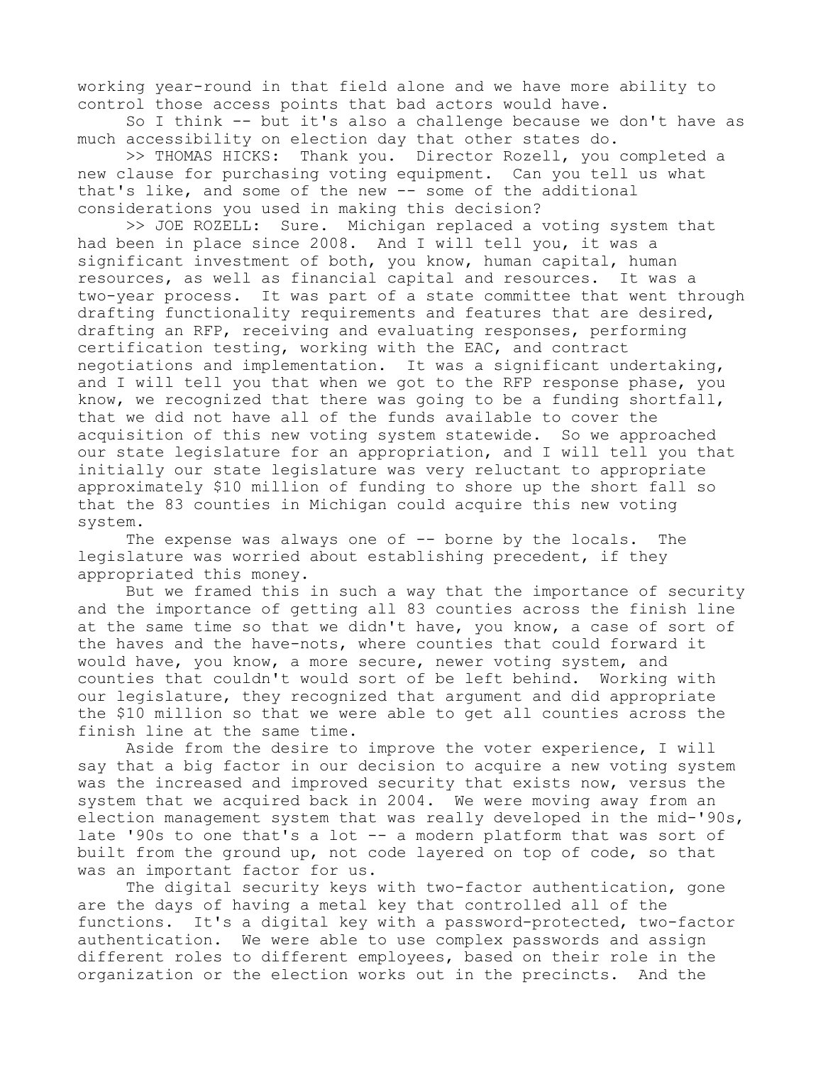working year-round in that field alone and we have more ability to control those access points that bad actors would have.

So I think -- but it's also a challenge because we don't have as much accessibility on election day that other states do.

>> THOMAS HICKS: Thank you. Director Rozell, you completed a new clause for purchasing voting equipment. Can you tell us what that's like, and some of the new -- some of the additional considerations you used in making this decision?

>> JOE ROZELL: Sure. Michigan replaced a voting system that had been in place since 2008. And I will tell you, it was a significant investment of both, you know, human capital, human resources, as well as financial capital and resources. It was a two-year process. It was part of a state committee that went through drafting functionality requirements and features that are desired, drafting an RFP, receiving and evaluating responses, performing certification testing, working with the EAC, and contract negotiations and implementation. It was a significant undertaking, and I will tell you that when we got to the RFP response phase, you know, we recognized that there was going to be a funding shortfall, that we did not have all of the funds available to cover the acquisition of this new voting system statewide. So we approached our state legislature for an appropriation, and I will tell you that initially our state legislature was very reluctant to appropriate approximately $10 million of funding to shore up the short fall so that the 83 counties in Michigan could acquire this new voting system.

The expense was always one of -- borne by the locals. The legislature was worried about establishing precedent, if they appropriated this money.

But we framed this in such a way that the importance of security and the importance of getting all 83 counties across the finish line at the same time so that we didn't have, you know, a case of sort of the haves and the have-nots, where counties that could forward it would have, you know, a more secure, newer voting system, and counties that couldn't would sort of be left behind. Working with our legislature, they recognized that argument and did appropriate the $10 million so that we were able to get all counties across the finish line at the same time.

Aside from the desire to improve the voter experience, I will say that a big factor in our decision to acquire a new voting system was the increased and improved security that exists now, versus the system that we acquired back in 2004. We were moving away from an election management system that was really developed in the mid-'90s, late '90s to one that's a lot -- a modern platform that was sort of built from the ground up, not code layered on top of code, so that was an important factor for us.

The digital security keys with two-factor authentication, gone are the days of having a metal key that controlled all of the functions. It's a digital key with a password-protected, two-factor authentication. We were able to use complex passwords and assign different roles to different employees, based on their role in the organization or the election works out in the precincts. And the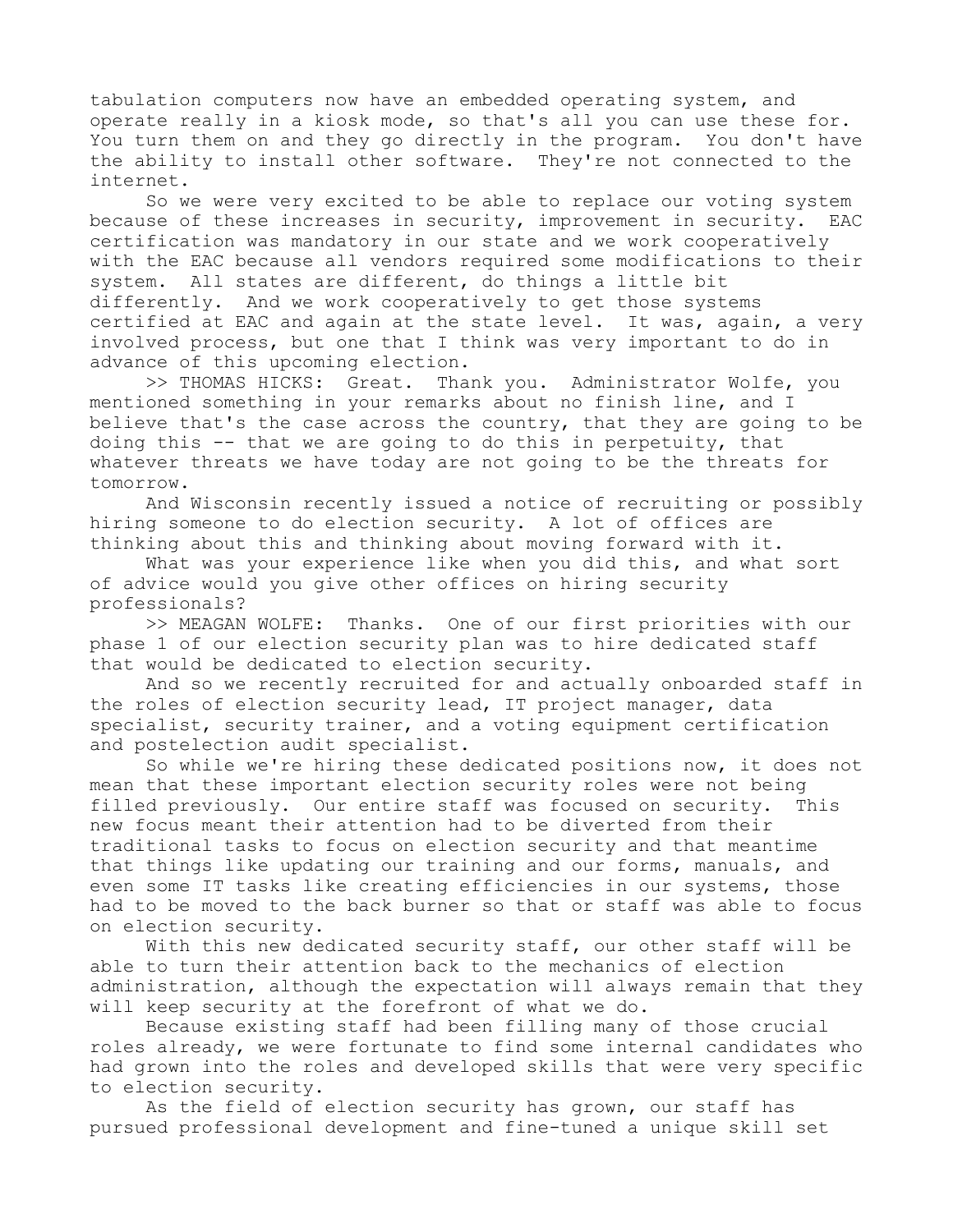tabulation computers now have an embedded operating system, and operate really in a kiosk mode, so that's all you can use these for. You turn them on and they go directly in the program. You don't have the ability to install other software. They're not connected to the internet.

So we were very excited to be able to replace our voting system because of these increases in security, improvement in security. EAC certification was mandatory in our state and we work cooperatively with the EAC because all vendors required some modifications to their system. All states are different, do things a little bit differently. And we work cooperatively to get those systems certified at EAC and again at the state level. It was, again, a very involved process, but one that I think was very important to do in advance of this upcoming election.

>> THOMAS HICKS: Great. Thank you. Administrator Wolfe, you mentioned something in your remarks about no finish line, and I believe that's the case across the country, that they are going to be doing this -- that we are going to do this in perpetuity, that whatever threats we have today are not going to be the threats for tomorrow.

And Wisconsin recently issued a notice of recruiting or possibly hiring someone to do election security. A lot of offices are thinking about this and thinking about moving forward with it.

What was your experience like when you did this, and what sort of advice would you give other offices on hiring security professionals?

>> MEAGAN WOLFE: Thanks. One of our first priorities with our phase 1 of our election security plan was to hire dedicated staff that would be dedicated to election security.

And so we recently recruited for and actually onboarded staff in the roles of election security lead, IT project manager, data specialist, security trainer, and a voting equipment certification and postelection audit specialist.

So while we're hiring these dedicated positions now, it does not mean that these important election security roles were not being filled previously. Our entire staff was focused on security. This new focus meant their attention had to be diverted from their traditional tasks to focus on election security and that meantime that things like updating our training and our forms, manuals, and even some IT tasks like creating efficiencies in our systems, those had to be moved to the back burner so that or staff was able to focus on election security.

With this new dedicated security staff, our other staff will be able to turn their attention back to the mechanics of election administration, although the expectation will always remain that they will keep security at the forefront of what we do.

Because existing staff had been filling many of those crucial roles already, we were fortunate to find some internal candidates who had grown into the roles and developed skills that were very specific to election security.

As the field of election security has grown, our staff has pursued professional development and fine-tuned a unique skill set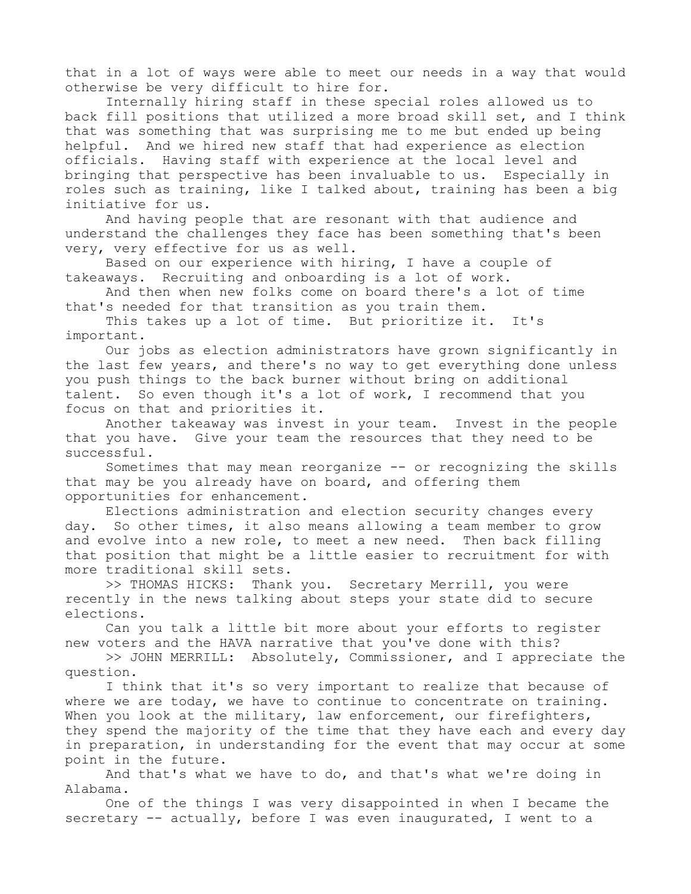that in a lot of ways were able to meet our needs in a way that would otherwise be very difficult to hire for.

Internally hiring staff in these special roles allowed us to back fill positions that utilized a more broad skill set, and I think that was something that was surprising me to me but ended up being helpful. And we hired new staff that had experience as election officials. Having staff with experience at the local level and bringing that perspective has been invaluable to us. Especially in roles such as training, like I talked about, training has been a big initiative for us.

And having people that are resonant with that audience and understand the challenges they face has been something that's been very, very effective for us as well.

Based on our experience with hiring, I have a couple of takeaways. Recruiting and onboarding is a lot of work.

And then when new folks come on board there's a lot of time that's needed for that transition as you train them.

This takes up a lot of time. But prioritize it. It's important.

Our jobs as election administrators have grown significantly in the last few years, and there's no way to get everything done unless you push things to the back burner without bring on additional talent. So even though it's a lot of work, I recommend that you focus on that and priorities it.

Another takeaway was invest in your team. Invest in the people that you have. Give your team the resources that they need to be successful.

Sometimes that may mean reorganize -- or recognizing the skills that may be you already have on board, and offering them opportunities for enhancement.

Elections administration and election security changes every day. So other times, it also means allowing a team member to grow and evolve into a new role, to meet a new need. Then back filling that position that might be a little easier to recruitment for with more traditional skill sets.

>> THOMAS HICKS: Thank you. Secretary Merrill, you were recently in the news talking about steps your state did to secure elections.

Can you talk a little bit more about your efforts to register new voters and the HAVA narrative that you've done with this?

>> JOHN MERRILL: Absolutely, Commissioner, and I appreciate the question.

I think that it's so very important to realize that because of where we are today, we have to continue to concentrate on training. When you look at the military, law enforcement, our firefighters, they spend the majority of the time that they have each and every day in preparation, in understanding for the event that may occur at some point in the future.

And that's what we have to do, and that's what we're doing in Alabama.

One of the things I was very disappointed in when I became the secretary -- actually, before I was even inaugurated, I went to a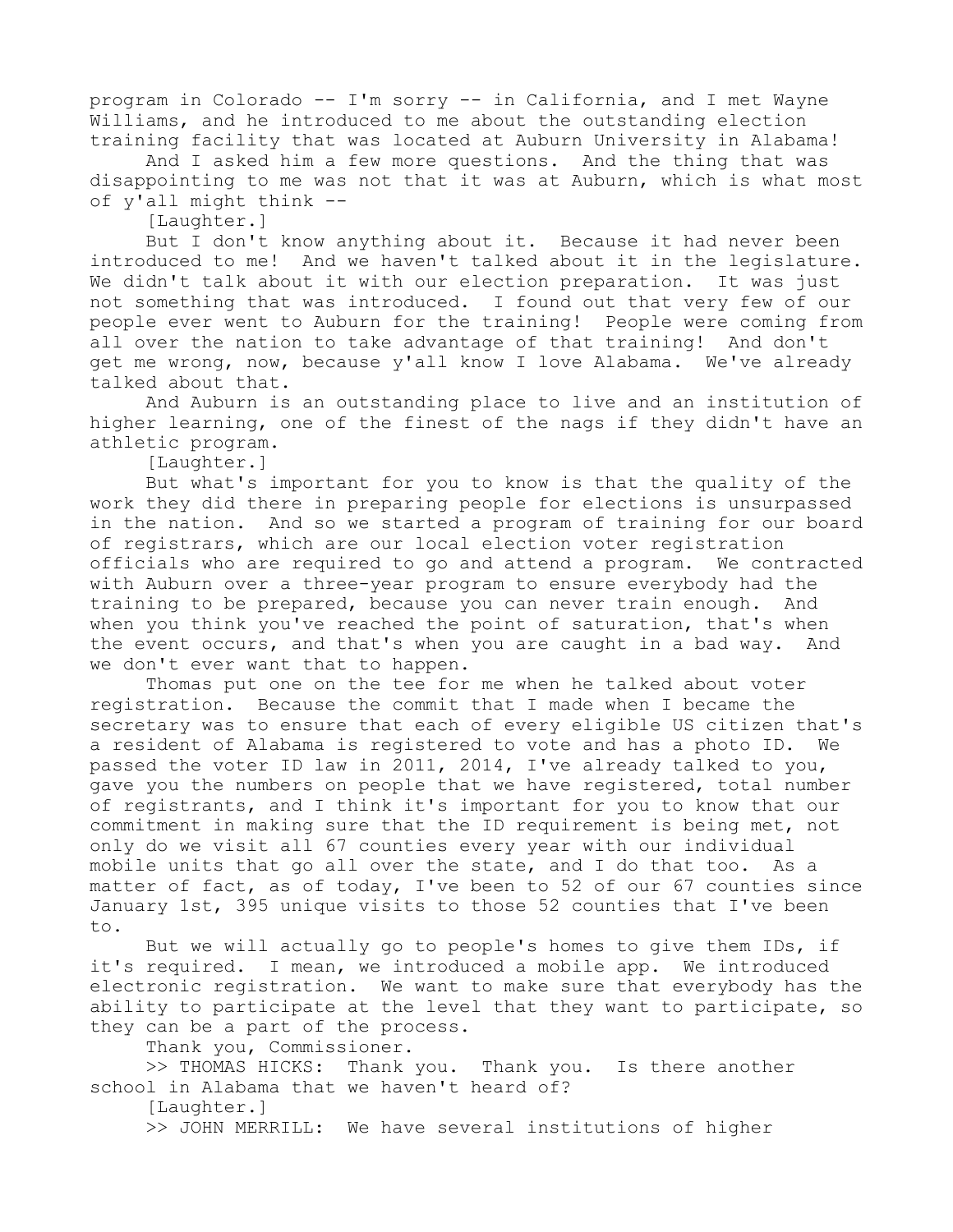program in Colorado -- I'm sorry -- in California, and I met Wayne Williams, and he introduced to me about the outstanding election training facility that was located at Auburn University in Alabama!

And I asked him a few more questions. And the thing that was disappointing to me was not that it was at Auburn, which is what most of y'all might think --

[Laughter.]

But I don't know anything about it. Because it had never been introduced to me! And we haven't talked about it in the legislature. We didn't talk about it with our election preparation. It was just not something that was introduced. I found out that very few of our people ever went to Auburn for the training! People were coming from all over the nation to take advantage of that training! And don't get me wrong, now, because y'all know I love Alabama. We've already talked about that.

And Auburn is an outstanding place to live and an institution of higher learning, one of the finest of the nags if they didn't have an athletic program.

[Laughter.]

But what's important for you to know is that the quality of the work they did there in preparing people for elections is unsurpassed in the nation. And so we started a program of training for our board of registrars, which are our local election voter registration officials who are required to go and attend a program. We contracted with Auburn over a three-year program to ensure everybody had the training to be prepared, because you can never train enough. And when you think you've reached the point of saturation, that's when the event occurs, and that's when you are caught in a bad way. And we don't ever want that to happen.

Thomas put one on the tee for me when he talked about voter registration. Because the commit that I made when I became the secretary was to ensure that each of every eligible US citizen that's a resident of Alabama is registered to vote and has a photo ID. We passed the voter ID law in 2011, 2014, I've already talked to you, gave you the numbers on people that we have registered, total number of registrants, and I think it's important for you to know that our commitment in making sure that the ID requirement is being met, not only do we visit all 67 counties every year with our individual mobile units that go all over the state, and I do that too. As a matter of fact, as of today, I've been to 52 of our 67 counties since January 1st, 395 unique visits to those 52 counties that I've been to.

But we will actually go to people's homes to give them IDs, if it's required. I mean, we introduced a mobile app. We introduced electronic registration. We want to make sure that everybody has the ability to participate at the level that they want to participate, so they can be a part of the process.

Thank you, Commissioner.

>> THOMAS HICKS: Thank you. Thank you. Is there another school in Alabama that we haven't heard of?

[Laughter.]

>> JOHN MERRILL: We have several institutions of higher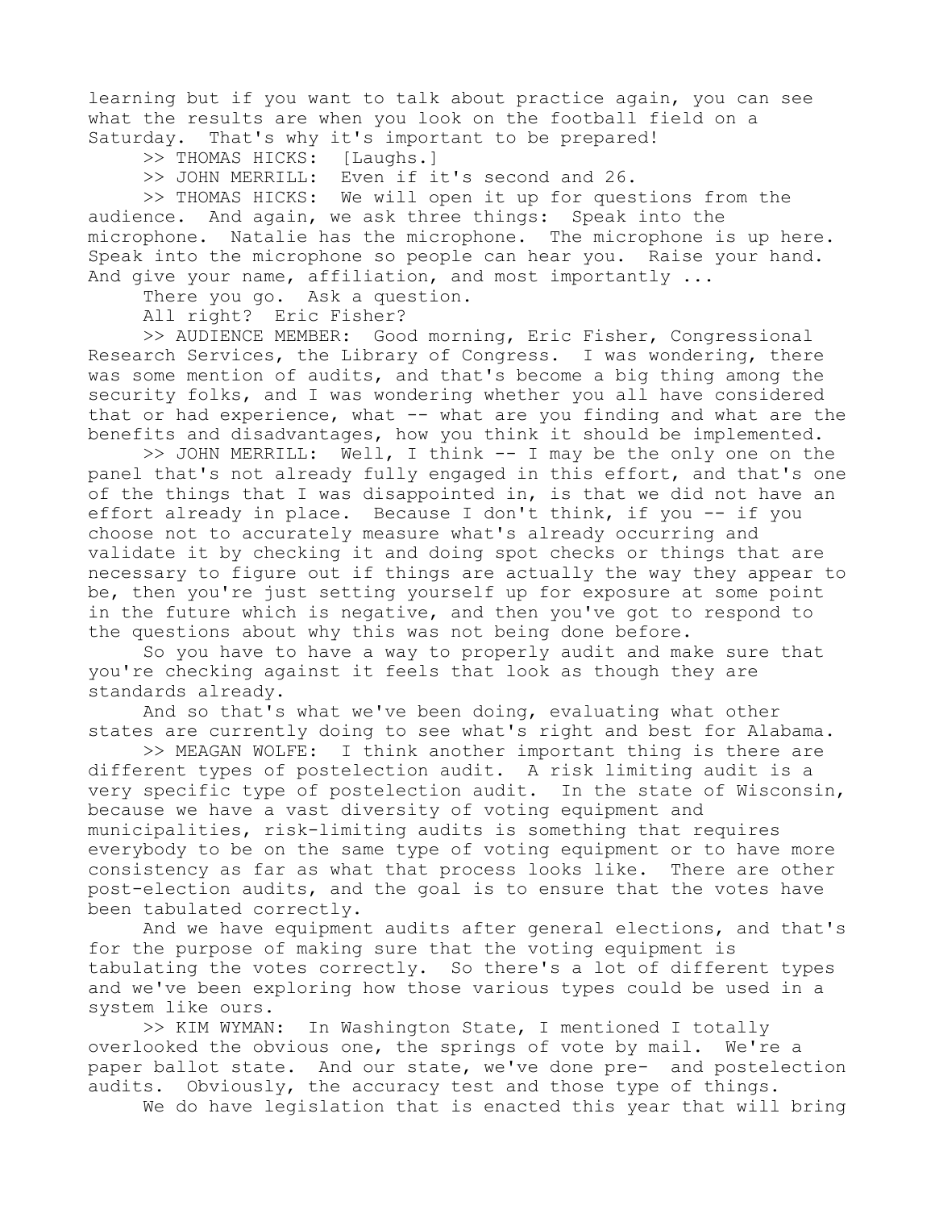learning but if you want to talk about practice again, you can see what the results are when you look on the football field on a Saturday. That's why it's important to be prepared!

>> THOMAS HICKS: [Laughs.]

>> JOHN MERRILL: Even if it's second and 26.

>> THOMAS HICKS: We will open it up for questions from the audience. And again, we ask three things: Speak into the microphone. Natalie has the microphone. The microphone is up here. Speak into the microphone so people can hear you. Raise your hand. And give your name, affiliation, and most importantly ...

There you go. Ask a question.

All right? Eric Fisher?

>> AUDIENCE MEMBER: Good morning, Eric Fisher, Congressional Research Services, the Library of Congress. I was wondering, there was some mention of audits, and that's become a big thing among the security folks, and I was wondering whether you all have considered that or had experience, what -- what are you finding and what are the benefits and disadvantages, how you think it should be implemented.

>> JOHN MERRILL: Well, I think -- I may be the only one on the panel that's not already fully engaged in this effort, and that's one of the things that I was disappointed in, is that we did not have an effort already in place. Because I don't think, if you -- if you choose not to accurately measure what's already occurring and validate it by checking it and doing spot checks or things that are necessary to figure out if things are actually the way they appear to be, then you're just setting yourself up for exposure at some point in the future which is negative, and then you've got to respond to the questions about why this was not being done before.

So you have to have a way to properly audit and make sure that you're checking against it feels that look as though they are standards already.

And so that's what we've been doing, evaluating what other states are currently doing to see what's right and best for Alabama.

>> MEAGAN WOLFE: I think another important thing is there are different types of postelection audit. A risk limiting audit is a very specific type of postelection audit. In the state of Wisconsin, because we have a vast diversity of voting equipment and municipalities, risk-limiting audits is something that requires everybody to be on the same type of voting equipment or to have more consistency as far as what that process looks like. There are other post-election audits, and the goal is to ensure that the votes have been tabulated correctly.

And we have equipment audits after general elections, and that's for the purpose of making sure that the voting equipment is tabulating the votes correctly. So there's a lot of different types and we've been exploring how those various types could be used in a system like ours.

>> KIM WYMAN: In Washington State, I mentioned I totally overlooked the obvious one, the springs of vote by mail. We're a paper ballot state. And our state, we've done pre- and postelection audits. Obviously, the accuracy test and those type of things.

We do have legislation that is enacted this year that will bring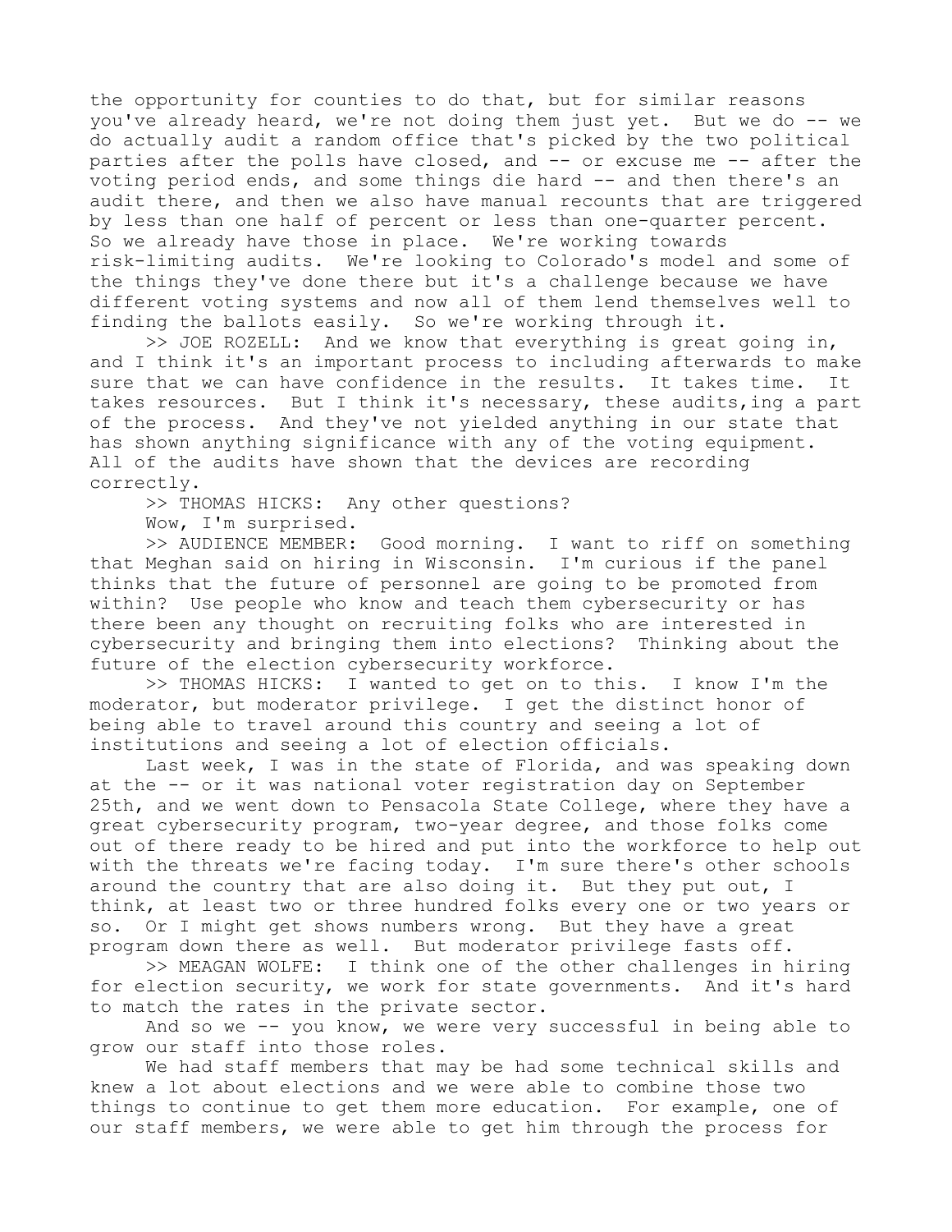the opportunity for counties to do that, but for similar reasons you've already heard, we're not doing them just yet. But we do -- we do actually audit a random office that's picked by the two political parties after the polls have closed, and -- or excuse me -- after the voting period ends, and some things die hard -- and then there's an audit there, and then we also have manual recounts that are triggered by less than one half of percent or less than one-quarter percent. So we already have those in place. We're working towards risk-limiting audits. We're looking to Colorado's model and some of the things they've done there but it's a challenge because we have different voting systems and now all of them lend themselves well to finding the ballots easily. So we're working through it.

>> JOE ROZELL: And we know that everything is great going in, and I think it's an important process to including afterwards to make sure that we can have confidence in the results. It takes time. It takes resources. But I think it's necessary, these audits,ing a part of the process. And they've not yielded anything in our state that has shown anything significance with any of the voting equipment. All of the audits have shown that the devices are recording correctly.

>> THOMAS HICKS: Any other questions?

Wow, I'm surprised.

>> AUDIENCE MEMBER: Good morning. I want to riff on something that Meghan said on hiring in Wisconsin. I'm curious if the panel thinks that the future of personnel are going to be promoted from within? Use people who know and teach them cybersecurity or has there been any thought on recruiting folks who are interested in cybersecurity and bringing them into elections? Thinking about the future of the election cybersecurity workforce.

>> THOMAS HICKS: I wanted to get on to this. I know I'm the moderator, but moderator privilege. I get the distinct honor of being able to travel around this country and seeing a lot of institutions and seeing a lot of election officials.

Last week, I was in the state of Florida, and was speaking down at the -- or it was national voter registration day on September 25th, and we went down to Pensacola State College, where they have a great cybersecurity program, two-year degree, and those folks come out of there ready to be hired and put into the workforce to help out with the threats we're facing today. I'm sure there's other schools around the country that are also doing it. But they put out, I think, at least two or three hundred folks every one or two years or so. Or I might get shows numbers wrong. But they have a great program down there as well. But moderator privilege fasts off.

>> MEAGAN WOLFE: I think one of the other challenges in hiring for election security, we work for state governments. And it's hard to match the rates in the private sector.

And so we -- you know, we were very successful in being able to grow our staff into those roles.

We had staff members that may be had some technical skills and knew a lot about elections and we were able to combine those two things to continue to get them more education. For example, one of our staff members, we were able to get him through the process for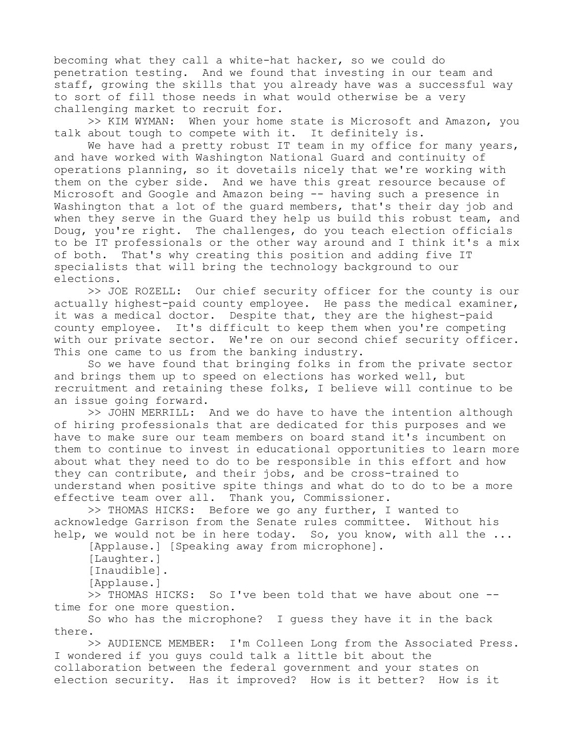becoming what they call a white-hat hacker, so we could do penetration testing. And we found that investing in our team and staff, growing the skills that you already have was a successful way to sort of fill those needs in what would otherwise be a very challenging market to recruit for.

>> KIM WYMAN: When your home state is Microsoft and Amazon, you talk about tough to compete with it. It definitely is.

We have had a pretty robust IT team in my office for many years, and have worked with Washington National Guard and continuity of operations planning, so it dovetails nicely that we're working with them on the cyber side. And we have this great resource because of Microsoft and Google and Amazon being -- having such a presence in Washington that a lot of the guard members, that's their day job and when they serve in the Guard they help us build this robust team, and Doug, you're right. The challenges, do you teach election officials to be IT professionals or the other way around and I think it's a mix of both. That's why creating this position and adding five IT specialists that will bring the technology background to our elections.

>> JOE ROZELL: Our chief security officer for the county is our actually highest-paid county employee. He pass the medical examiner, it was a medical doctor. Despite that, they are the highest-paid county employee. It's difficult to keep them when you're competing with our private sector. We're on our second chief security officer. This one came to us from the banking industry.

So we have found that bringing folks in from the private sector and brings them up to speed on elections has worked well, but recruitment and retaining these folks, I believe will continue to be an issue going forward.

>> JOHN MERRILL: And we do have to have the intention although of hiring professionals that are dedicated for this purposes and we have to make sure our team members on board stand it's incumbent on them to continue to invest in educational opportunities to learn more about what they need to do to be responsible in this effort and how they can contribute, and their jobs, and be cross-trained to understand when positive spite things and what do to do to be a more effective team over all. Thank you, Commissioner.

>> THOMAS HICKS: Before we go any further, I wanted to acknowledge Garrison from the Senate rules committee. Without his help, we would not be in here today. So, you know, with all the ...

[Applause.] [Speaking away from microphone].

[Laughter.]

[Inaudible].

[Applause.]

>> THOMAS HICKS: So I've been told that we have about one -- time for one more question.

So who has the microphone? I guess they have it in the back there.

>> AUDIENCE MEMBER: I'm Colleen Long from the Associated Press. I wondered if you guys could talk a little bit about the collaboration between the federal government and your states on election security. Has it improved? How is it better? How is it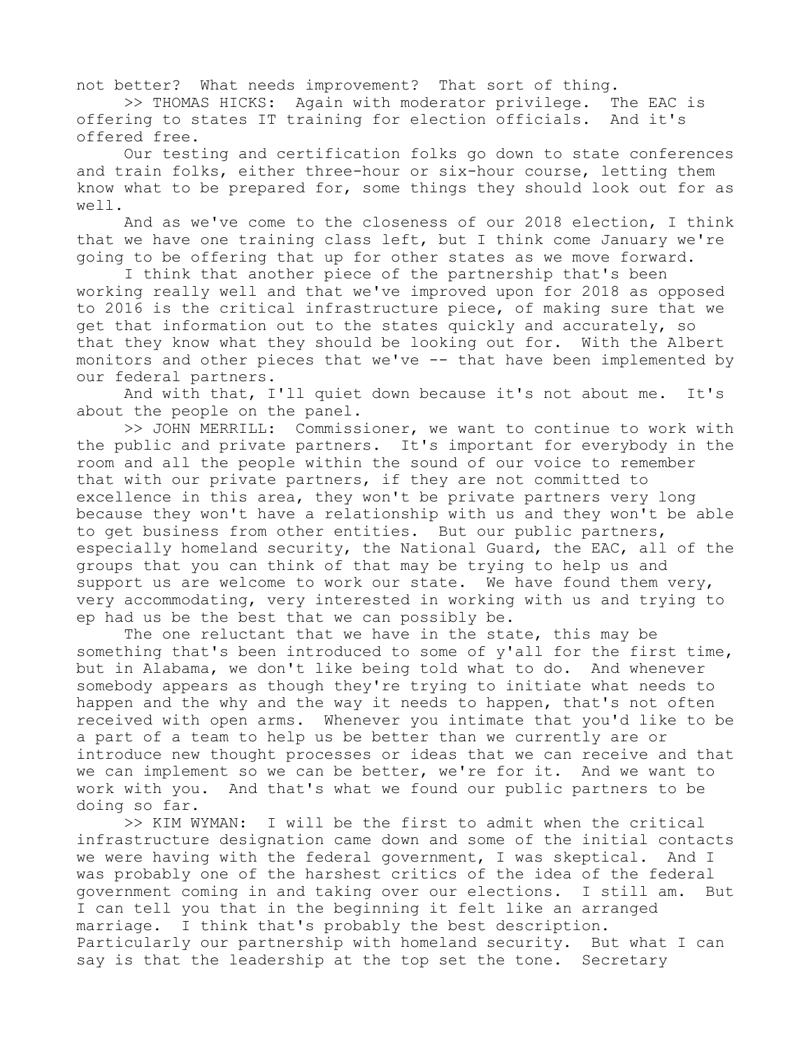not better? What needs improvement? That sort of thing.

>> THOMAS HICKS: Again with moderator privilege. The EAC is offering to states IT training for election officials. And it's offered free.

Our testing and certification folks go down to state conferences and train folks, either three-hour or six-hour course, letting them know what to be prepared for, some things they should look out for as well.

And as we've come to the closeness of our 2018 election, I think that we have one training class left, but I think come January we're going to be offering that up for other states as we move forward.

I think that another piece of the partnership that's been working really well and that we've improved upon for 2018 as opposed to 2016 is the critical infrastructure piece, of making sure that we get that information out to the states quickly and accurately, so that they know what they should be looking out for. With the Albert monitors and other pieces that we've -- that have been implemented by our federal partners.

And with that, I'll quiet down because it's not about me. It's about the people on the panel.

>> JOHN MERRILL: Commissioner, we want to continue to work with the public and private partners. It's important for everybody in the room and all the people within the sound of our voice to remember that with our private partners, if they are not committed to excellence in this area, they won't be private partners very long because they won't have a relationship with us and they won't be able to get business from other entities. But our public partners, especially homeland security, the National Guard, the EAC, all of the groups that you can think of that may be trying to help us and support us are welcome to work our state. We have found them very, very accommodating, very interested in working with us and trying to ep had us be the best that we can possibly be.

The one reluctant that we have in the state, this may be something that's been introduced to some of y'all for the first time, but in Alabama, we don't like being told what to do. And whenever somebody appears as though they're trying to initiate what needs to happen and the why and the way it needs to happen, that's not often received with open arms. Whenever you intimate that you'd like to be a part of a team to help us be better than we currently are or introduce new thought processes or ideas that we can receive and that we can implement so we can be better, we're for it. And we want to work with you. And that's what we found our public partners to be doing so far.

>> KIM WYMAN: I will be the first to admit when the critical infrastructure designation came down and some of the initial contacts we were having with the federal government, I was skeptical. And I was probably one of the harshest critics of the idea of the federal government coming in and taking over our elections. I still am. But I can tell you that in the beginning it felt like an arranged marriage. I think that's probably the best description. Particularly our partnership with homeland security. But what I can say is that the leadership at the top set the tone. Secretary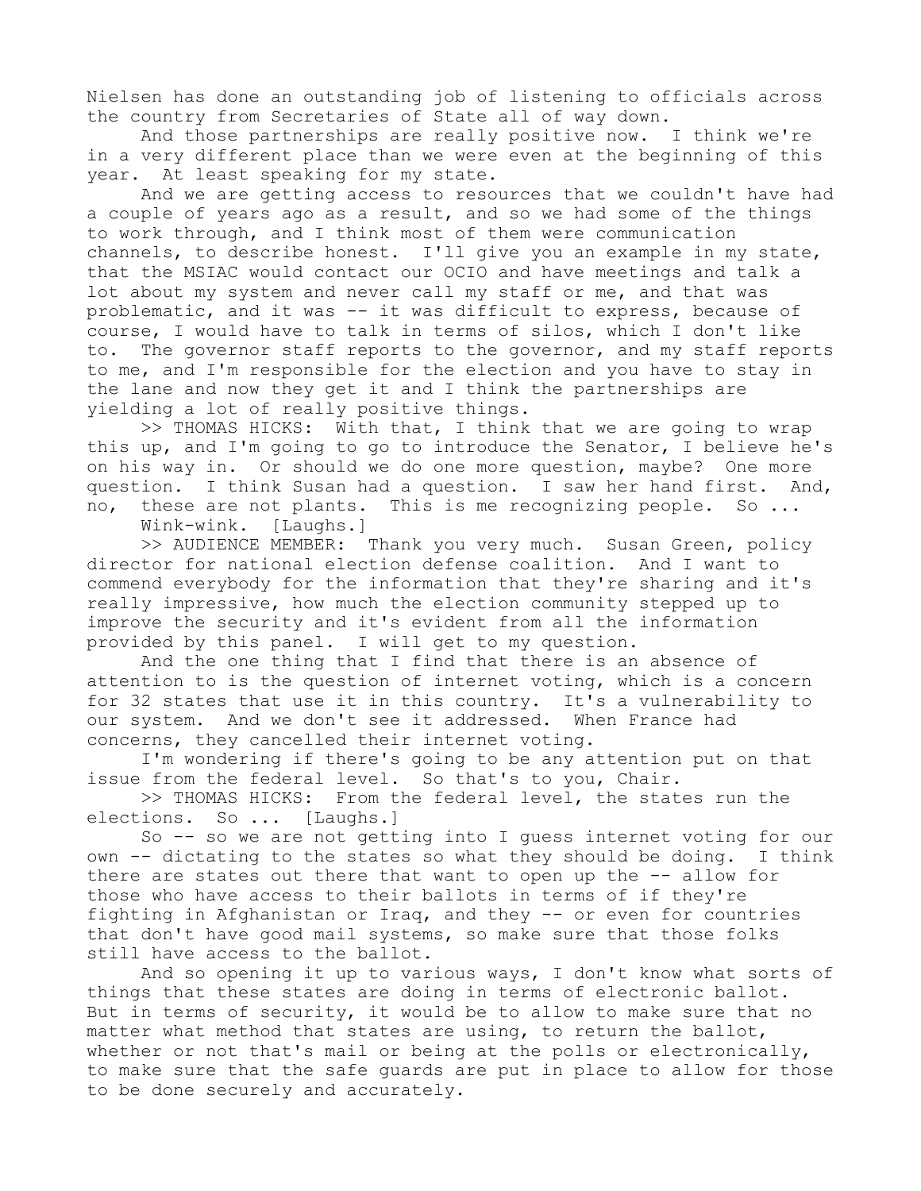Nielsen has done an outstanding job of listening to officials across the country from Secretaries of State all of way down.

And those partnerships are really positive now. I think we're in a very different place than we were even at the beginning of this year. At least speaking for my state.

And we are getting access to resources that we couldn't have had a couple of years ago as a result, and so we had some of the things to work through, and I think most of them were communication channels, to describe honest. I'll give you an example in my state, that the MSIAC would contact our OCIO and have meetings and talk a lot about my system and never call my staff or me, and that was problematic, and it was -- it was difficult to express, because of course, I would have to talk in terms of silos, which I don't like to. The governor staff reports to the governor, and my staff reports to me, and I'm responsible for the election and you have to stay in the lane and now they get it and I think the partnerships are yielding a lot of really positive things.

>> THOMAS HICKS: With that, I think that we are going to wrap this up, and I'm going to go to introduce the Senator, I believe he's on his way in. Or should we do one more question, maybe? One more question. I think Susan had a question. I saw her hand first. And, no, these are not plants. This is me recognizing people. So ... Wink-wink. [Laughs.]

>> AUDIENCE MEMBER: Thank you very much. Susan Green, policy director for national election defense coalition. And I want to commend everybody for the information that they're sharing and it's really impressive, how much the election community stepped up to improve the security and it's evident from all the information provided by this panel. I will get to my question.

And the one thing that I find that there is an absence of attention to is the question of internet voting, which is a concern for 32 states that use it in this country. It's a vulnerability to our system. And we don't see it addressed. When France had concerns, they cancelled their internet voting.

I'm wondering if there's going to be any attention put on that issue from the federal level. So that's to you, Chair.

>> THOMAS HICKS: From the federal level, the states run the elections. So ... [Laughs.]

So -- so we are not getting into I guess internet voting for our own -- dictating to the states so what they should be doing. I think there are states out there that want to open up the -- allow for those who have access to their ballots in terms of if they're fighting in Afghanistan or Iraq, and they -- or even for countries that don't have good mail systems, so make sure that those folks still have access to the ballot.

And so opening it up to various ways, I don't know what sorts of things that these states are doing in terms of electronic ballot. But in terms of security, it would be to allow to make sure that no matter what method that states are using, to return the ballot, whether or not that's mail or being at the polls or electronically, to make sure that the safe guards are put in place to allow for those to be done securely and accurately.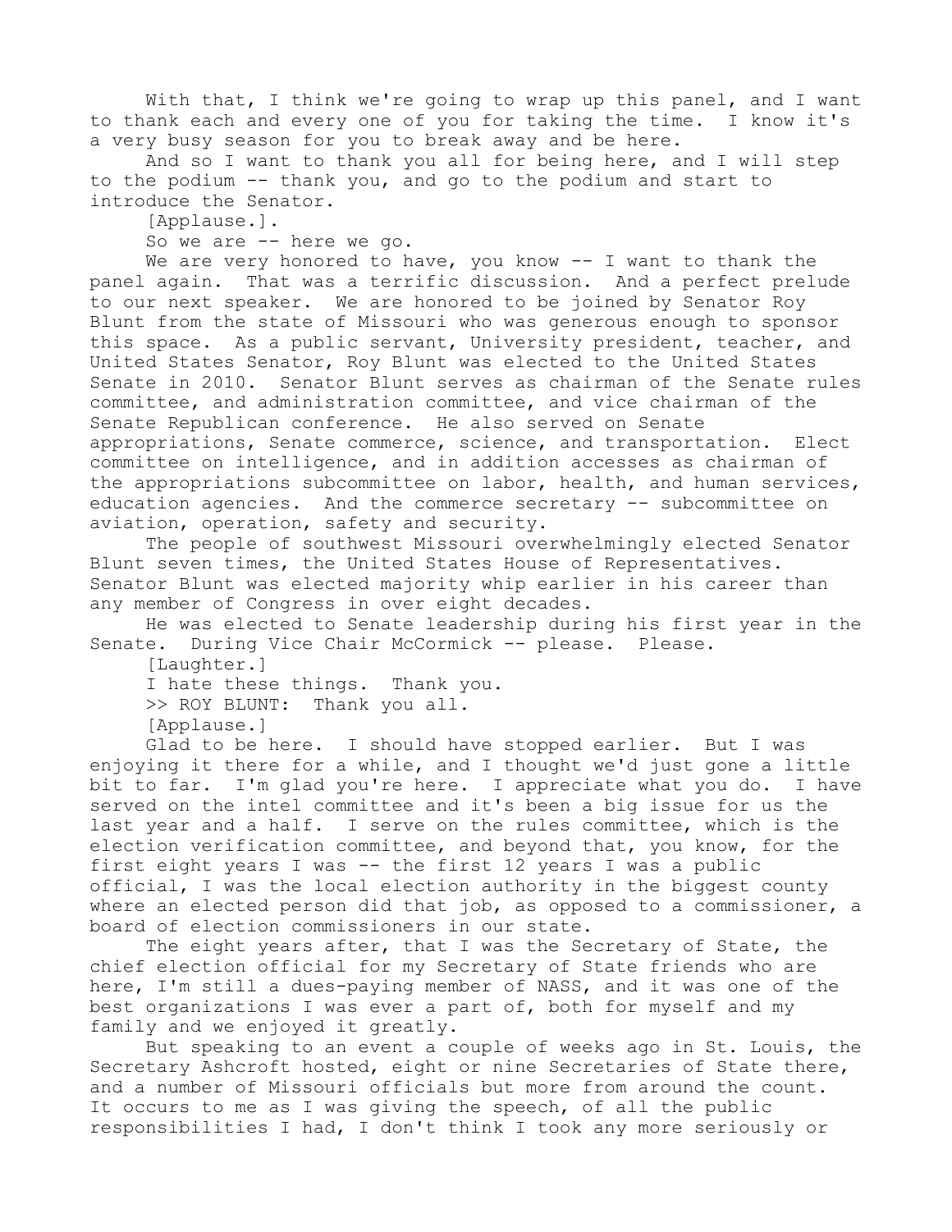With that, I think we're going to wrap up this panel, and I want to thank each and every one of you for taking the time. I know it's a very busy season for you to break away and be here.

And so I want to thank you all for being here, and I will step to the podium -- thank you, and go to the podium and start to introduce the Senator.

[Applause.].

So we are -- here we go.

We are very honored to have, you know -- I want to thank the panel again. That was a terrific discussion. And a perfect prelude to our next speaker. We are honored to be joined by Senator Roy Blunt from the state of Missouri who was generous enough to sponsor this space. As a public servant, University president, teacher, and United States Senator, Roy Blunt was elected to the United States Senate in 2010. Senator Blunt serves as chairman of the Senate rules committee, and administration committee, and vice chairman of the Senate Republican conference. He also served on Senate appropriations, Senate commerce, science, and transportation. Elect committee on intelligence, and in addition accesses as chairman of the appropriations subcommittee on labor, health, and human services, education agencies. And the commerce secretary -- subcommittee on aviation, operation, safety and security.

The people of southwest Missouri overwhelmingly elected Senator Blunt seven times, the United States House of Representatives. Senator Blunt was elected majority whip earlier in his career than any member of Congress in over eight decades.

He was elected to Senate leadership during his first year in the Senate. During Vice Chair McCormick -- please. Please.

[Laughter.]

I hate these things. Thank you.

>> ROY BLUNT: Thank you all.

[Applause.]

Glad to be here. I should have stopped earlier. But I was enjoying it there for a while, and I thought we'd just gone a little bit to far. I'm glad you're here. I appreciate what you do. I have served on the intel committee and it's been a big issue for us the last year and a half. I serve on the rules committee, which is the election verification committee, and beyond that, you know, for the first eight years I was -- the first 12 years I was a public official, I was the local election authority in the biggest county where an elected person did that job, as opposed to a commissioner, a board of election commissioners in our state.

The eight years after, that I was the Secretary of State, the chief election official for my Secretary of State friends who are here, I'm still a dues-paying member of NASS, and it was one of the best organizations I was ever a part of, both for myself and my family and we enjoyed it greatly.

But speaking to an event a couple of weeks ago in St. Louis, the Secretary Ashcroft hosted, eight or nine Secretaries of State there, and a number of Missouri officials but more from around the count. It occurs to me as I was giving the speech, of all the public responsibilities I had, I don't think I took any more seriously or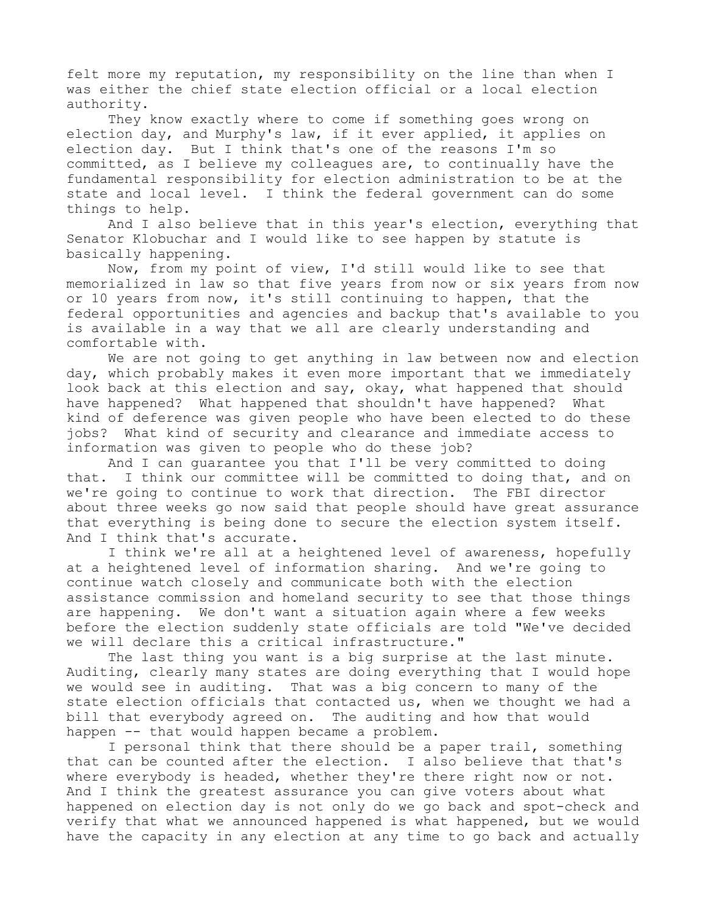felt more my reputation, my responsibility on the line than when I was either the chief state election official or a local election authority.

They know exactly where to come if something goes wrong on election day, and Murphy's law, if it ever applied, it applies on election day. But I think that's one of the reasons I'm so committed, as I believe my colleagues are, to continually have the fundamental responsibility for election administration to be at the state and local level. I think the federal government can do some things to help.

And I also believe that in this year's election, everything that Senator Klobuchar and I would like to see happen by statute is basically happening.

Now, from my point of view, I'd still would like to see that memorialized in law so that five years from now or six years from now or 10 years from now, it's still continuing to happen, that the federal opportunities and agencies and backup that's available to you is available in a way that we all are clearly understanding and comfortable with.

We are not going to get anything in law between now and election day, which probably makes it even more important that we immediately look back at this election and say, okay, what happened that should have happened? What happened that shouldn't have happened? What kind of deference was given people who have been elected to do these jobs? What kind of security and clearance and immediate access to information was given to people who do these job?

And I can guarantee you that I'll be very committed to doing that. I think our committee will be committed to doing that, and on we're going to continue to work that direction. The FBI director about three weeks go now said that people should have great assurance that everything is being done to secure the election system itself. And I think that's accurate.

I think we're all at a heightened level of awareness, hopefully at a heightened level of information sharing. And we're going to continue watch closely and communicate both with the election assistance commission and homeland security to see that those things are happening. We don't want a situation again where a few weeks before the election suddenly state officials are told "We've decided we will declare this a critical infrastructure."

The last thing you want is a big surprise at the last minute. Auditing, clearly many states are doing everything that I would hope we would see in auditing. That was a big concern to many of the state election officials that contacted us, when we thought we had a bill that everybody agreed on. The auditing and how that would happen -- that would happen became a problem.

I personal think that there should be a paper trail, something that can be counted after the election. I also believe that that's where everybody is headed, whether they're there right now or not. And I think the greatest assurance you can give voters about what happened on election day is not only do we go back and spot-check and verify that what we announced happened is what happened, but we would have the capacity in any election at any time to go back and actually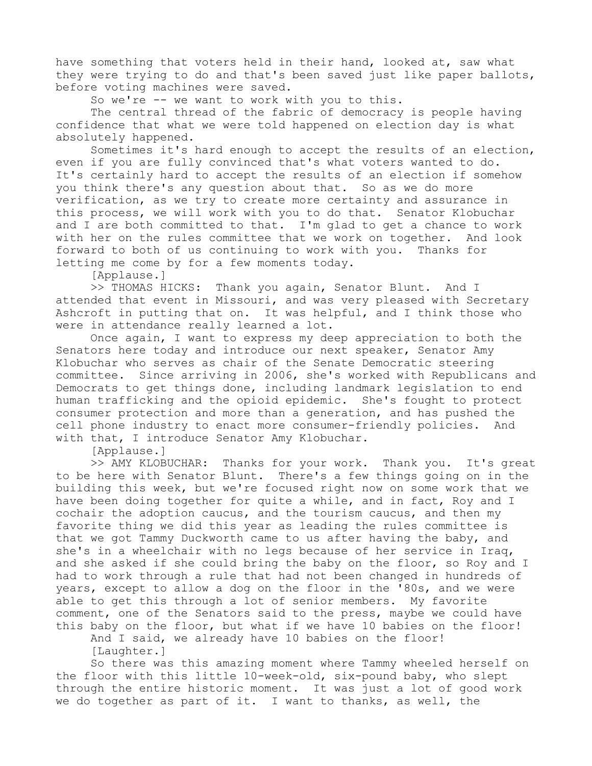have something that voters held in their hand, looked at, saw what they were trying to do and that's been saved just like paper ballots, before voting machines were saved.

So we're -- we want to work with you to this.

The central thread of the fabric of democracy is people having confidence that what we were told happened on election day is what absolutely happened.

Sometimes it's hard enough to accept the results of an election, even if you are fully convinced that's what voters wanted to do. It's certainly hard to accept the results of an election if somehow you think there's any question about that. So as we do more verification, as we try to create more certainty and assurance in this process, we will work with you to do that. Senator Klobuchar and I are both committed to that. I'm glad to get a chance to work with her on the rules committee that we work on together. And look forward to both of us continuing to work with you. Thanks for letting me come by for a few moments today.

[Applause.]

>> THOMAS HICKS: Thank you again, Senator Blunt. And I attended that event in Missouri, and was very pleased with Secretary Ashcroft in putting that on. It was helpful, and I think those who were in attendance really learned a lot.

Once again, I want to express my deep appreciation to both the Senators here today and introduce our next speaker, Senator Amy Klobuchar who serves as chair of the Senate Democratic steering committee. Since arriving in 2006, she's worked with Republicans and Democrats to get things done, including landmark legislation to end human trafficking and the opioid epidemic. She's fought to protect consumer protection and more than a generation, and has pushed the cell phone industry to enact more consumer-friendly policies. And with that, I introduce Senator Amy Klobuchar.

[Applause.]

>> AMY KLOBUCHAR: Thanks for your work. Thank you. It's great to be here with Senator Blunt. There's a few things going on in the building this week, but we're focused right now on some work that we have been doing together for quite a while, and in fact, Roy and I cochair the adoption caucus, and the tourism caucus, and then my favorite thing we did this year as leading the rules committee is that we got Tammy Duckworth came to us after having the baby, and she's in a wheelchair with no legs because of her service in Iraq, and she asked if she could bring the baby on the floor, so Roy and I had to work through a rule that had not been changed in hundreds of years, except to allow a dog on the floor in the '80s, and we were able to get this through a lot of senior members. My favorite comment, one of the Senators said to the press, maybe we could have this baby on the floor, but what if we have 10 babies on the floor!

And I said, we already have 10 babies on the floor!

[Laughter.]

So there was this amazing moment where Tammy wheeled herself on the floor with this little 10-week-old, six-pound baby, who slept through the entire historic moment. It was just a lot of good work we do together as part of it. I want to thanks, as well, the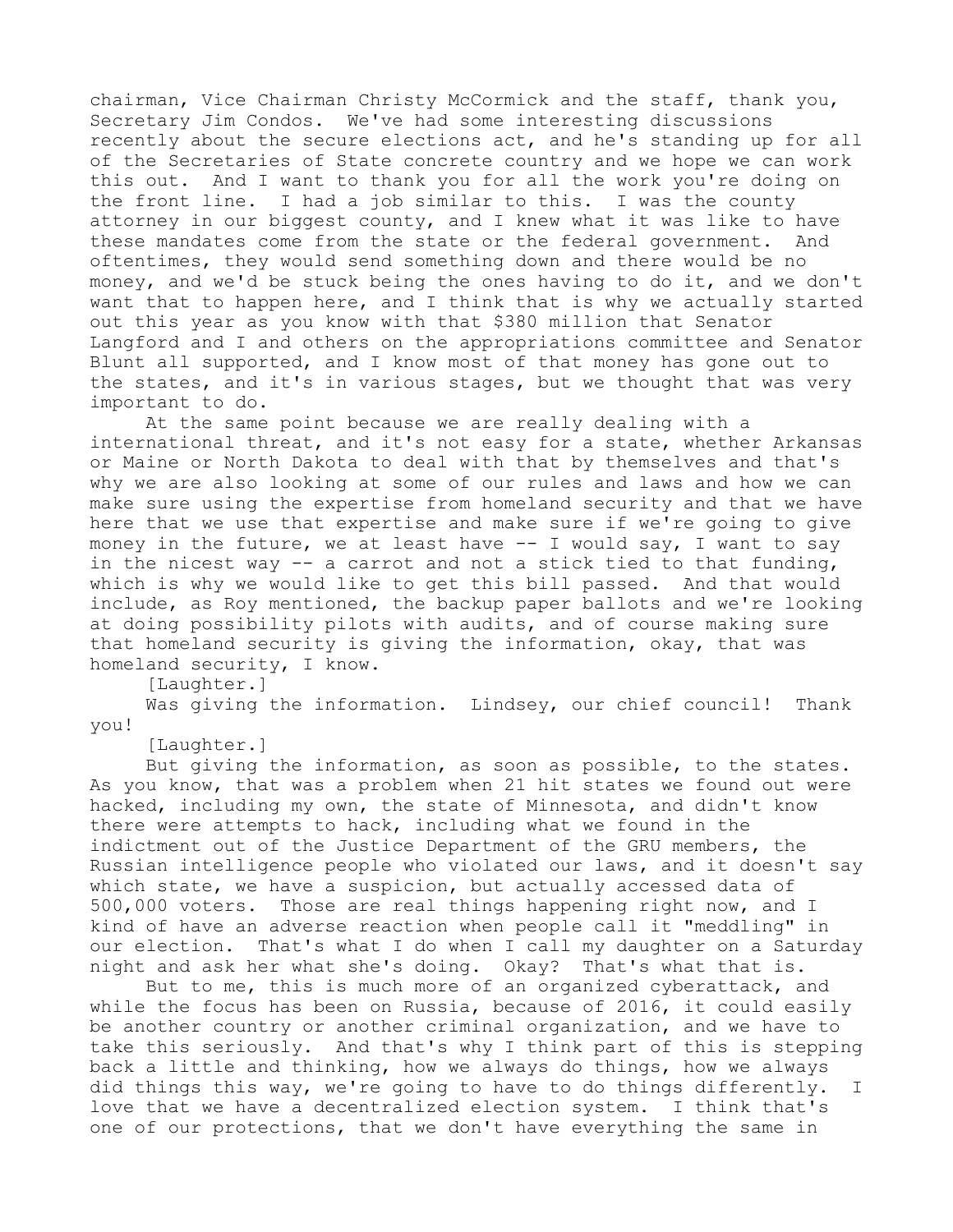chairman, Vice Chairman Christy McCormick and the staff, thank you, Secretary Jim Condos. We've had some interesting discussions recently about the secure elections act, and he's standing up for all of the Secretaries of State concrete country and we hope we can work this out. And I want to thank you for all the work you're doing on the front line. I had a job similar to this. I was the county attorney in our biggest county, and I knew what it was like to have these mandates come from the state or the federal government. And oftentimes, they would send something down and there would be no money, and we'd be stuck being the ones having to do it, and we don't want that to happen here, and I think that is why we actually started out this year as you know with that $380 million that Senator Langford and I and others on the appropriations committee and Senator Blunt all supported, and I know most of that money has gone out to the states, and it's in various stages, but we thought that was very important to do.

At the same point because we are really dealing with a international threat, and it's not easy for a state, whether Arkansas or Maine or North Dakota to deal with that by themselves and that's why we are also looking at some of our rules and laws and how we can make sure using the expertise from homeland security and that we have here that we use that expertise and make sure if we're going to give money in the future, we at least have -- I would say, I want to say in the nicest way -- a carrot and not a stick tied to that funding, which is why we would like to get this bill passed. And that would include, as Roy mentioned, the backup paper ballots and we're looking at doing possibility pilots with audits, and of course making sure that homeland security is giving the information, okay, that was homeland security, I know.

[Laughter.]

Was giving the information. Lindsey, our chief council! Thank you!

[Laughter.]

But giving the information, as soon as possible, to the states. As you know, that was a problem when 21 hit states we found out were hacked, including my own, the state of Minnesota, and didn't know there were attempts to hack, including what we found in the indictment out of the Justice Department of the GRU members, the Russian intelligence people who violated our laws, and it doesn't say which state, we have a suspicion, but actually accessed data of 500,000 voters. Those are real things happening right now, and I kind of have an adverse reaction when people call it "meddling" in our election. That's what I do when I call my daughter on a Saturday night and ask her what she's doing. Okay? That's what that is.

But to me, this is much more of an organized cyberattack, and while the focus has been on Russia, because of 2016, it could easily be another country or another criminal organization, and we have to take this seriously. And that's why I think part of this is stepping back a little and thinking, how we always do things, how we always did things this way, we're going to have to do things differently. I love that we have a decentralized election system. I think that's one of our protections, that we don't have everything the same in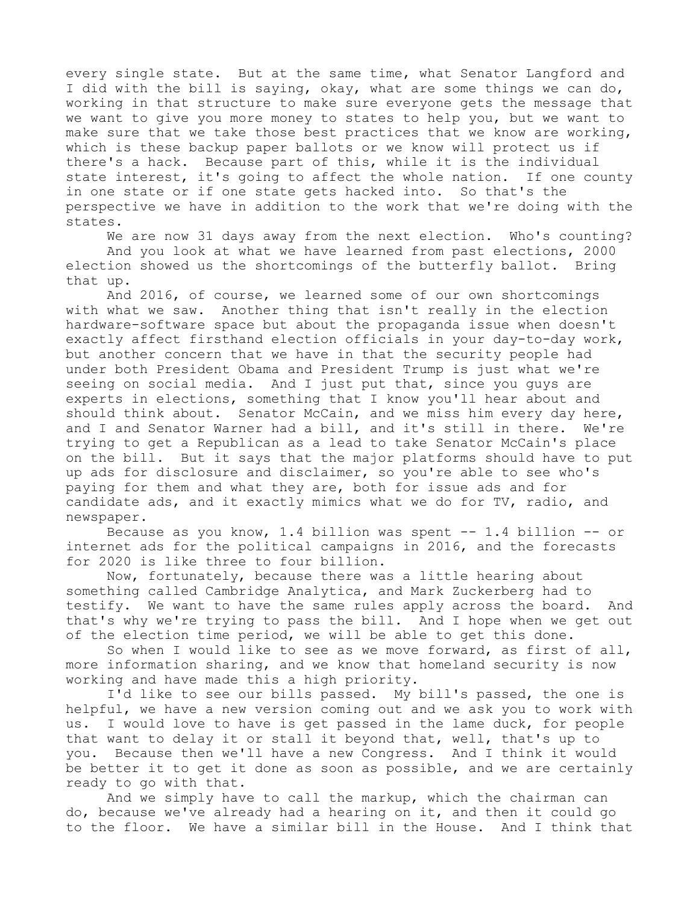every single state. But at the same time, what Senator Langford and I did with the bill is saying, okay, what are some things we can do, working in that structure to make sure everyone gets the message that we want to give you more money to states to help you, but we want to make sure that we take those best practices that we know are working, which is these backup paper ballots or we know will protect us if there's a hack. Because part of this, while it is the individual state interest, it's going to affect the whole nation. If one county in one state or if one state gets hacked into. So that's the perspective we have in addition to the work that we're doing with the states.

We are now 31 days away from the next election. Who's counting?

And you look at what we have learned from past elections, 2000 election showed us the shortcomings of the butterfly ballot. Bring that up.

And 2016, of course, we learned some of our own shortcomings with what we saw. Another thing that isn't really in the election hardware-software space but about the propaganda issue when doesn't exactly affect firsthand election officials in your day-to-day work, but another concern that we have in that the security people had under both President Obama and President Trump is just what we're seeing on social media. And I just put that, since you guys are experts in elections, something that I know you'll hear about and should think about. Senator McCain, and we miss him every day here, and I and Senator Warner had a bill, and it's still in there. We're trying to get a Republican as a lead to take Senator McCain's place on the bill. But it says that the major platforms should have to put up ads for disclosure and disclaimer, so you're able to see who's paying for them and what they are, both for issue ads and for candidate ads, and it exactly mimics what we do for TV, radio, and newspaper.

Because as you know, 1.4 billion was spent -- 1.4 billion -- or internet ads for the political campaigns in 2016, and the forecasts for 2020 is like three to four billion.

Now, fortunately, because there was a little hearing about something called Cambridge Analytica, and Mark Zuckerberg had to testify. We want to have the same rules apply across the board. And that's why we're trying to pass the bill. And I hope when we get out of the election time period, we will be able to get this done.

So when I would like to see as we move forward, as first of all, more information sharing, and we know that homeland security is now working and have made this a high priority.

I'd like to see our bills passed. My bill's passed, the one is helpful, we have a new version coming out and we ask you to work with us. I would love to have is get passed in the lame duck, for people that want to delay it or stall it beyond that, well, that's up to you. Because then we'll have a new Congress. And I think it would be better it to get it done as soon as possible, and we are certainly ready to go with that.

And we simply have to call the markup, which the chairman can do, because we've already had a hearing on it, and then it could go to the floor. We have a similar bill in the House. And I think that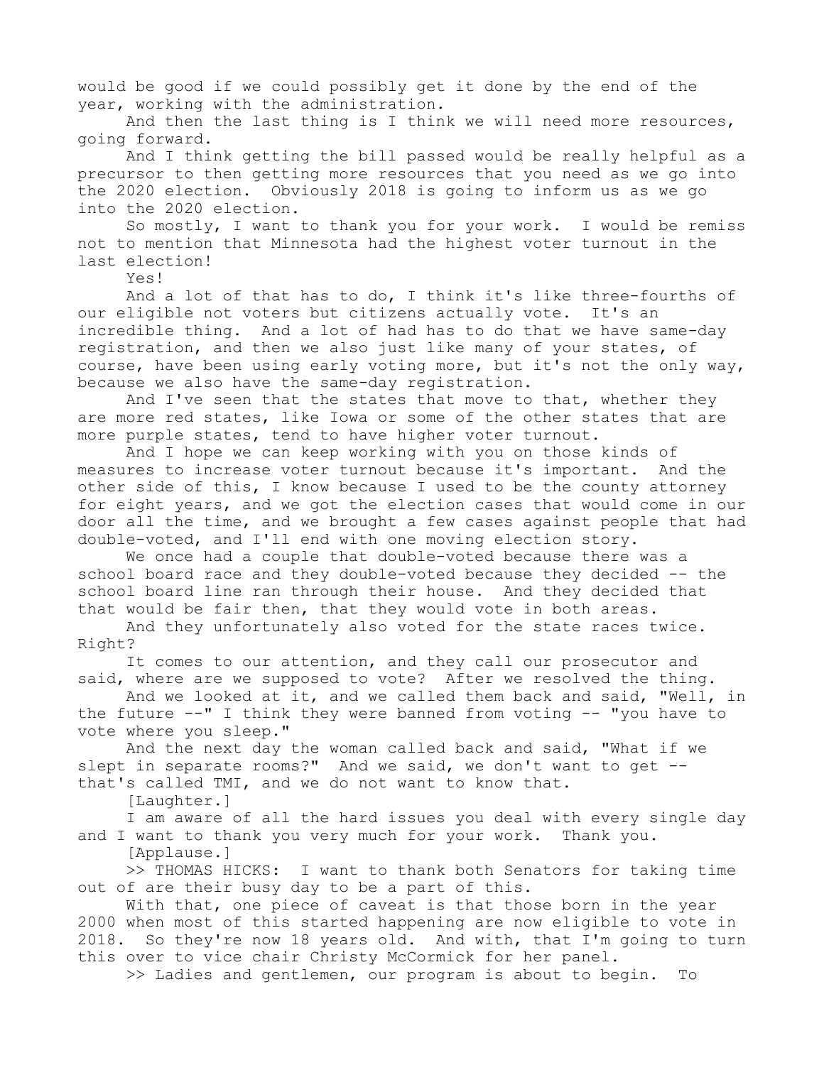would be good if we could possibly get it done by the end of the year, working with the administration.

And then the last thing is I think we will need more resources, going forward.

And I think getting the bill passed would be really helpful as a precursor to then getting more resources that you need as we go into the 2020 election. Obviously 2018 is going to inform us as we go into the 2020 election.

So mostly, I want to thank you for your work. I would be remiss not to mention that Minnesota had the highest voter turnout in the last election!

Yes!

And a lot of that has to do, I think it's like three-fourths of our eligible not voters but citizens actually vote. It's an incredible thing. And a lot of had has to do that we have same-day registration, and then we also just like many of your states, of course, have been using early voting more, but it's not the only way, because we also have the same-day registration.

And I've seen that the states that move to that, whether they are more red states, like Iowa or some of the other states that are more purple states, tend to have higher voter turnout.

And I hope we can keep working with you on those kinds of measures to increase voter turnout because it's important. And the other side of this, I know because I used to be the county attorney for eight years, and we got the election cases that would come in our door all the time, and we brought a few cases against people that had double-voted, and I'll end with one moving election story.

We once had a couple that double-voted because there was a school board race and they double-voted because they decided -- the school board line ran through their house. And they decided that that would be fair then, that they would vote in both areas.

And they unfortunately also voted for the state races twice. Right?

It comes to our attention, and they call our prosecutor and said, where are we supposed to vote? After we resolved the thing.

And we looked at it, and we called them back and said, "Well, in the future --" I think they were banned from voting -- "you have to vote where you sleep."

And the next day the woman called back and said, "What if we slept in separate rooms?" And we said, we don't want to get -- that's called TMI, and we do not want to know that.

[Laughter.]

I am aware of all the hard issues you deal with every single day and I want to thank you very much for your work. Thank you.

[Applause.]

>> THOMAS HICKS: I want to thank both Senators for taking time out of are their busy day to be a part of this.

With that, one piece of caveat is that those born in the year 2000 when most of this started happening are now eligible to vote in 2018. So they're now 18 years old. And with, that I'm going to turn this over to vice chair Christy McCormick for her panel.

>> Ladies and gentlemen, our program is about to begin. To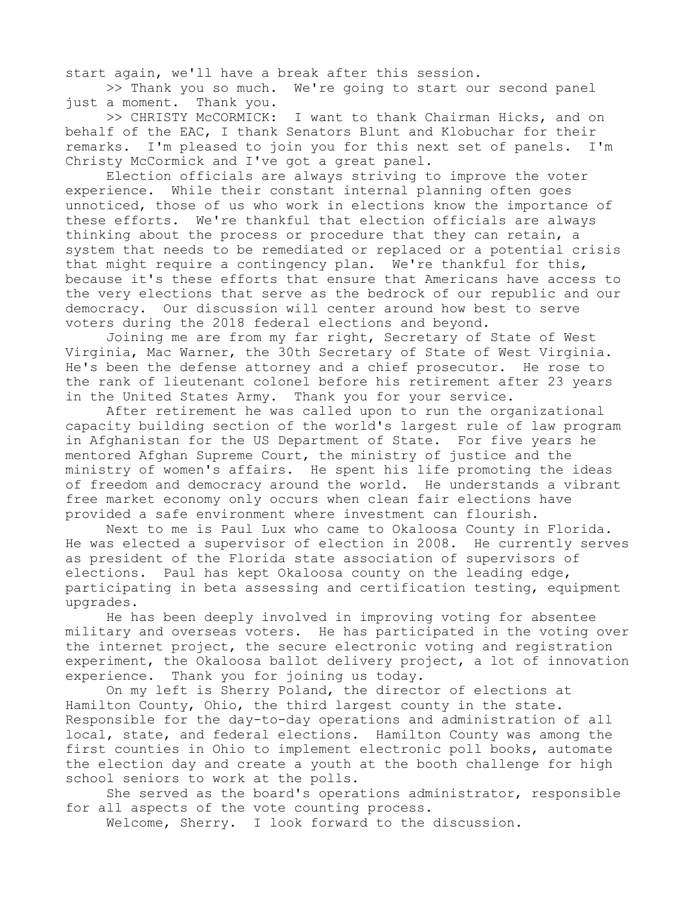start again, we'll have a break after this session.

>> Thank you so much. We're going to start our second panel just a moment. Thank you.

>> CHRISTY McCORMICK: I want to thank Chairman Hicks, and on behalf of the EAC, I thank Senators Blunt and Klobuchar for their remarks. I'm pleased to join you for this next set of panels. I'm Christy McCormick and I've got a great panel.

Election officials are always striving to improve the voter experience. While their constant internal planning often goes unnoticed, those of us who work in elections know the importance of these efforts. We're thankful that election officials are always thinking about the process or procedure that they can retain, a system that needs to be remediated or replaced or a potential crisis that might require a contingency plan. We're thankful for this, because it's these efforts that ensure that Americans have access to the very elections that serve as the bedrock of our republic and our democracy. Our discussion will center around how best to serve voters during the 2018 federal elections and beyond.

Joining me are from my far right, Secretary of State of West Virginia, Mac Warner, the 30th Secretary of State of West Virginia. He's been the defense attorney and a chief prosecutor. He rose to the rank of lieutenant colonel before his retirement after 23 years in the United States Army. Thank you for your service.

After retirement he was called upon to run the organizational capacity building section of the world's largest rule of law program in Afghanistan for the US Department of State. For five years he mentored Afghan Supreme Court, the ministry of justice and the ministry of women's affairs. He spent his life promoting the ideas of freedom and democracy around the world. He understands a vibrant free market economy only occurs when clean fair elections have provided a safe environment where investment can flourish.

Next to me is Paul Lux who came to Okaloosa County in Florida. He was elected a supervisor of election in 2008. He currently serves as president of the Florida state association of supervisors of elections. Paul has kept Okaloosa county on the leading edge, participating in beta assessing and certification testing, equipment upgrades.

He has been deeply involved in improving voting for absentee military and overseas voters. He has participated in the voting over the internet project, the secure electronic voting and registration experiment, the Okaloosa ballot delivery project, a lot of innovation experience. Thank you for joining us today.

On my left is Sherry Poland, the director of elections at Hamilton County, Ohio, the third largest county in the state. Responsible for the day-to-day operations and administration of all local, state, and federal elections. Hamilton County was among the first counties in Ohio to implement electronic poll books, automate the election day and create a youth at the booth challenge for high school seniors to work at the polls.

She served as the board's operations administrator, responsible for all aspects of the vote counting process.

Welcome, Sherry. I look forward to the discussion.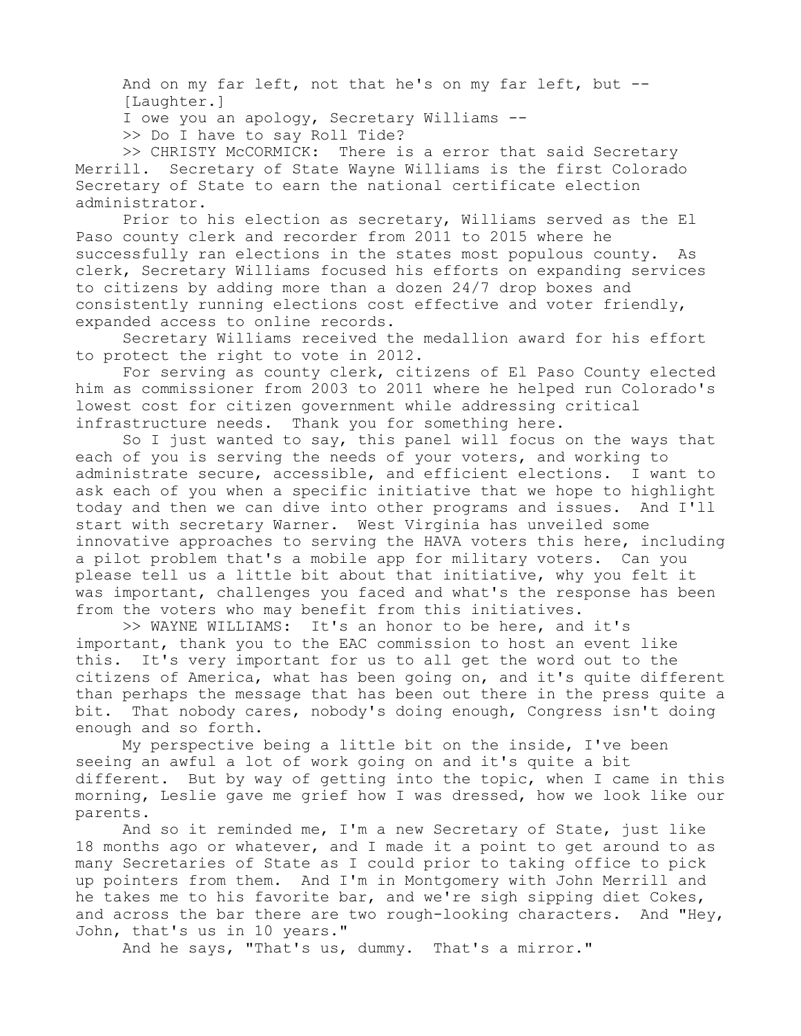And on my far left, not that he's on my far left, but --

[Laughter.]

I owe you an apology, Secretary Williams --

>> Do I have to say Roll Tide?

>> CHRISTY McCORMICK: There is a error that said Secretary Merrill. Secretary of State Wayne Williams is the first Colorado Secretary of State to earn the national certificate election administrator.

Prior to his election as secretary, Williams served as the El Paso county clerk and recorder from 2011 to 2015 where he successfully ran elections in the states most populous county. As clerk, Secretary Williams focused his efforts on expanding services to citizens by adding more than a dozen 24/7 drop boxes and consistently running elections cost effective and voter friendly, expanded access to online records.

Secretary Williams received the medallion award for his effort to protect the right to vote in 2012.

For serving as county clerk, citizens of El Paso County elected him as commissioner from 2003 to 2011 where he helped run Colorado's lowest cost for citizen government while addressing critical infrastructure needs. Thank you for something here.

So I just wanted to say, this panel will focus on the ways that each of you is serving the needs of your voters, and working to administrate secure, accessible, and efficient elections. I want to ask each of you when a specific initiative that we hope to highlight today and then we can dive into other programs and issues. And I'll start with secretary Warner. West Virginia has unveiled some innovative approaches to serving the HAVA voters this here, including a pilot problem that's a mobile app for military voters. Can you please tell us a little bit about that initiative, why you felt it was important, challenges you faced and what's the response has been from the voters who may benefit from this initiatives.

>> WAYNE WILLIAMS: It's an honor to be here, and it's important, thank you to the EAC commission to host an event like this. It's very important for us to all get the word out to the citizens of America, what has been going on, and it's quite different than perhaps the message that has been out there in the press quite a bit. That nobody cares, nobody's doing enough, Congress isn't doing enough and so forth.

My perspective being a little bit on the inside, I've been seeing an awful a lot of work going on and it's quite a bit different. But by way of getting into the topic, when I came in this morning, Leslie gave me grief how I was dressed, how we look like our parents.

And so it reminded me, I'm a new Secretary of State, just like 18 months ago or whatever, and I made it a point to get around to as many Secretaries of State as I could prior to taking office to pick up pointers from them. And I'm in Montgomery with John Merrill and he takes me to his favorite bar, and we're sigh sipping diet Cokes, and across the bar there are two rough-looking characters. And "Hey, John, that's us in 10 years."

And he says, "That's us, dummy. That's a mirror."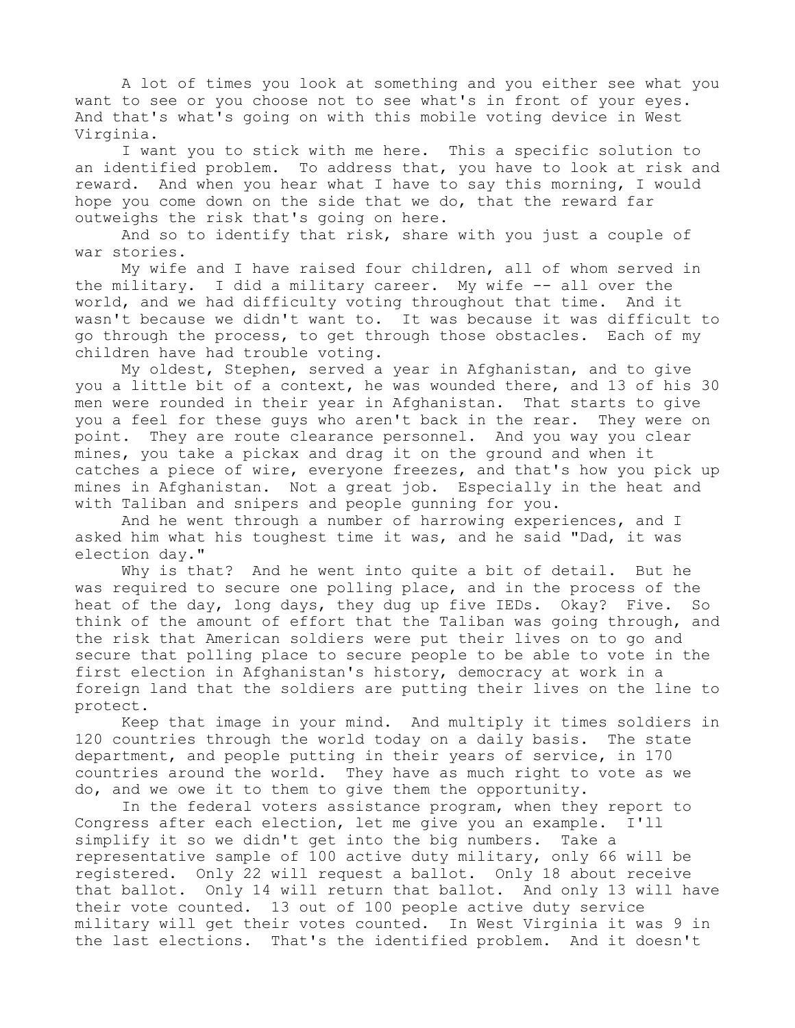A lot of times you look at something and you either see what you want to see or you choose not to see what's in front of your eyes. And that's what's going on with this mobile voting device in West Virginia.

I want you to stick with me here. This a specific solution to an identified problem. To address that, you have to look at risk and reward. And when you hear what I have to say this morning, I would hope you come down on the side that we do, that the reward far outweighs the risk that's going on here.

And so to identify that risk, share with you just a couple of war stories.

My wife and I have raised four children, all of whom served in the military. I did a military career. My wife -- all over the world, and we had difficulty voting throughout that time. And it wasn't because we didn't want to. It was because it was difficult to go through the process, to get through those obstacles. Each of my children have had trouble voting.

My oldest, Stephen, served a year in Afghanistan, and to give you a little bit of a context, he was wounded there, and 13 of his 30 men were rounded in their year in Afghanistan. That starts to give you a feel for these guys who aren't back in the rear. They were on point. They are route clearance personnel. And you way you clear mines, you take a pickax and drag it on the ground and when it catches a piece of wire, everyone freezes, and that's how you pick up mines in Afghanistan. Not a great job. Especially in the heat and with Taliban and snipers and people gunning for you.

And he went through a number of harrowing experiences, and I asked him what his toughest time it was, and he said "Dad, it was election day."

Why is that? And he went into quite a bit of detail. But he was required to secure one polling place, and in the process of the heat of the day, long days, they dug up five IEDs. Okay? Five. So think of the amount of effort that the Taliban was going through, and the risk that American soldiers were put their lives on to go and secure that polling place to secure people to be able to vote in the first election in Afghanistan's history, democracy at work in a foreign land that the soldiers are putting their lives on the line to protect.

Keep that image in your mind. And multiply it times soldiers in 120 countries through the world today on a daily basis. The state department, and people putting in their years of service, in 170 countries around the world. They have as much right to vote as we do, and we owe it to them to give them the opportunity.

In the federal voters assistance program, when they report to Congress after each election, let me give you an example. I'll simplify it so we didn't get into the big numbers. Take a representative sample of 100 active duty military, only 66 will be registered. Only 22 will request a ballot. Only 18 about receive that ballot. Only 14 will return that ballot. And only 13 will have their vote counted. 13 out of 100 people active duty service military will get their votes counted. In West Virginia it was 9 in the last elections. That's the identified problem. And it doesn't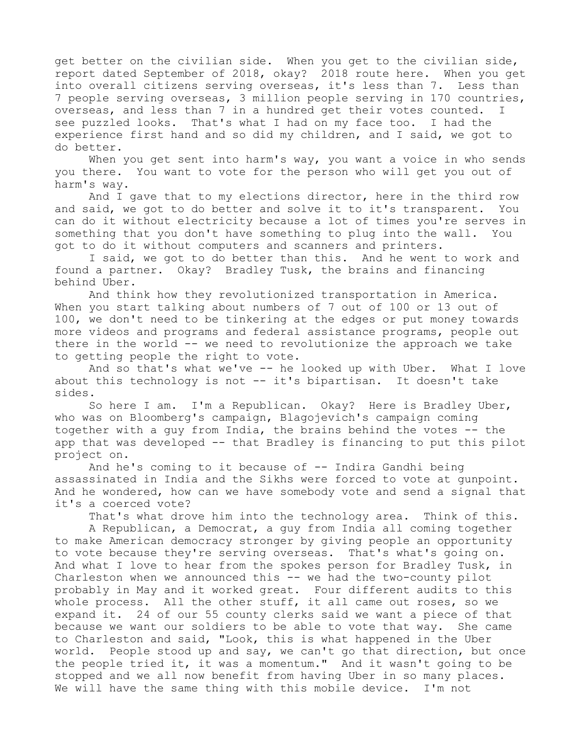get better on the civilian side. When you get to the civilian side, report dated September of 2018, okay? 2018 route here. When you get into overall citizens serving overseas, it's less than 7. Less than 7 people serving overseas, 3 million people serving in 170 countries, overseas, and less than 7 in a hundred get their votes counted. I see puzzled looks. That's what I had on my face too. I had the experience first hand and so did my children, and I said, we got to do better.

When you get sent into harm's way, you want a voice in who sends you there. You want to vote for the person who will get you out of harm's way.

And I gave that to my elections director, here in the third row and said, we got to do better and solve it to it's transparent. You can do it without electricity because a lot of times you're serves in something that you don't have something to plug into the wall. You got to do it without computers and scanners and printers.

I said, we got to do better than this. And he went to work and found a partner. Okay? Bradley Tusk, the brains and financing behind Uber.

And think how they revolutionized transportation in America. When you start talking about numbers of 7 out of 100 or 13 out of 100, we don't need to be tinkering at the edges or put money towards more videos and programs and federal assistance programs, people out there in the world -- we need to revolutionize the approach we take to getting people the right to vote.

And so that's what we've -- he looked up with Uber. What I love about this technology is not -- it's bipartisan. It doesn't take sides.

So here I am. I'm a Republican. Okay? Here is Bradley Uber, who was on Bloomberg's campaign, Blagojevich's campaign coming together with a guy from India, the brains behind the votes -- the app that was developed -- that Bradley is financing to put this pilot project on.

And he's coming to it because of -- Indira Gandhi being assassinated in India and the Sikhs were forced to vote at gunpoint. And he wondered, how can we have somebody vote and send a signal that it's a coerced vote?

That's what drove him into the technology area. Think of this.

A Republican, a Democrat, a guy from India all coming together to make American democracy stronger by giving people an opportunity to vote because they're serving overseas. That's what's going on. And what I love to hear from the spokes person for Bradley Tusk, in Charleston when we announced this -- we had the two-county pilot probably in May and it worked great. Four different audits to this whole process. All the other stuff, it all came out roses, so we expand it. 24 of our 55 county clerks said we want a piece of that because we want our soldiers to be able to vote that way. She came to Charleston and said, "Look, this is what happened in the Uber world. People stood up and say, we can't go that direction, but once the people tried it, it was a momentum." And it wasn't going to be stopped and we all now benefit from having Uber in so many places. We will have the same thing with this mobile device. I'm not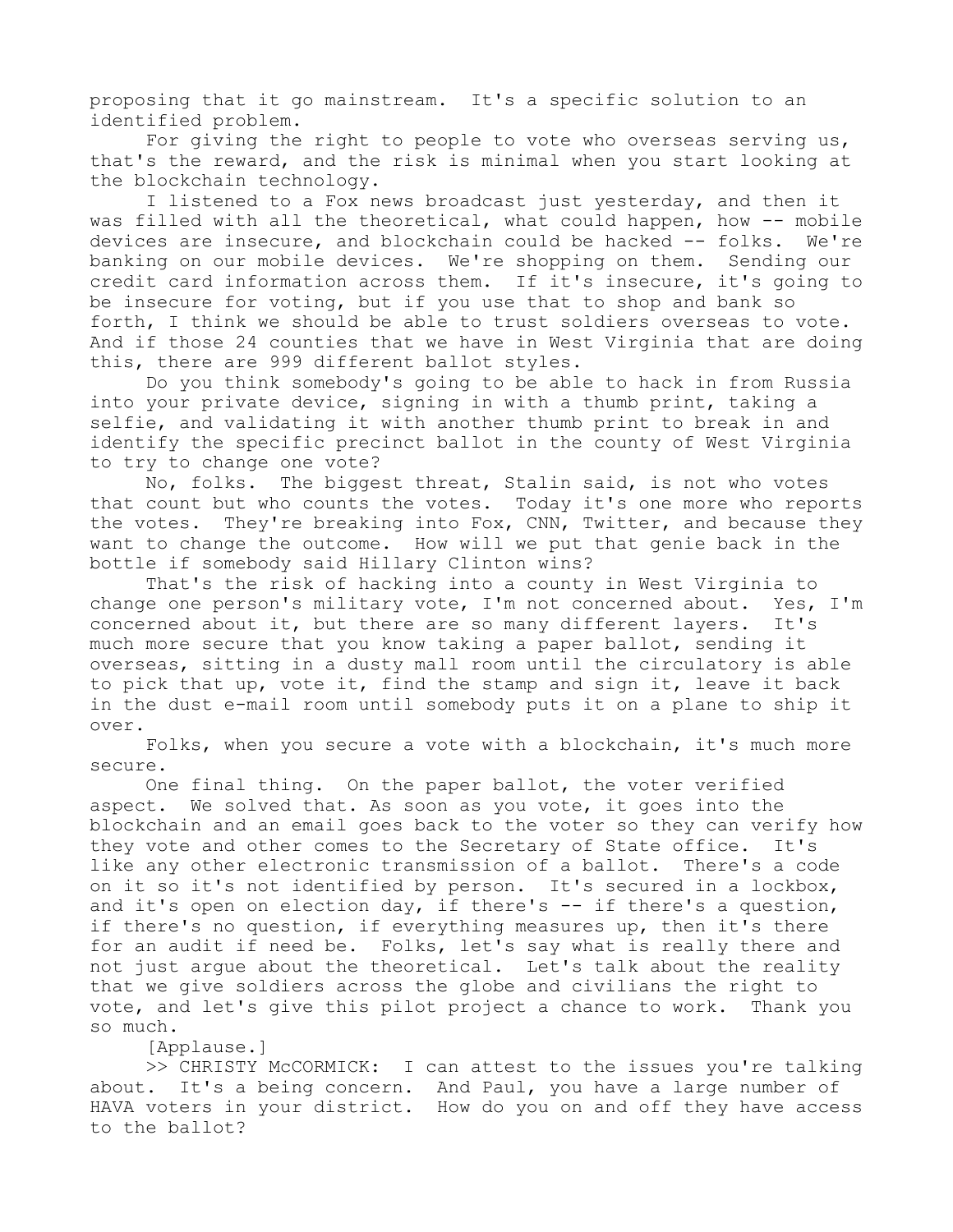proposing that it go mainstream. It's a specific solution to an identified problem.

For giving the right to people to vote who overseas serving us, that's the reward, and the risk is minimal when you start looking at the blockchain technology.

I listened to a Fox news broadcast just yesterday, and then it was filled with all the theoretical, what could happen, how -- mobile devices are insecure, and blockchain could be hacked -- folks. We're banking on our mobile devices. We're shopping on them. Sending our credit card information across them. If it's insecure, it's going to be insecure for voting, but if you use that to shop and bank so forth, I think we should be able to trust soldiers overseas to vote. And if those 24 counties that we have in West Virginia that are doing this, there are 999 different ballot styles.

Do you think somebody's going to be able to hack in from Russia into your private device, signing in with a thumb print, taking a selfie, and validating it with another thumb print to break in and identify the specific precinct ballot in the county of West Virginia to try to change one vote?

No, folks. The biggest threat, Stalin said, is not who votes that count but who counts the votes. Today it's one more who reports the votes. They're breaking into Fox, CNN, Twitter, and because they want to change the outcome. How will we put that genie back in the bottle if somebody said Hillary Clinton wins?

That's the risk of hacking into a county in West Virginia to change one person's military vote, I'm not concerned about. Yes, I'm concerned about it, but there are so many different layers. It's much more secure that you know taking a paper ballot, sending it overseas, sitting in a dusty mall room until the circulatory is able to pick that up, vote it, find the stamp and sign it, leave it back in the dust e-mail room until somebody puts it on a plane to ship it over.

Folks, when you secure a vote with a blockchain, it's much more secure.

One final thing. On the paper ballot, the voter verified aspect. We solved that. As soon as you vote, it goes into the blockchain and an email goes back to the voter so they can verify how they vote and other comes to the Secretary of State office. It's like any other electronic transmission of a ballot. There's a code on it so it's not identified by person. It's secured in a lockbox, and it's open on election day, if there's -- if there's a question, if there's no question, if everything measures up, then it's there for an audit if need be. Folks, let's say what is really there and not just argue about the theoretical. Let's talk about the reality that we give soldiers across the globe and civilians the right to vote, and let's give this pilot project a chance to work. Thank you so much.

[Applause.]

>> CHRISTY McCORMICK: I can attest to the issues you're talking about. It's a being concern. And Paul, you have a large number of HAVA voters in your district. How do you on and off they have access to the ballot?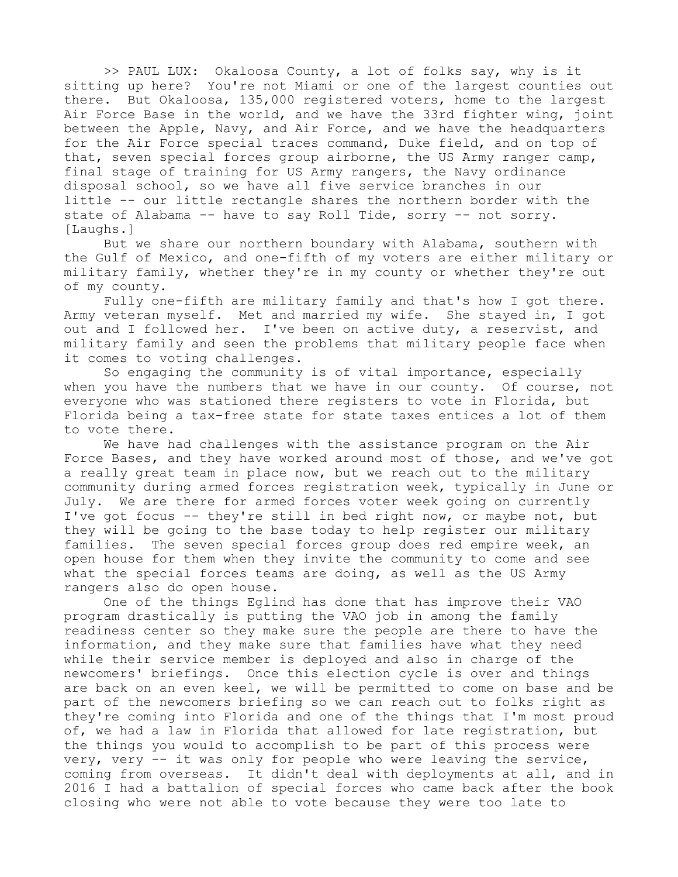>> PAUL LUX: Okaloosa County, a lot of folks say, why is it sitting up here? You're not Miami or one of the largest counties out there. But Okaloosa, 135,000 registered voters, home to the largest Air Force Base in the world, and we have the 33rd fighter wing, joint between the Apple, Navy, and Air Force, and we have the headquarters for the Air Force special traces command, Duke field, and on top of that, seven special forces group airborne, the US Army ranger camp, final stage of training for US Army rangers, the Navy ordinance disposal school, so we have all five service branches in our little -- our little rectangle shares the northern border with the state of Alabama -- have to say Roll Tide, sorry -- not sorry. [Laughs.]

But we share our northern boundary with Alabama, southern with the Gulf of Mexico, and one-fifth of my voters are either military or military family, whether they're in my county or whether they're out of my county.

Fully one-fifth are military family and that's how I got there. Army veteran myself. Met and married my wife. She stayed in, I got out and I followed her. I've been on active duty, a reservist, and military family and seen the problems that military people face when it comes to voting challenges.

So engaging the community is of vital importance, especially when you have the numbers that we have in our county. Of course, not everyone who was stationed there registers to vote in Florida, but Florida being a tax-free state for state taxes entices a lot of them to vote there.

We have had challenges with the assistance program on the Air Force Bases, and they have worked around most of those, and we've got a really great team in place now, but we reach out to the military community during armed forces registration week, typically in June or July. We are there for armed forces voter week going on currently I've got focus -- they're still in bed right now, or maybe not, but they will be going to the base today to help register our military families. The seven special forces group does red empire week, an open house for them when they invite the community to come and see what the special forces teams are doing, as well as the US Army rangers also do open house.

One of the things Eglind has done that has improve their VAO program drastically is putting the VAO job in among the family readiness center so they make sure the people are there to have the information, and they make sure that families have what they need while their service member is deployed and also in charge of the newcomers' briefings. Once this election cycle is over and things are back on an even keel, we will be permitted to come on base and be part of the newcomers briefing so we can reach out to folks right as they're coming into Florida and one of the things that I'm most proud of, we had a law in Florida that allowed for late registration, but the things you would to accomplish to be part of this process were very, very -- it was only for people who were leaving the service, coming from overseas. It didn't deal with deployments at all, and in 2016 I had a battalion of special forces who came back after the book closing who were not able to vote because they were too late to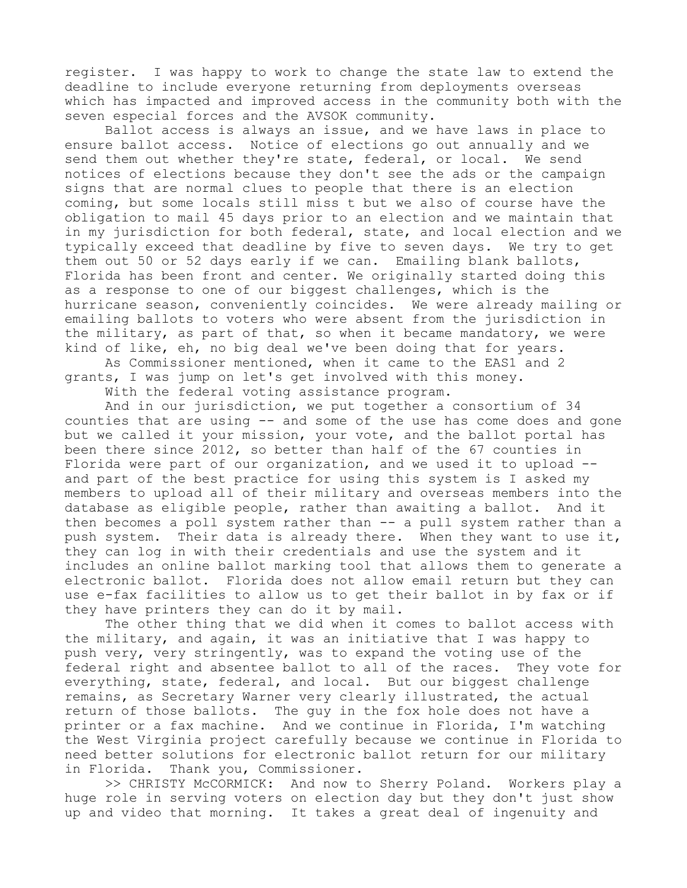register. I was happy to work to change the state law to extend the deadline to include everyone returning from deployments overseas which has impacted and improved access in the community both with the seven especial forces and the AVSOK community.

Ballot access is always an issue, and we have laws in place to ensure ballot access. Notice of elections go out annually and we send them out whether they're state, federal, or local. We send notices of elections because they don't see the ads or the campaign signs that are normal clues to people that there is an election coming, but some locals still miss t but we also of course have the obligation to mail 45 days prior to an election and we maintain that in my jurisdiction for both federal, state, and local election and we typically exceed that deadline by five to seven days. We try to get them out 50 or 52 days early if we can. Emailing blank ballots, Florida has been front and center. We originally started doing this as a response to one of our biggest challenges, which is the hurricane season, conveniently coincides. We were already mailing or emailing ballots to voters who were absent from the jurisdiction in the military, as part of that, so when it became mandatory, we were kind of like, eh, no big deal we've been doing that for years.

As Commissioner mentioned, when it came to the EAS1 and 2 grants, I was jump on let's get involved with this money.

With the federal voting assistance program.

And in our jurisdiction, we put together a consortium of 34 counties that are using -- and some of the use has come does and gone but we called it your mission, your vote, and the ballot portal has been there since 2012, so better than half of the 67 counties in Florida were part of our organization, and we used it to upload -- and part of the best practice for using this system is I asked my members to upload all of their military and overseas members into the database as eligible people, rather than awaiting a ballot. And it then becomes a poll system rather than -- a pull system rather than a push system. Their data is already there. When they want to use it, they can log in with their credentials and use the system and it includes an online ballot marking tool that allows them to generate a electronic ballot. Florida does not allow email return but they can use e-fax facilities to allow us to get their ballot in by fax or if they have printers they can do it by mail.

The other thing that we did when it comes to ballot access with the military, and again, it was an initiative that I was happy to push very, very stringently, was to expand the voting use of the federal right and absentee ballot to all of the races. They vote for everything, state, federal, and local. But our biggest challenge remains, as Secretary Warner very clearly illustrated, the actual return of those ballots. The guy in the fox hole does not have a printer or a fax machine. And we continue in Florida, I'm watching the West Virginia project carefully because we continue in Florida to need better solutions for electronic ballot return for our military in Florida. Thank you, Commissioner.

>> CHRISTY McCORMICK: And now to Sherry Poland. Workers play a huge role in serving voters on election day but they don't just show up and video that morning. It takes a great deal of ingenuity and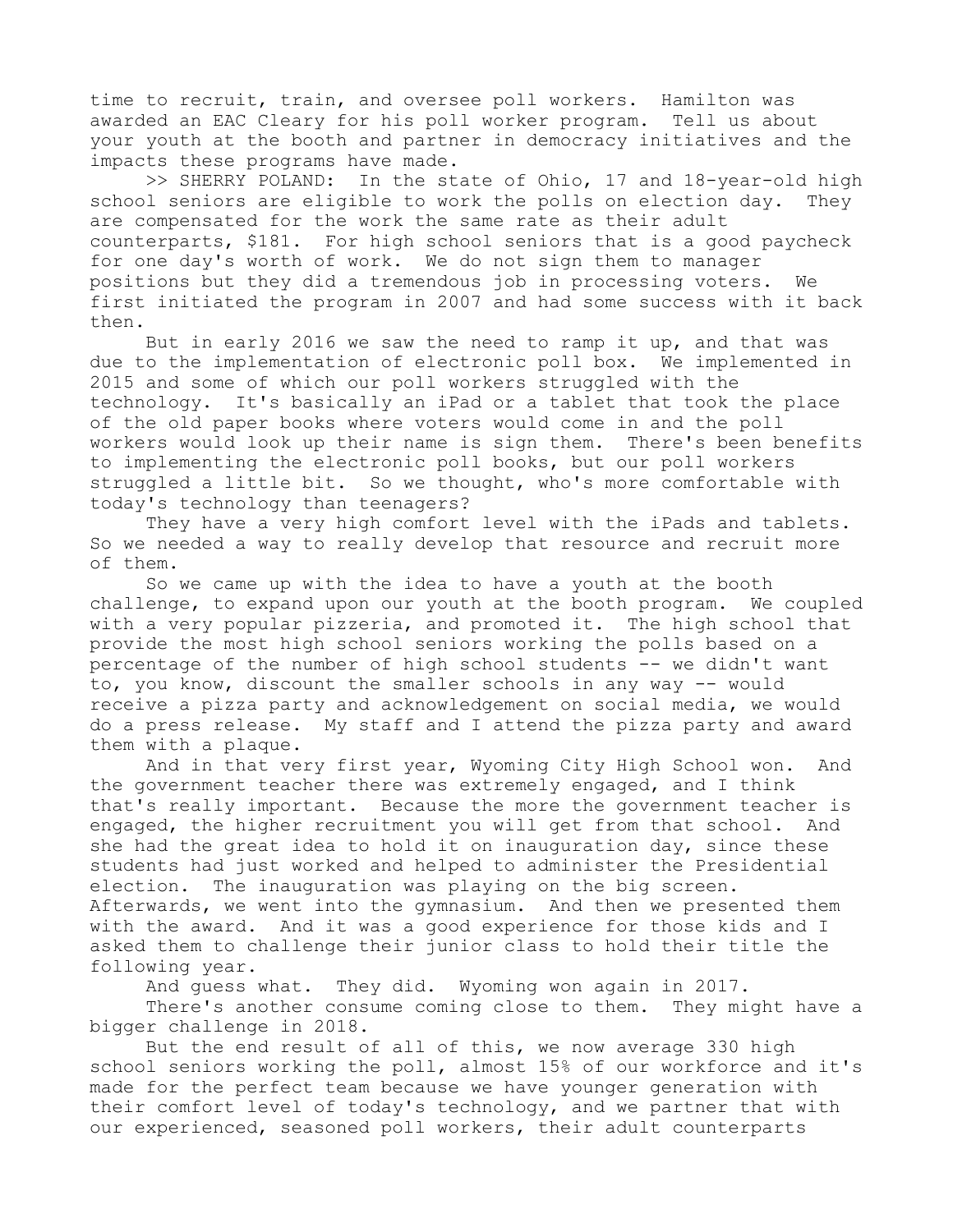time to recruit, train, and oversee poll workers. Hamilton was awarded an EAC Cleary for his poll worker program. Tell us about your youth at the booth and partner in democracy initiatives and the impacts these programs have made.

>> SHERRY POLAND: In the state of Ohio, 17 and 18-year-old high school seniors are eligible to work the polls on election day. They are compensated for the work the same rate as their adult counterparts, $181. For high school seniors that is a good paycheck for one day's worth of work. We do not sign them to manager positions but they did a tremendous job in processing voters. We first initiated the program in 2007 and had some success with it back then.

But in early 2016 we saw the need to ramp it up, and that was due to the implementation of electronic poll box. We implemented in 2015 and some of which our poll workers struggled with the technology. It's basically an iPad or a tablet that took the place of the old paper books where voters would come in and the poll workers would look up their name is sign them. There's been benefits to implementing the electronic poll books, but our poll workers struggled a little bit. So we thought, who's more comfortable with today's technology than teenagers?

They have a very high comfort level with the iPads and tablets. So we needed a way to really develop that resource and recruit more of them.

So we came up with the idea to have a youth at the booth challenge, to expand upon our youth at the booth program. We coupled with a very popular pizzeria, and promoted it. The high school that provide the most high school seniors working the polls based on a percentage of the number of high school students -- we didn't want to, you know, discount the smaller schools in any way -- would receive a pizza party and acknowledgement on social media, we would do a press release. My staff and I attend the pizza party and award them with a plaque.

And in that very first year, Wyoming City High School won. And the government teacher there was extremely engaged, and I think that's really important. Because the more the government teacher is engaged, the higher recruitment you will get from that school. And she had the great idea to hold it on inauguration day, since these students had just worked and helped to administer the Presidential election. The inauguration was playing on the big screen. Afterwards, we went into the gymnasium. And then we presented them with the award. And it was a good experience for those kids and I asked them to challenge their junior class to hold their title the following year.

And guess what. They did. Wyoming won again in 2017.

There's another consume coming close to them. They might have a bigger challenge in 2018.

But the end result of all of this, we now average 330 high school seniors working the poll, almost 15% of our workforce and it's made for the perfect team because we have younger generation with their comfort level of today's technology, and we partner that with our experienced, seasoned poll workers, their adult counterparts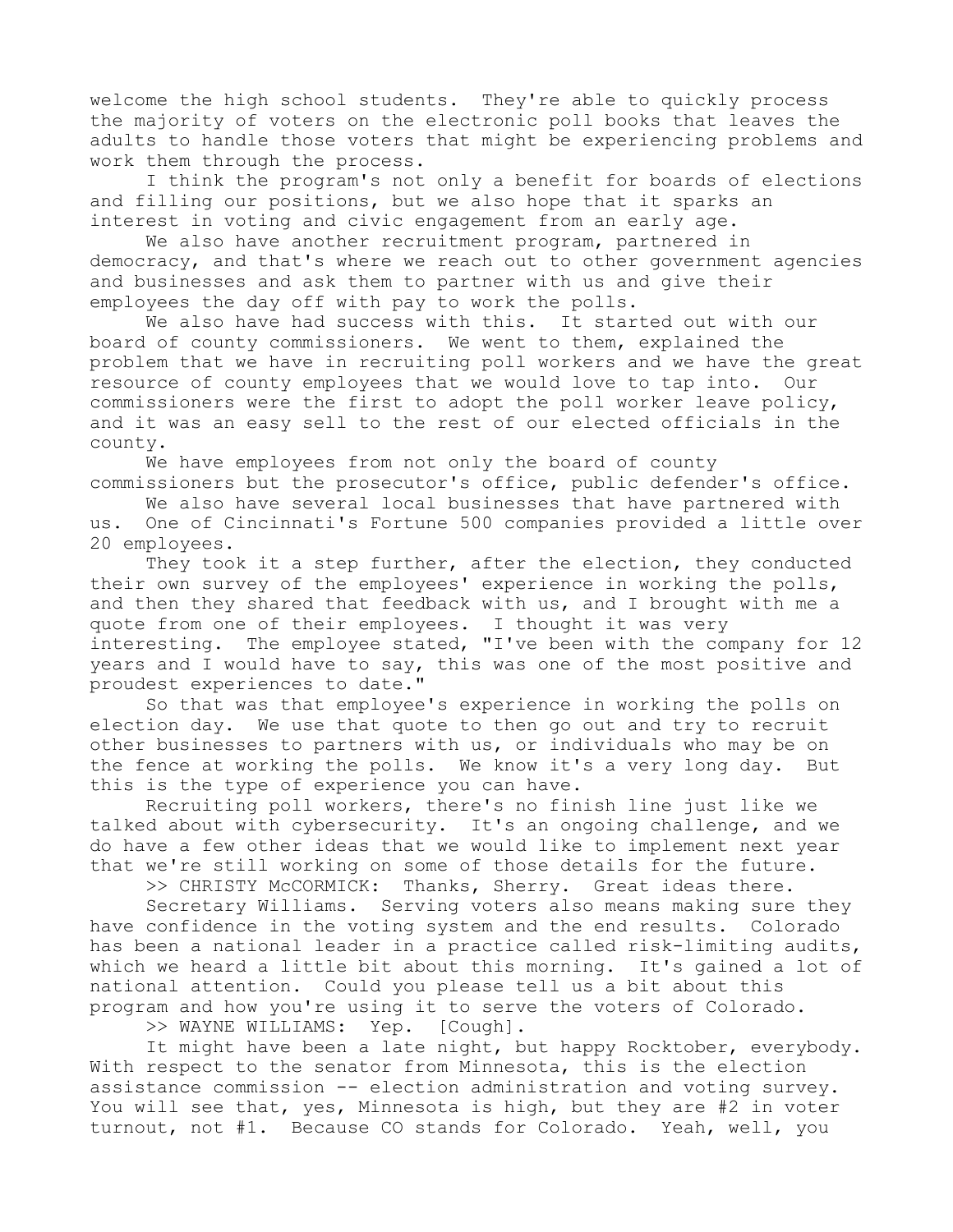welcome the high school students. They're able to quickly process the majority of voters on the electronic poll books that leaves the adults to handle those voters that might be experiencing problems and work them through the process.

I think the program's not only a benefit for boards of elections and filling our positions, but we also hope that it sparks an interest in voting and civic engagement from an early age.

We also have another recruitment program, partnered in democracy, and that's where we reach out to other government agencies and businesses and ask them to partner with us and give their employees the day off with pay to work the polls.

We also have had success with this. It started out with our board of county commissioners. We went to them, explained the problem that we have in recruiting poll workers and we have the great resource of county employees that we would love to tap into. Our commissioners were the first to adopt the poll worker leave policy, and it was an easy sell to the rest of our elected officials in the county.

We have employees from not only the board of county commissioners but the prosecutor's office, public defender's office.

We also have several local businesses that have partnered with us. One of Cincinnati's Fortune 500 companies provided a little over 20 employees.

They took it a step further, after the election, they conducted their own survey of the employees' experience in working the polls, and then they shared that feedback with us, and I brought with me a quote from one of their employees. I thought it was very interesting. The employee stated, "I've been with the company for 12 years and I would have to say, this was one of the most positive and proudest experiences to date."

So that was that employee's experience in working the polls on election day. We use that quote to then go out and try to recruit other businesses to partners with us, or individuals who may be on the fence at working the polls. We know it's a very long day. But this is the type of experience you can have.

Recruiting poll workers, there's no finish line just like we talked about with cybersecurity. It's an ongoing challenge, and we do have a few other ideas that we would like to implement next year that we're still working on some of those details for the future.

>> CHRISTY McCORMICK: Thanks, Sherry. Great ideas there.

Secretary Williams. Serving voters also means making sure they have confidence in the voting system and the end results. Colorado has been a national leader in a practice called risk-limiting audits, which we heard a little bit about this morning. It's gained a lot of national attention. Could you please tell us a bit about this program and how you're using it to serve the voters of Colorado.

>> WAYNE WILLIAMS: Yep. [Cough].

It might have been a late night, but happy Rocktober, everybody. With respect to the senator from Minnesota, this is the election assistance commission -- election administration and voting survey. You will see that, yes, Minnesota is high, but they are #2 in voter turnout, not #1. Because CO stands for Colorado. Yeah, well, you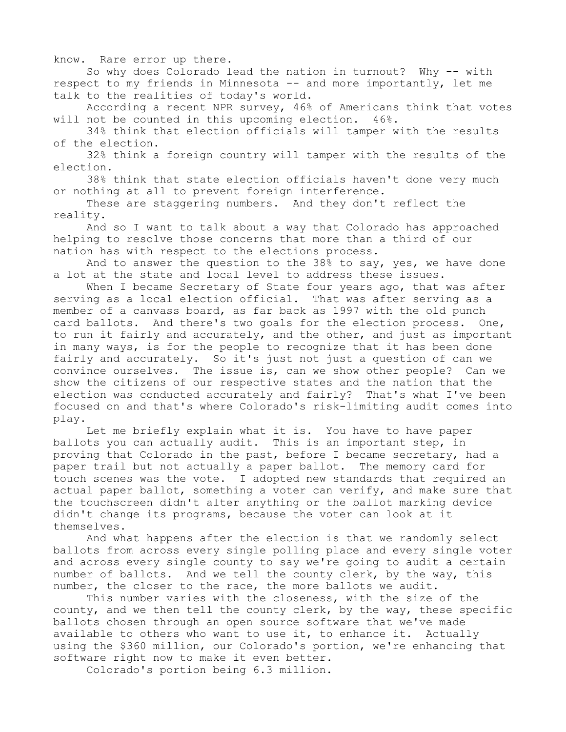know. Rare error up there.

So why does Colorado lead the nation in turnout? Why -- with respect to my friends in Minnesota -- and more importantly, let me talk to the realities of today's world.

According a recent NPR survey, 46% of Americans think that votes will not be counted in this upcoming election. 46%.

34% think that election officials will tamper with the results of the election.

32% think a foreign country will tamper with the results of the election.

38% think that state election officials haven't done very much or nothing at all to prevent foreign interference.

These are staggering numbers. And they don't reflect the reality.

And so I want to talk about a way that Colorado has approached helping to resolve those concerns that more than a third of our nation has with respect to the elections process.

And to answer the question to the 38% to say, yes, we have done a lot at the state and local level to address these issues.

When I became Secretary of State four years ago, that was after serving as a local election official. That was after serving as a member of a canvass board, as far back as 1997 with the old punch card ballots. And there's two goals for the election process. One, to run it fairly and accurately, and the other, and just as important in many ways, is for the people to recognize that it has been done fairly and accurately. So it's just not just a question of can we convince ourselves. The issue is, can we show other people? Can we show the citizens of our respective states and the nation that the election was conducted accurately and fairly? That's what I've been focused on and that's where Colorado's risk-limiting audit comes into play.

Let me briefly explain what it is. You have to have paper ballots you can actually audit. This is an important step, in proving that Colorado in the past, before I became secretary, had a paper trail but not actually a paper ballot. The memory card for touch scenes was the vote. I adopted new standards that required an actual paper ballot, something a voter can verify, and make sure that the touchscreen didn't alter anything or the ballot marking device didn't change its programs, because the voter can look at it themselves.

And what happens after the election is that we randomly select ballots from across every single polling place and every single voter and across every single county to say we're going to audit a certain number of ballots. And we tell the county clerk, by the way, this number, the closer to the race, the more ballots we audit.

This number varies with the closeness, with the size of the county, and we then tell the county clerk, by the way, these specific ballots chosen through an open source software that we've made available to others who want to use it, to enhance it. Actually using the $360 million, our Colorado's portion, we're enhancing that software right now to make it even better.

Colorado's portion being 6.3 million.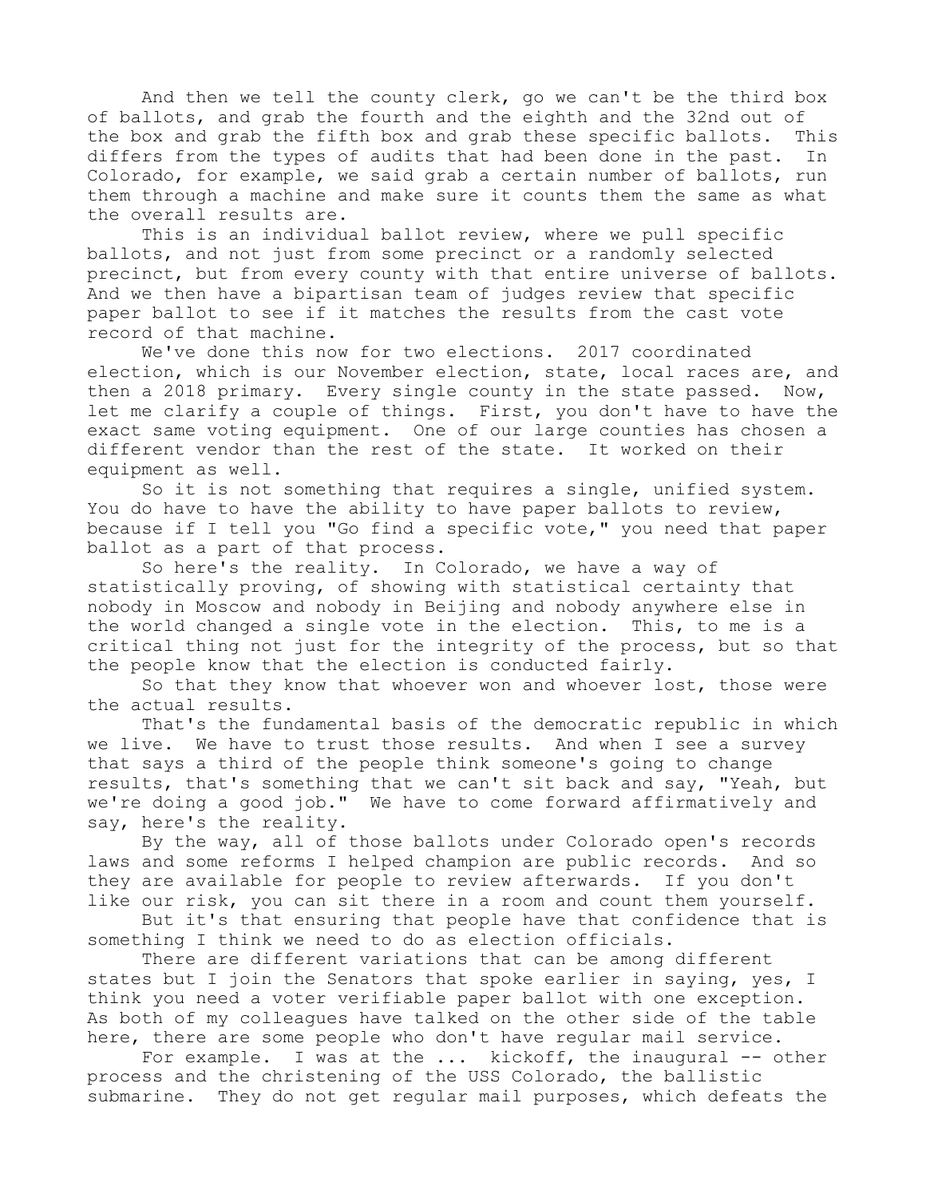And then we tell the county clerk, go we can't be the third box of ballots, and grab the fourth and the eighth and the 32nd out of the box and grab the fifth box and grab these specific ballots. This differs from the types of audits that had been done in the past. In Colorado, for example, we said grab a certain number of ballots, run them through a machine and make sure it counts them the same as what the overall results are.

This is an individual ballot review, where we pull specific ballots, and not just from some precinct or a randomly selected precinct, but from every county with that entire universe of ballots. And we then have a bipartisan team of judges review that specific paper ballot to see if it matches the results from the cast vote record of that machine.

We've done this now for two elections. 2017 coordinated election, which is our November election, state, local races are, and then a 2018 primary. Every single county in the state passed. Now, let me clarify a couple of things. First, you don't have to have the exact same voting equipment. One of our large counties has chosen a different vendor than the rest of the state. It worked on their equipment as well.

So it is not something that requires a single, unified system. You do have to have the ability to have paper ballots to review, because if I tell you "Go find a specific vote," you need that paper ballot as a part of that process.

So here's the reality. In Colorado, we have a way of statistically proving, of showing with statistical certainty that nobody in Moscow and nobody in Beijing and nobody anywhere else in the world changed a single vote in the election. This, to me is a critical thing not just for the integrity of the process, but so that the people know that the election is conducted fairly.

So that they know that whoever won and whoever lost, those were the actual results.

That's the fundamental basis of the democratic republic in which we live. We have to trust those results. And when I see a survey that says a third of the people think someone's going to change results, that's something that we can't sit back and say, "Yeah, but we're doing a good job." We have to come forward affirmatively and say, here's the reality.

By the way, all of those ballots under Colorado open's records laws and some reforms I helped champion are public records. And so they are available for people to review afterwards. If you don't like our risk, you can sit there in a room and count them yourself.

But it's that ensuring that people have that confidence that is something I think we need to do as election officials.

There are different variations that can be among different states but I join the Senators that spoke earlier in saying, yes, I think you need a voter verifiable paper ballot with one exception. As both of my colleagues have talked on the other side of the table here, there are some people who don't have regular mail service.

For example. I was at the ... kickoff, the inaugural -- other process and the christening of the USS Colorado, the ballistic submarine. They do not get regular mail purposes, which defeats the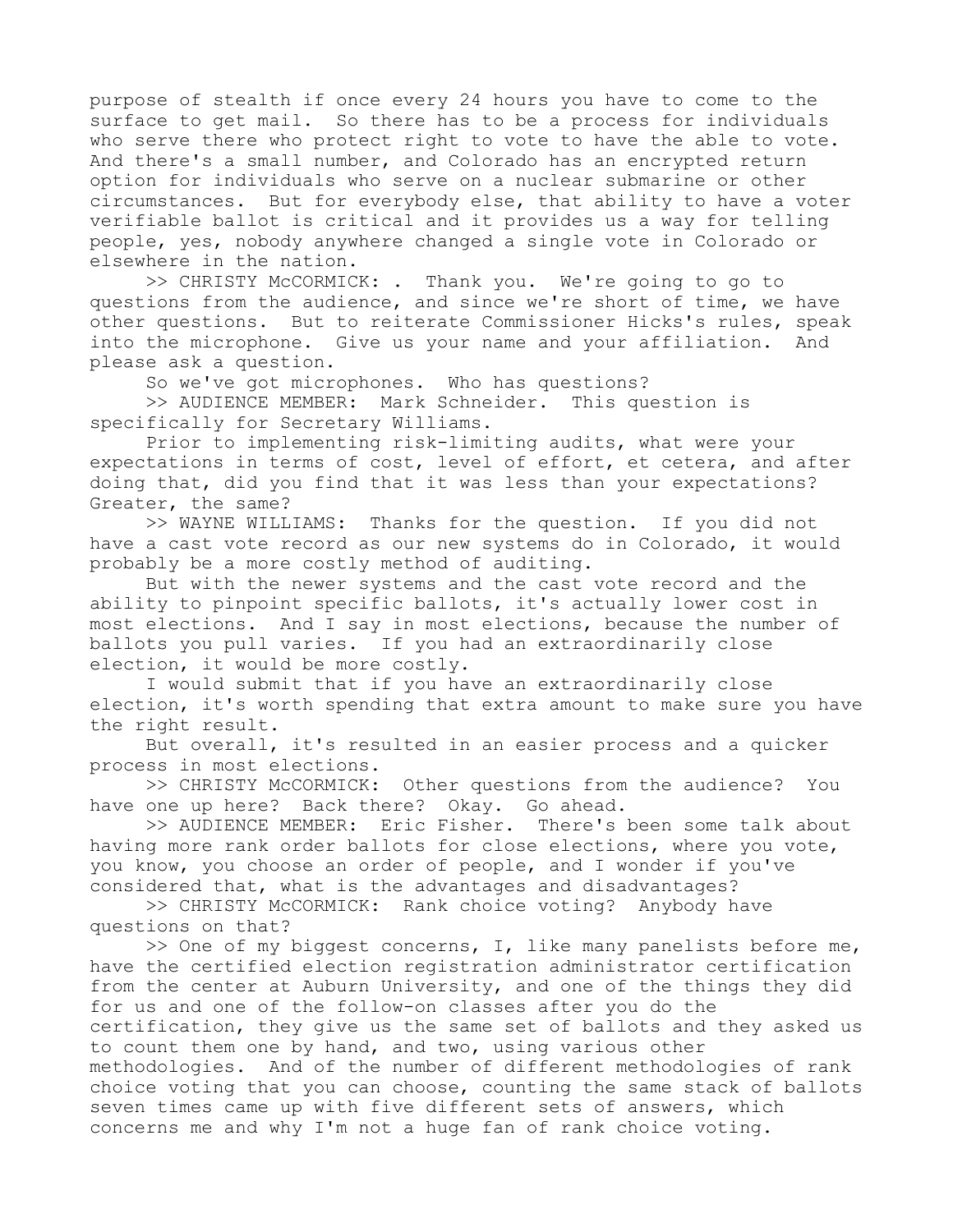purpose of stealth if once every 24 hours you have to come to the surface to get mail. So there has to be a process for individuals who serve there who protect right to vote to have the able to vote. And there's a small number, and Colorado has an encrypted return option for individuals who serve on a nuclear submarine or other circumstances. But for everybody else, that ability to have a voter verifiable ballot is critical and it provides us a way for telling people, yes, nobody anywhere changed a single vote in Colorado or elsewhere in the nation.

>> CHRISTY McCORMICK: . Thank you. We're going to go to questions from the audience, and since we're short of time, we have other questions. But to reiterate Commissioner Hicks's rules, speak into the microphone. Give us your name and your affiliation. And please ask a question.

So we've got microphones. Who has questions?

>> AUDIENCE MEMBER: Mark Schneider. This question is specifically for Secretary Williams.

Prior to implementing risk-limiting audits, what were your expectations in terms of cost, level of effort, et cetera, and after doing that, did you find that it was less than your expectations? Greater, the same?

>> WAYNE WILLIAMS: Thanks for the question. If you did not have a cast vote record as our new systems do in Colorado, it would probably be a more costly method of auditing.

But with the newer systems and the cast vote record and the ability to pinpoint specific ballots, it's actually lower cost in most elections. And I say in most elections, because the number of ballots you pull varies. If you had an extraordinarily close election, it would be more costly.

I would submit that if you have an extraordinarily close election, it's worth spending that extra amount to make sure you have the right result.

But overall, it's resulted in an easier process and a quicker process in most elections.

>> CHRISTY McCORMICK: Other questions from the audience? You have one up here? Back there? Okay. Go ahead.

>> AUDIENCE MEMBER: Eric Fisher. There's been some talk about having more rank order ballots for close elections, where you vote, you know, you choose an order of people, and I wonder if you've considered that, what is the advantages and disadvantages?

>> CHRISTY McCORMICK: Rank choice voting? Anybody have questions on that?

>> One of my biggest concerns, I, like many panelists before me, have the certified election registration administrator certification from the center at Auburn University, and one of the things they did for us and one of the follow-on classes after you do the certification, they give us the same set of ballots and they asked us to count them one by hand, and two, using various other methodologies. And of the number of different methodologies of rank choice voting that you can choose, counting the same stack of ballots seven times came up with five different sets of answers, which concerns me and why I'm not a huge fan of rank choice voting.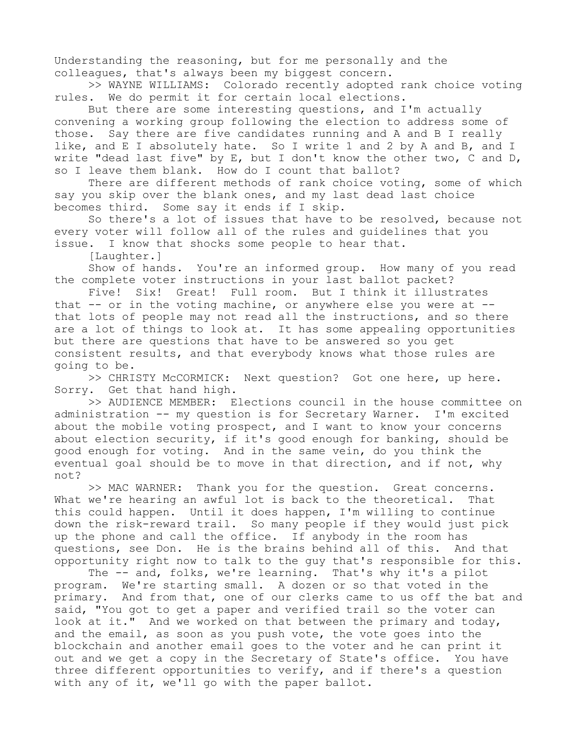Understanding the reasoning, but for me personally and the colleagues, that's always been my biggest concern.

>> WAYNE WILLIAMS: Colorado recently adopted rank choice voting rules. We do permit it for certain local elections.

But there are some interesting questions, and I'm actually convening a working group following the election to address some of those. Say there are five candidates running and A and B I really like, and E I absolutely hate. So I write 1 and 2 by A and B, and I write "dead last five" by E, but I don't know the other two, C and D, so I leave them blank. How do I count that ballot?

There are different methods of rank choice voting, some of which say you skip over the blank ones, and my last dead last choice becomes third. Some say it ends if I skip.

So there's a lot of issues that have to be resolved, because not every voter will follow all of the rules and guidelines that you issue. I know that shocks some people to hear that.

[Laughter.]

Show of hands. You're an informed group. How many of you read the complete voter instructions in your last ballot packet?

Five! Six! Great! Full room. But I think it illustrates that -- or in the voting machine, or anywhere else you were at -- that lots of people may not read all the instructions, and so there are a lot of things to look at. It has some appealing opportunities but there are questions that have to be answered so you get consistent results, and that everybody knows what those rules are going to be.

>> CHRISTY McCORMICK: Next question? Got one here, up here. Sorry. Get that hand high.

>> AUDIENCE MEMBER: Elections council in the house committee on administration -- my question is for Secretary Warner. I'm excited about the mobile voting prospect, and I want to know your concerns about election security, if it's good enough for banking, should be good enough for voting. And in the same vein, do you think the eventual goal should be to move in that direction, and if not, why not?

>> MAC WARNER: Thank you for the question. Great concerns. What we're hearing an awful lot is back to the theoretical. That this could happen. Until it does happen, I'm willing to continue down the risk-reward trail. So many people if they would just pick up the phone and call the office. If anybody in the room has questions, see Don. He is the brains behind all of this. And that opportunity right now to talk to the guy that's responsible for this.

The -- and, folks, we're learning. That's why it's a pilot program. We're starting small. A dozen or so that voted in the primary. And from that, one of our clerks came to us off the bat and said, "You got to get a paper and verified trail so the voter can look at it." And we worked on that between the primary and today, and the email, as soon as you push vote, the vote goes into the blockchain and another email goes to the voter and he can print it out and we get a copy in the Secretary of State's office. You have three different opportunities to verify, and if there's a question with any of it, we'll go with the paper ballot.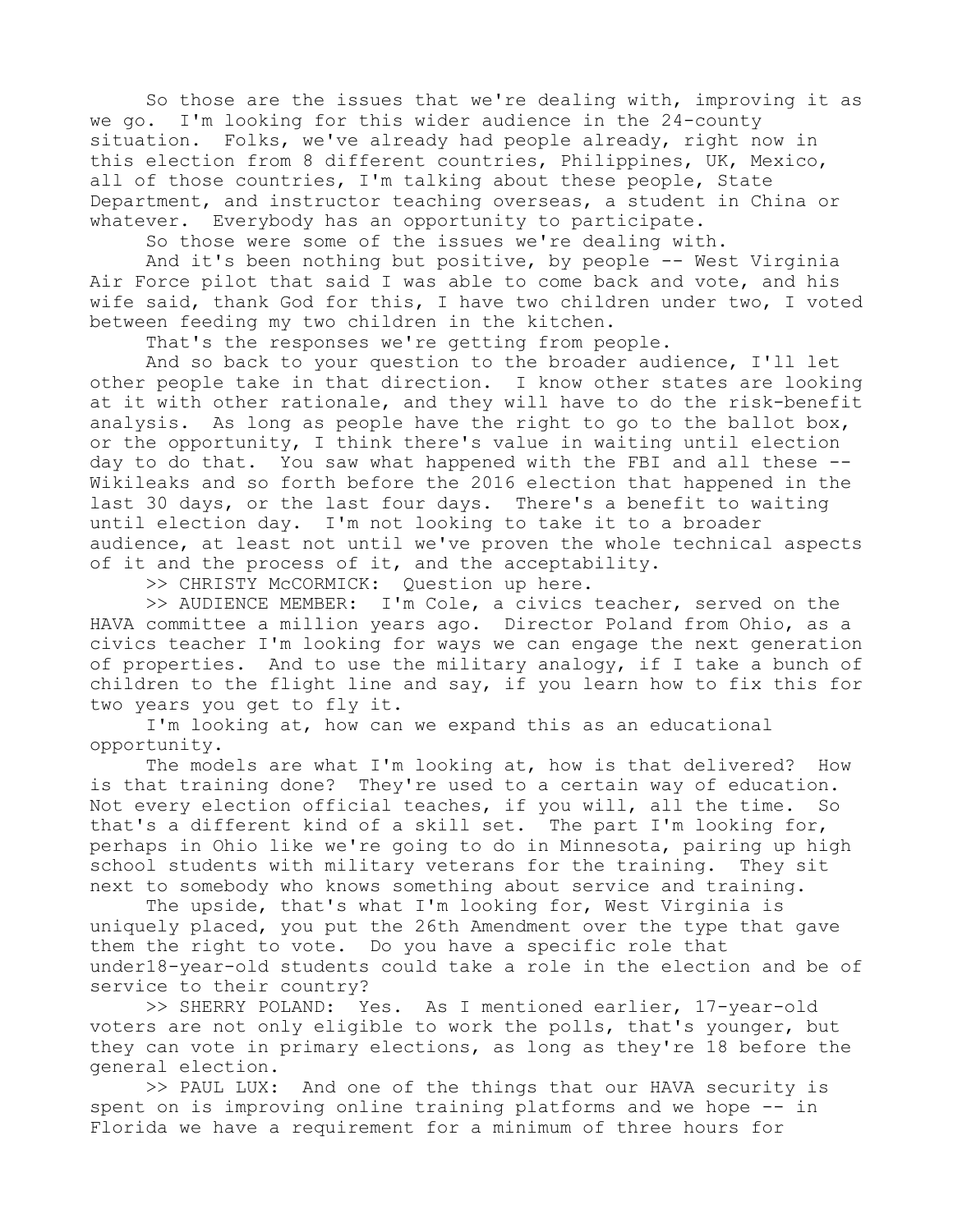So those are the issues that we're dealing with, improving it as we go. I'm looking for this wider audience in the 24-county situation. Folks, we've already had people already, right now in this election from 8 different countries, Philippines, UK, Mexico, all of those countries, I'm talking about these people, State Department, and instructor teaching overseas, a student in China or whatever. Everybody has an opportunity to participate.

So those were some of the issues we're dealing with.

And it's been nothing but positive, by people -- West Virginia Air Force pilot that said I was able to come back and vote, and his wife said, thank God for this, I have two children under two, I voted between feeding my two children in the kitchen.

That's the responses we're getting from people.

And so back to your question to the broader audience, I'll let other people take in that direction. I know other states are looking at it with other rationale, and they will have to do the risk-benefit analysis. As long as people have the right to go to the ballot box, or the opportunity, I think there's value in waiting until election day to do that. You saw what happened with the FBI and all these -- Wikileaks and so forth before the 2016 election that happened in the last 30 days, or the last four days. There's a benefit to waiting until election day. I'm not looking to take it to a broader audience, at least not until we've proven the whole technical aspects of it and the process of it, and the acceptability.

>> CHRISTY McCORMICK: Question up here.

>> AUDIENCE MEMBER: I'm Cole, a civics teacher, served on the HAVA committee a million years ago. Director Poland from Ohio, as a civics teacher I'm looking for ways we can engage the next generation of properties. And to use the military analogy, if I take a bunch of children to the flight line and say, if you learn how to fix this for two years you get to fly it.

I'm looking at, how can we expand this as an educational opportunity.

The models are what I'm looking at, how is that delivered? How is that training done? They're used to a certain way of education. Not every election official teaches, if you will, all the time. So that's a different kind of a skill set. The part I'm looking for, perhaps in Ohio like we're going to do in Minnesota, pairing up high school students with military veterans for the training. They sit next to somebody who knows something about service and training.

The upside, that's what I'm looking for, West Virginia is uniquely placed, you put the 26th Amendment over the type that gave them the right to vote. Do you have a specific role that under18-year-old students could take a role in the election and be of service to their country?

>> SHERRY POLAND: Yes. As I mentioned earlier, 17-year-old voters are not only eligible to work the polls, that's younger, but they can vote in primary elections, as long as they're 18 before the general election.

>> PAUL LUX: And one of the things that our HAVA security is spent on is improving online training platforms and we hope -- in Florida we have a requirement for a minimum of three hours for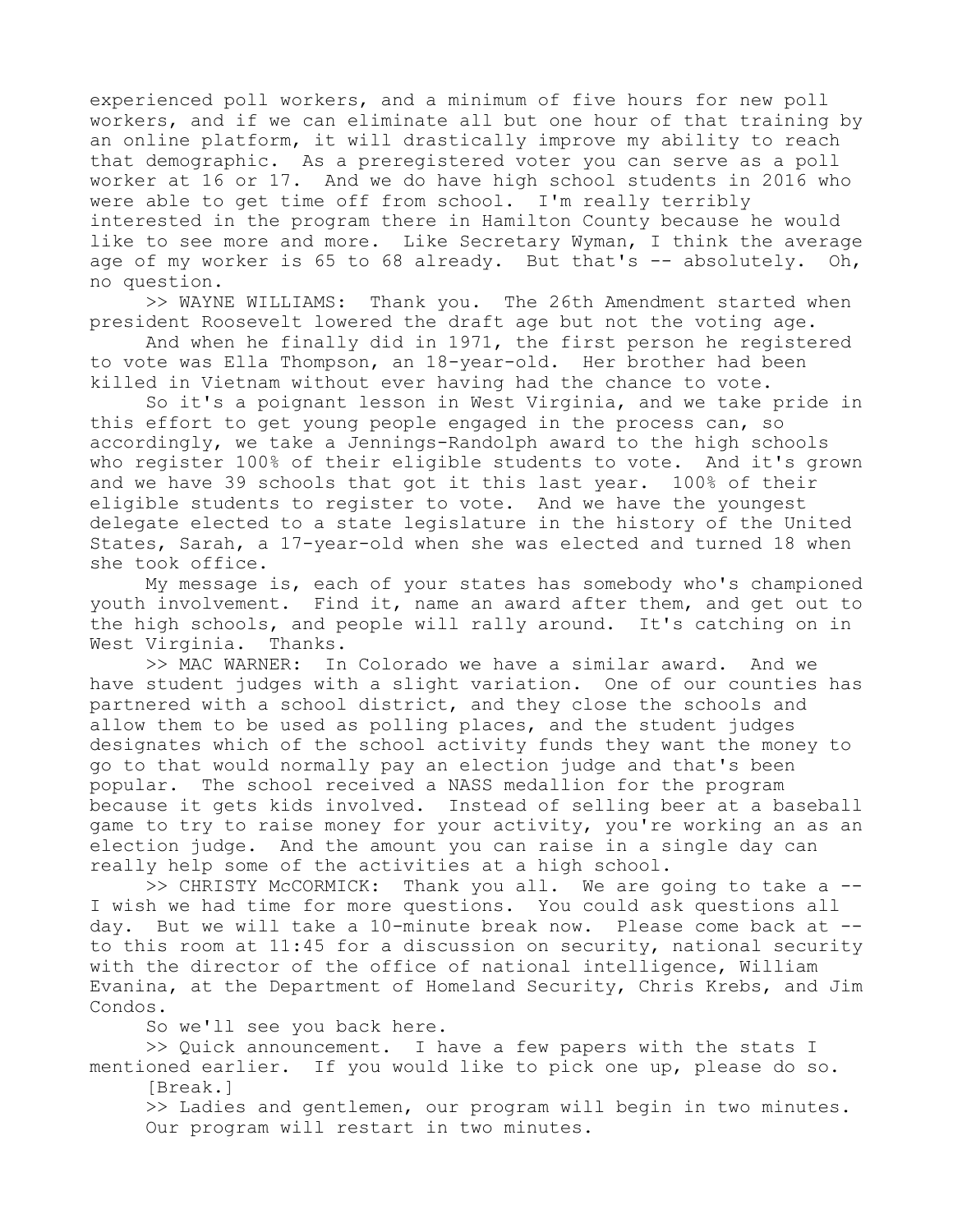experienced poll workers, and a minimum of five hours for new poll workers, and if we can eliminate all but one hour of that training by an online platform, it will drastically improve my ability to reach that demographic. As a preregistered voter you can serve as a poll worker at 16 or 17. And we do have high school students in 2016 who were able to get time off from school. I'm really terribly interested in the program there in Hamilton County because he would like to see more and more. Like Secretary Wyman, I think the average age of my worker is 65 to 68 already. But that's -- absolutely. Oh, no question.

>> WAYNE WILLIAMS: Thank you. The 26th Amendment started when president Roosevelt lowered the draft age but not the voting age.

And when he finally did in 1971, the first person he registered to vote was Ella Thompson, an 18-year-old. Her brother had been killed in Vietnam without ever having had the chance to vote.

So it's a poignant lesson in West Virginia, and we take pride in this effort to get young people engaged in the process can, so accordingly, we take a Jennings-Randolph award to the high schools who register 100% of their eligible students to vote. And it's grown and we have 39 schools that got it this last year. 100% of their eligible students to register to vote. And we have the youngest delegate elected to a state legislature in the history of the United States, Sarah, a 17-year-old when she was elected and turned 18 when she took office.

My message is, each of your states has somebody who's championed youth involvement. Find it, name an award after them, and get out to the high schools, and people will rally around. It's catching on in West Virginia. Thanks.

>> MAC WARNER: In Colorado we have a similar award. And we have student judges with a slight variation. One of our counties has partnered with a school district, and they close the schools and allow them to be used as polling places, and the student judges designates which of the school activity funds they want the money to go to that would normally pay an election judge and that's been popular. The school received a NASS medallion for the program because it gets kids involved. Instead of selling beer at a baseball game to try to raise money for your activity, you're working an as an election judge. And the amount you can raise in a single day can really help some of the activities at a high school.

>> CHRISTY McCORMICK: Thank you all. We are going to take a -- I wish we had time for more questions. You could ask questions all day. But we will take a 10-minute break now. Please come back at -- to this room at 11:45 for a discussion on security, national security with the director of the office of national intelligence, William Evanina, at the Department of Homeland Security, Chris Krebs, and Jim Condos.

So we'll see you back here.

>> Quick announcement. I have a few papers with the stats I mentioned earlier. If you would like to pick one up, please do so.

[Break.]

>> Ladies and gentlemen, our program will begin in two minutes. Our program will restart in two minutes.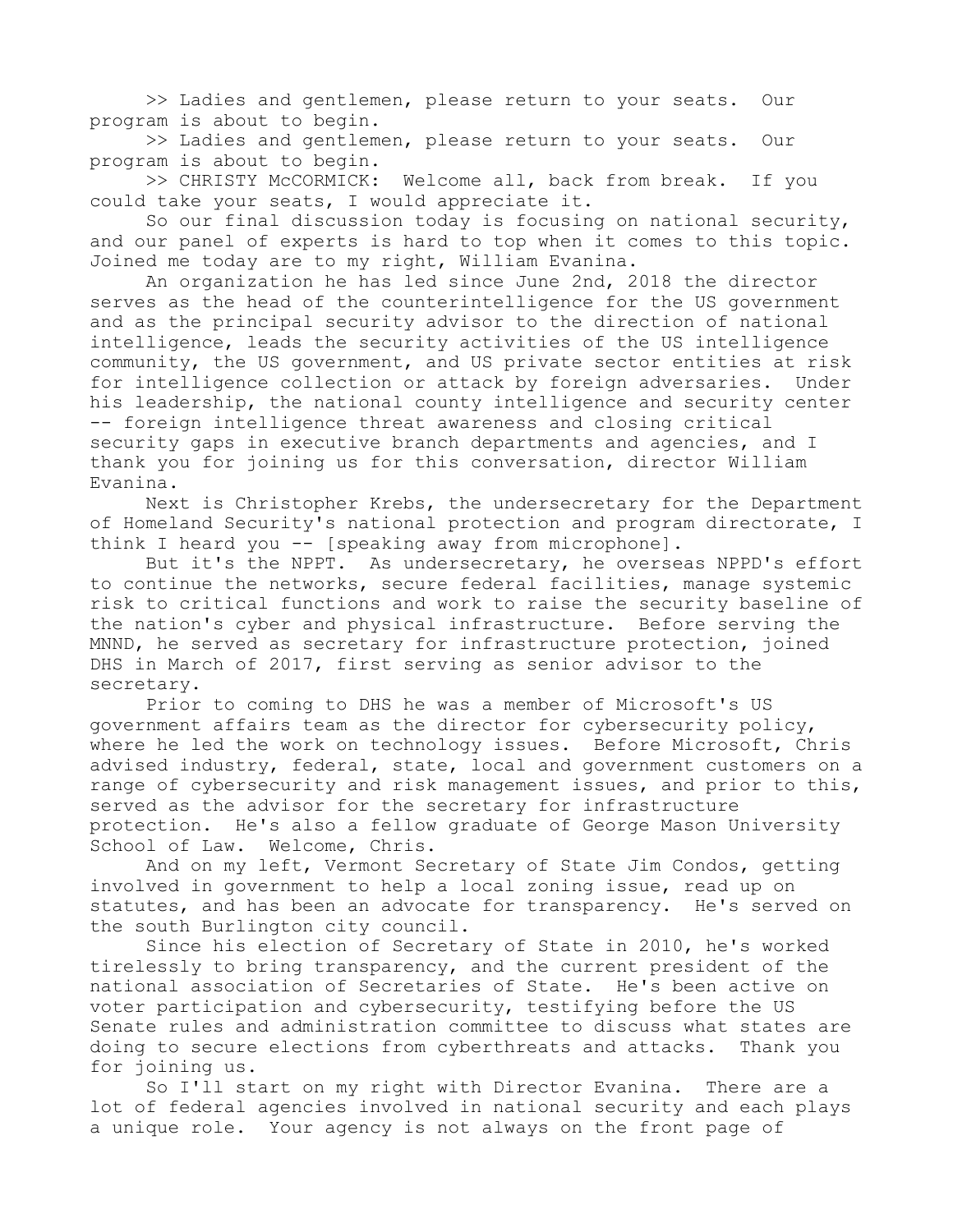>> Ladies and gentlemen, please return to your seats. Our program is about to begin.

>> Ladies and gentlemen, please return to your seats. Our program is about to begin.

>> CHRISTY McCORMICK: Welcome all, back from break. If you could take your seats, I would appreciate it.

So our final discussion today is focusing on national security, and our panel of experts is hard to top when it comes to this topic. Joined me today are to my right, William Evanina.

An organization he has led since June 2nd, 2018 the director serves as the head of the counterintelligence for the US government and as the principal security advisor to the direction of national intelligence, leads the security activities of the US intelligence community, the US government, and US private sector entities at risk for intelligence collection or attack by foreign adversaries. Under his leadership, the national county intelligence and security center -- foreign intelligence threat awareness and closing critical security gaps in executive branch departments and agencies, and I thank you for joining us for this conversation, director William Evanina.

Next is Christopher Krebs, the undersecretary for the Department of Homeland Security's national protection and program directorate, I think I heard you -- [speaking away from microphone].

But it's the NPPT. As undersecretary, he overseas NPPD's effort to continue the networks, secure federal facilities, manage systemic risk to critical functions and work to raise the security baseline of the nation's cyber and physical infrastructure. Before serving the MNND, he served as secretary for infrastructure protection, joined DHS in March of 2017, first serving as senior advisor to the secretary.

Prior to coming to DHS he was a member of Microsoft's US government affairs team as the director for cybersecurity policy, where he led the work on technology issues. Before Microsoft, Chris advised industry, federal, state, local and government customers on a range of cybersecurity and risk management issues, and prior to this, served as the advisor for the secretary for infrastructure protection. He's also a fellow graduate of George Mason University School of Law. Welcome, Chris.

And on my left, Vermont Secretary of State Jim Condos, getting involved in government to help a local zoning issue, read up on statutes, and has been an advocate for transparency. He's served on the south Burlington city council.

Since his election of Secretary of State in 2010, he's worked tirelessly to bring transparency, and the current president of the national association of Secretaries of State. He's been active on voter participation and cybersecurity, testifying before the US Senate rules and administration committee to discuss what states are doing to secure elections from cyberthreats and attacks. Thank you for joining us.

So I'll start on my right with Director Evanina. There are a lot of federal agencies involved in national security and each plays a unique role. Your agency is not always on the front page of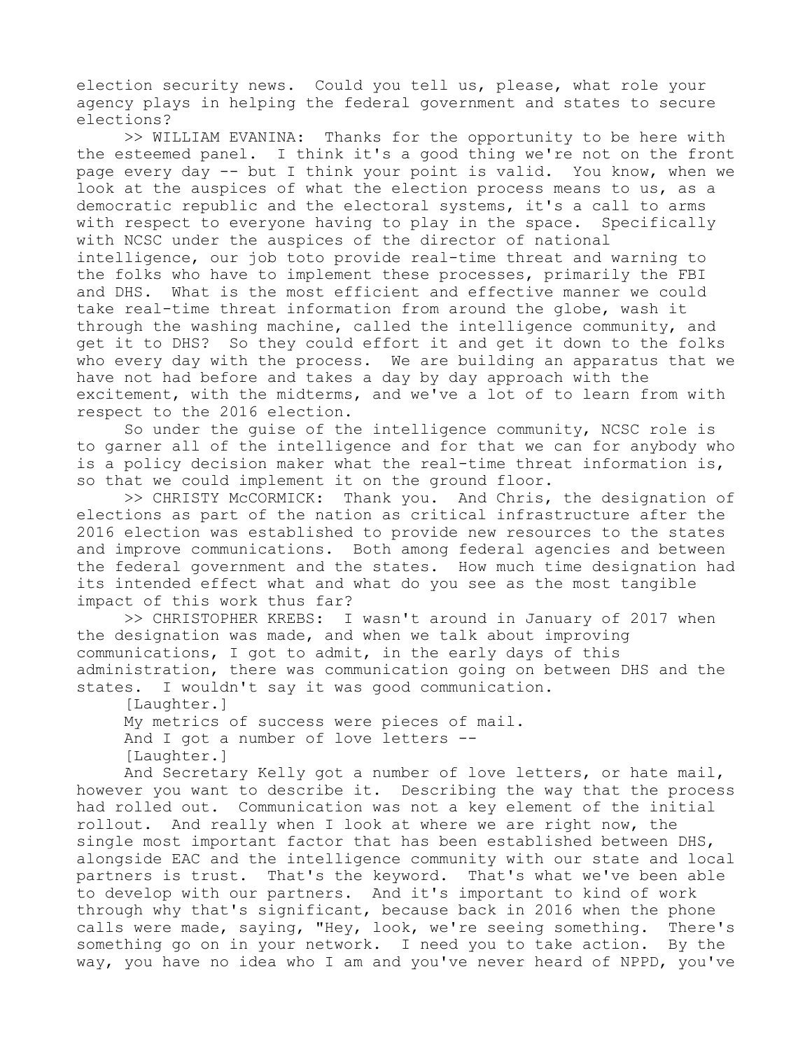election security news. Could you tell us, please, what role your agency plays in helping the federal government and states to secure elections?

>> WILLIAM EVANINA: Thanks for the opportunity to be here with the esteemed panel. I think it's a good thing we're not on the front page every day -- but I think your point is valid. You know, when we look at the auspices of what the election process means to us, as a democratic republic and the electoral systems, it's a call to arms with respect to everyone having to play in the space. Specifically with NCSC under the auspices of the director of national intelligence, our job toto provide real-time threat and warning to the folks who have to implement these processes, primarily the FBI and DHS. What is the most efficient and effective manner we could take real-time threat information from around the globe, wash it through the washing machine, called the intelligence community, and get it to DHS? So they could effort it and get it down to the folks who every day with the process. We are building an apparatus that we have not had before and takes a day by day approach with the excitement, with the midterms, and we've a lot of to learn from with respect to the 2016 election.

So under the guise of the intelligence community, NCSC role is to garner all of the intelligence and for that we can for anybody who is a policy decision maker what the real-time threat information is, so that we could implement it on the ground floor.

>> CHRISTY McCORMICK: Thank you. And Chris, the designation of elections as part of the nation as critical infrastructure after the 2016 election was established to provide new resources to the states and improve communications. Both among federal agencies and between the federal government and the states. How much time designation had its intended effect what and what do you see as the most tangible impact of this work thus far?

>> CHRISTOPHER KREBS: I wasn't around in January of 2017 when the designation was made, and when we talk about improving communications, I got to admit, in the early days of this administration, there was communication going on between DHS and the states. I wouldn't say it was good communication.

[Laughter.]

My metrics of success were pieces of mail.

And I got a number of love letters --

[Laughter.]

And Secretary Kelly got a number of love letters, or hate mail, however you want to describe it. Describing the way that the process had rolled out. Communication was not a key element of the initial rollout. And really when I look at where we are right now, the single most important factor that has been established between DHS, alongside EAC and the intelligence community with our state and local partners is trust. That's the keyword. That's what we've been able to develop with our partners. And it's important to kind of work through why that's significant, because back in 2016 when the phone calls were made, saying, "Hey, look, we're seeing something. There's something go on in your network. I need you to take action. By the way, you have no idea who I am and you've never heard of NPPD, you've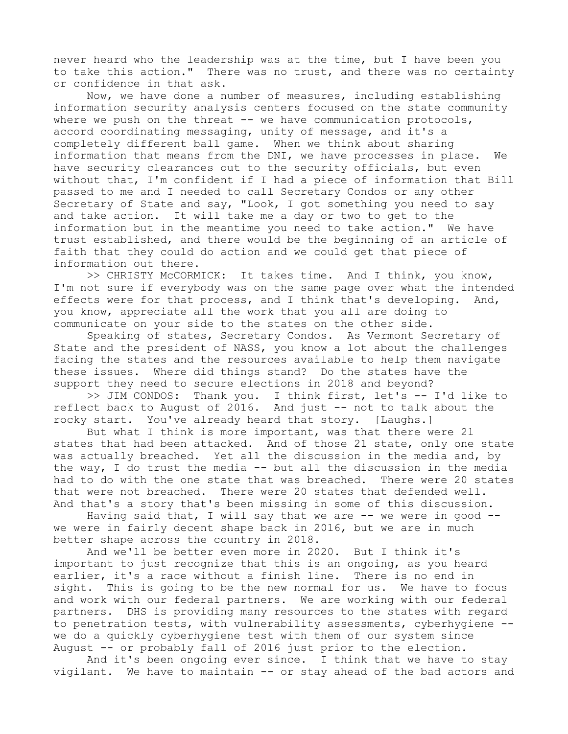never heard who the leadership was at the time, but I have been you to take this action." There was no trust, and there was no certainty or confidence in that ask.

Now, we have done a number of measures, including establishing information security analysis centers focused on the state community where we push on the threat -- we have communication protocols, accord coordinating messaging, unity of message, and it's a completely different ball game. When we think about sharing information that means from the DNI, we have processes in place. We have security clearances out to the security officials, but even without that, I'm confident if I had a piece of information that Bill passed to me and I needed to call Secretary Condos or any other Secretary of State and say, "Look, I got something you need to say and take action. It will take me a day or two to get to the information but in the meantime you need to take action." We have trust established, and there would be the beginning of an article of faith that they could do action and we could get that piece of information out there.

>> CHRISTY McCORMICK: It takes time. And I think, you know, I'm not sure if everybody was on the same page over what the intended effects were for that process, and I think that's developing. And, you know, appreciate all the work that you all are doing to communicate on your side to the states on the other side.

Speaking of states, Secretary Condos. As Vermont Secretary of State and the president of NASS, you know a lot about the challenges facing the states and the resources available to help them navigate these issues. Where did things stand? Do the states have the support they need to secure elections in 2018 and beyond?

>> JIM CONDOS: Thank you. I think first, let's -- I'd like to reflect back to August of 2016. And just -- not to talk about the rocky start. You've already heard that story. [Laughs.]

But what I think is more important, was that there were 21 states that had been attacked. And of those 21 state, only one state was actually breached. Yet all the discussion in the media and, by the way, I do trust the media -- but all the discussion in the media had to do with the one state that was breached. There were 20 states that were not breached. There were 20 states that defended well. And that's a story that's been missing in some of this discussion.

Having said that, I will say that we are -- we were in good -- we were in fairly decent shape back in 2016, but we are in much better shape across the country in 2018.

And we'll be better even more in 2020. But I think it's important to just recognize that this is an ongoing, as you heard earlier, it's a race without a finish line. There is no end in sight. This is going to be the new normal for us. We have to focus and work with our federal partners. We are working with our federal partners. DHS is providing many resources to the states with regard to penetration tests, with vulnerability assessments, cyberhygiene -- we do a quickly cyberhygiene test with them of our system since August -- or probably fall of 2016 just prior to the election.

And it's been ongoing ever since. I think that we have to stay vigilant. We have to maintain -- or stay ahead of the bad actors and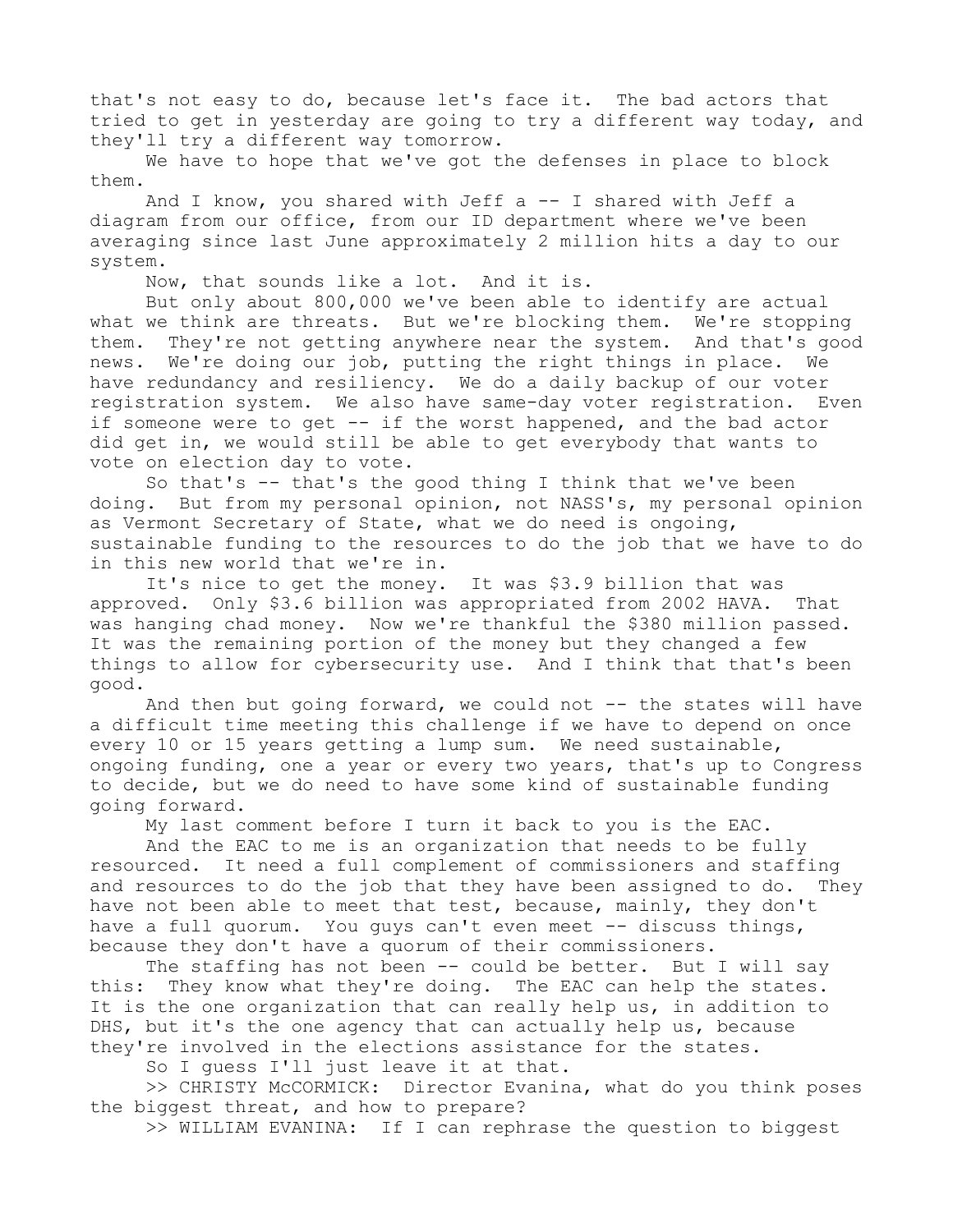that's not easy to do, because let's face it. The bad actors that tried to get in yesterday are going to try a different way today, and they'll try a different way tomorrow.

We have to hope that we've got the defenses in place to block them.

And I know, you shared with Jeff a -- I shared with Jeff a diagram from our office, from our ID department where we've been averaging since last June approximately 2 million hits a day to our system.

Now, that sounds like a lot. And it is.

But only about 800,000 we've been able to identify are actual what we think are threats. But we're blocking them. We're stopping them. They're not getting anywhere near the system. And that's good news. We're doing our job, putting the right things in place. We have redundancy and resiliency. We do a daily backup of our voter registration system. We also have same-day voter registration. Even if someone were to get -- if the worst happened, and the bad actor did get in, we would still be able to get everybody that wants to vote on election day to vote.

So that's -- that's the good thing I think that we've been doing. But from my personal opinion, not NASS's, my personal opinion as Vermont Secretary of State, what we do need is ongoing, sustainable funding to the resources to do the job that we have to do in this new world that we're in.

It's nice to get the money. It was $3.9 billion that was approved. Only $3.6 billion was appropriated from 2002 HAVA. That was hanging chad money. Now we're thankful the $380 million passed. It was the remaining portion of the money but they changed a few things to allow for cybersecurity use. And I think that that's been good.

And then but going forward, we could not -- the states will have a difficult time meeting this challenge if we have to depend on once every 10 or 15 years getting a lump sum. We need sustainable, ongoing funding, one a year or every two years, that's up to Congress to decide, but we do need to have some kind of sustainable funding going forward.

My last comment before I turn it back to you is the EAC.

And the EAC to me is an organization that needs to be fully resourced. It need a full complement of commissioners and staffing and resources to do the job that they have been assigned to do. They have not been able to meet that test, because, mainly, they don't have a full quorum. You guys can't even meet -- discuss things, because they don't have a quorum of their commissioners.

The staffing has not been -- could be better. But I will say this: They know what they're doing. The EAC can help the states. It is the one organization that can really help us, in addition to DHS, but it's the one agency that can actually help us, because they're involved in the elections assistance for the states.

So I guess I'll just leave it at that.

>> CHRISTY McCORMICK: Director Evanina, what do you think poses the biggest threat, and how to prepare?

>> WILLIAM EVANINA: If I can rephrase the question to biggest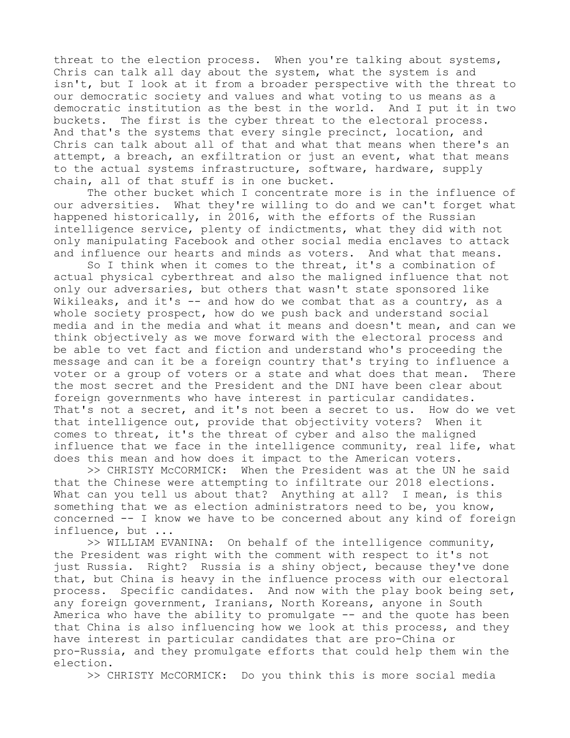threat to the election process. When you're talking about systems, Chris can talk all day about the system, what the system is and isn't, but I look at it from a broader perspective with the threat to our democratic society and values and what voting to us means as a democratic institution as the best in the world. And I put it in two buckets. The first is the cyber threat to the electoral process. And that's the systems that every single precinct, location, and Chris can talk about all of that and what that means when there's an attempt, a breach, an exfiltration or just an event, what that means to the actual systems infrastructure, software, hardware, supply chain, all of that stuff is in one bucket.

The other bucket which I concentrate more is in the influence of our adversities. What they're willing to do and we can't forget what happened historically, in 2016, with the efforts of the Russian intelligence service, plenty of indictments, what they did with not only manipulating Facebook and other social media enclaves to attack and influence our hearts and minds as voters. And what that means.

So I think when it comes to the threat, it's a combination of actual physical cyberthreat and also the maligned influence that not only our adversaries, but others that wasn't state sponsored like Wikileaks, and it's -- and how do we combat that as a country, as a whole society prospect, how do we push back and understand social media and in the media and what it means and doesn't mean, and can we think objectively as we move forward with the electoral process and be able to vet fact and fiction and understand who's proceeding the message and can it be a foreign country that's trying to influence a voter or a group of voters or a state and what does that mean. There the most secret and the President and the DNI have been clear about foreign governments who have interest in particular candidates. That's not a secret, and it's not been a secret to us. How do we vet that intelligence out, provide that objectivity voters? When it comes to threat, it's the threat of cyber and also the maligned influence that we face in the intelligence community, real life, what does this mean and how does it impact to the American voters.

>> CHRISTY McCORMICK: When the President was at the UN he said that the Chinese were attempting to infiltrate our 2018 elections. What can you tell us about that? Anything at all? I mean, is this something that we as election administrators need to be, you know, concerned -- I know we have to be concerned about any kind of foreign influence, but ...

>> WILLIAM EVANINA: On behalf of the intelligence community, the President was right with the comment with respect to it's not just Russia. Right? Russia is a shiny object, because they've done that, but China is heavy in the influence process with our electoral process. Specific candidates. And now with the play book being set, any foreign government, Iranians, North Koreans, anyone in South America who have the ability to promulgate -- and the quote has been that China is also influencing how we look at this process, and they have interest in particular candidates that are pro-China or pro-Russia, and they promulgate efforts that could help them win the election.

>> CHRISTY McCORMICK: Do you think this is more social media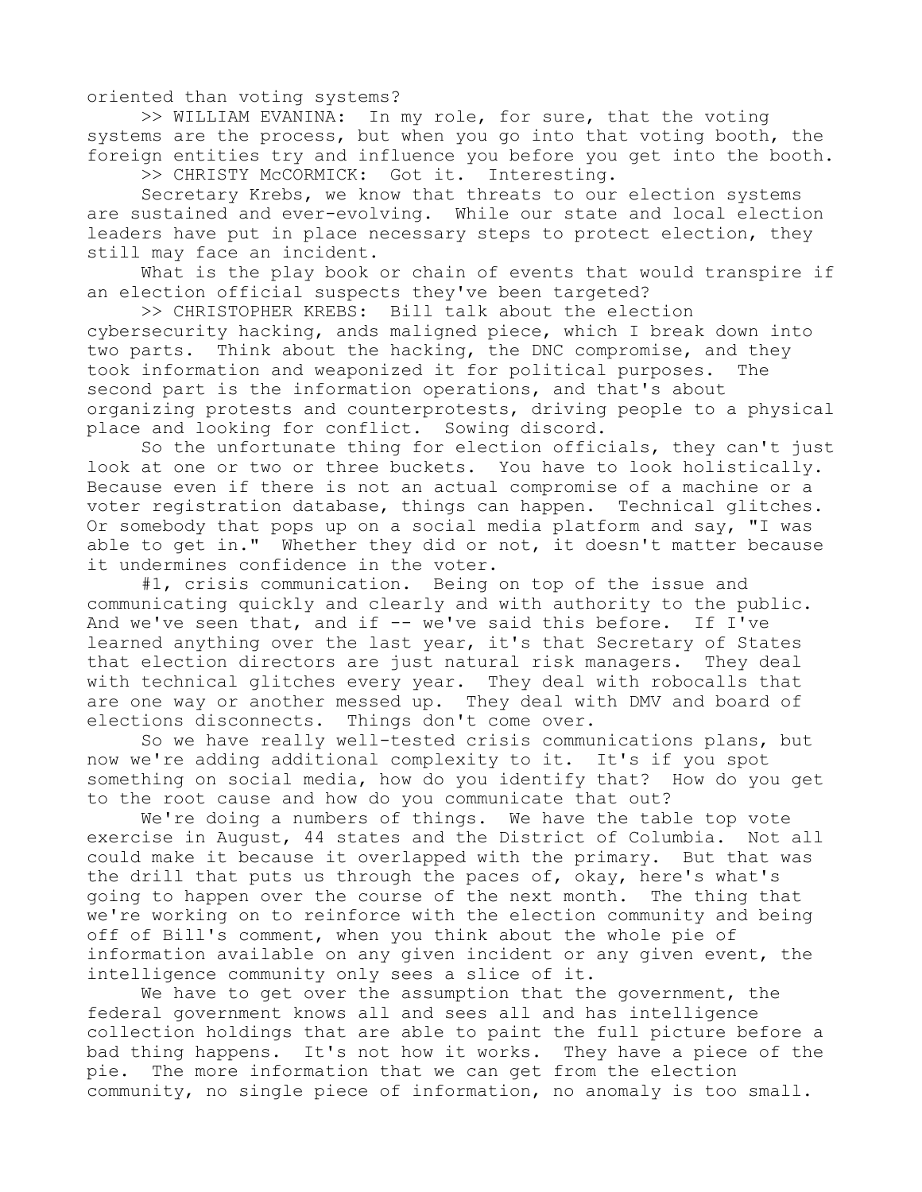oriented than voting systems?

>> WILLIAM EVANINA: In my role, for sure, that the voting systems are the process, but when you go into that voting booth, the foreign entities try and influence you before you get into the booth.

>> CHRISTY McCORMICK: Got it. Interesting.

Secretary Krebs, we know that threats to our election systems are sustained and ever-evolving. While our state and local election leaders have put in place necessary steps to protect election, they still may face an incident.

What is the play book or chain of events that would transpire if an election official suspects they've been targeted?

>> CHRISTOPHER KREBS: Bill talk about the election cybersecurity hacking, ands maligned piece, which I break down into two parts. Think about the hacking, the DNC compromise, and they took information and weaponized it for political purposes. The second part is the information operations, and that's about organizing protests and counterprotests, driving people to a physical place and looking for conflict. Sowing discord.

So the unfortunate thing for election officials, they can't just look at one or two or three buckets. You have to look holistically. Because even if there is not an actual compromise of a machine or a voter registration database, things can happen. Technical glitches. Or somebody that pops up on a social media platform and say, "I was able to get in." Whether they did or not, it doesn't matter because it undermines confidence in the voter.

#1, crisis communication. Being on top of the issue and communicating quickly and clearly and with authority to the public. And we've seen that, and if -- we've said this before. If I've learned anything over the last year, it's that Secretary of States that election directors are just natural risk managers. They deal with technical glitches every year. They deal with robocalls that are one way or another messed up. They deal with DMV and board of elections disconnects. Things don't come over.

So we have really well-tested crisis communications plans, but now we're adding additional complexity to it. It's if you spot something on social media, how do you identify that? How do you get to the root cause and how do you communicate that out?

We're doing a numbers of things. We have the table top vote exercise in August, 44 states and the District of Columbia. Not all could make it because it overlapped with the primary. But that was the drill that puts us through the paces of, okay, here's what's going to happen over the course of the next month. The thing that we're working on to reinforce with the election community and being off of Bill's comment, when you think about the whole pie of information available on any given incident or any given event, the intelligence community only sees a slice of it.

We have to get over the assumption that the government, the federal government knows all and sees all and has intelligence collection holdings that are able to paint the full picture before a bad thing happens. It's not how it works. They have a piece of the pie. The more information that we can get from the election community, no single piece of information, no anomaly is too small.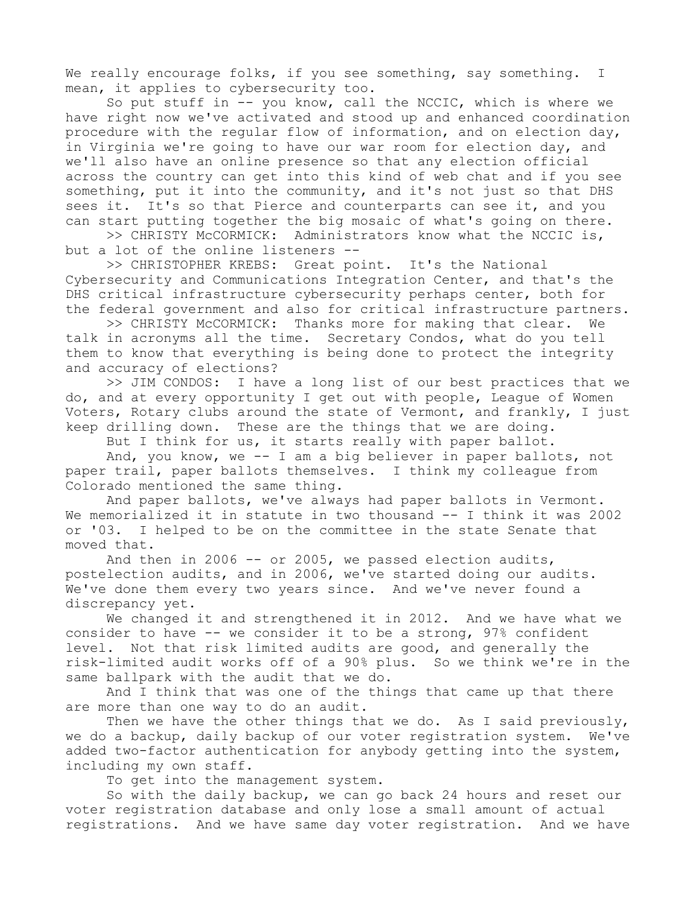We really encourage folks, if you see something, say something. I mean, it applies to cybersecurity too.

So put stuff in -- you know, call the NCCIC, which is where we have right now we've activated and stood up and enhanced coordination procedure with the regular flow of information, and on election day, in Virginia we're going to have our war room for election day, and we'll also have an online presence so that any election official across the country can get into this kind of web chat and if you see something, put it into the community, and it's not just so that DHS sees it. It's so that Pierce and counterparts can see it, and you can start putting together the big mosaic of what's going on there.

>> CHRISTY McCORMICK: Administrators know what the NCCIC is, but a lot of the online listeners --

>> CHRISTOPHER KREBS: Great point. It's the National Cybersecurity and Communications Integration Center, and that's the DHS critical infrastructure cybersecurity perhaps center, both for the federal government and also for critical infrastructure partners.

>> CHRISTY McCORMICK: Thanks more for making that clear. We talk in acronyms all the time. Secretary Condos, what do you tell them to know that everything is being done to protect the integrity and accuracy of elections?

>> JIM CONDOS: I have a long list of our best practices that we do, and at every opportunity I get out with people, League of Women Voters, Rotary clubs around the state of Vermont, and frankly, I just keep drilling down. These are the things that we are doing.

But I think for us, it starts really with paper ballot.

And, you know, we -- I am a big believer in paper ballots, not paper trail, paper ballots themselves. I think my colleague from Colorado mentioned the same thing.

And paper ballots, we've always had paper ballots in Vermont. We memorialized it in statute in two thousand -- I think it was 2002 or '03. I helped to be on the committee in the state Senate that moved that.

And then in 2006 -- or 2005, we passed election audits, postelection audits, and in 2006, we've started doing our audits. We've done them every two years since. And we've never found a discrepancy yet.

We changed it and strengthened it in 2012. And we have what we consider to have -- we consider it to be a strong, 97% confident level. Not that risk limited audits are good, and generally the risk-limited audit works off of a 90% plus. So we think we're in the same ballpark with the audit that we do.

And I think that was one of the things that came up that there are more than one way to do an audit.

Then we have the other things that we do. As I said previously, we do a backup, daily backup of our voter registration system. We've added two-factor authentication for anybody getting into the system, including my own staff.

To get into the management system.

So with the daily backup, we can go back 24 hours and reset our voter registration database and only lose a small amount of actual registrations. And we have same day voter registration. And we have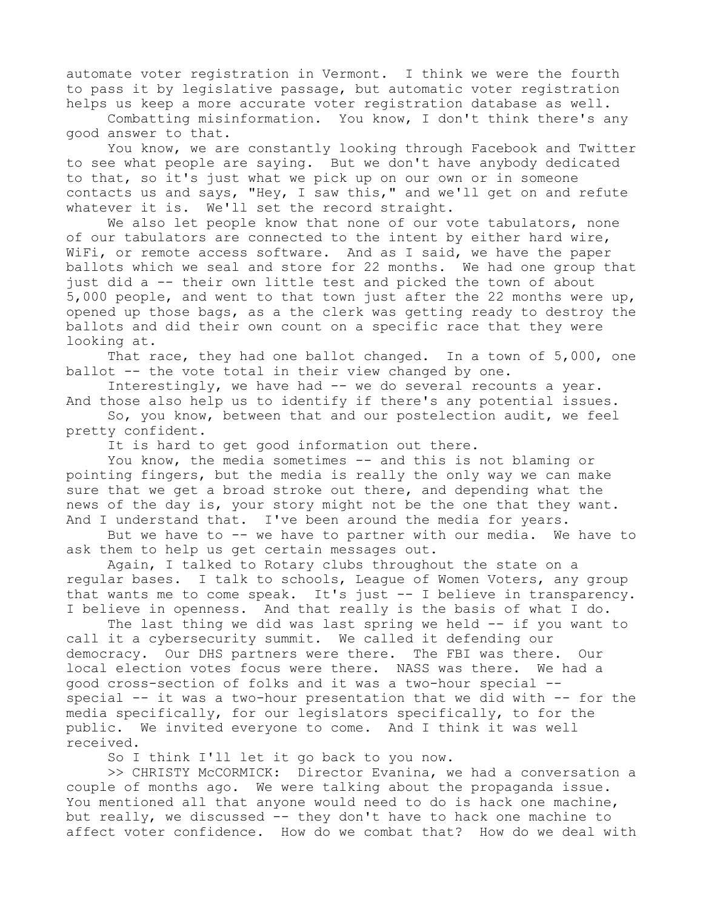automate voter registration in Vermont. I think we were the fourth to pass it by legislative passage, but automatic voter registration helps us keep a more accurate voter registration database as well.

Combatting misinformation. You know, I don't think there's any good answer to that.

You know, we are constantly looking through Facebook and Twitter to see what people are saying. But we don't have anybody dedicated to that, so it's just what we pick up on our own or in someone contacts us and says, "Hey, I saw this," and we'll get on and refute whatever it is. We'll set the record straight.

We also let people know that none of our vote tabulators, none of our tabulators are connected to the intent by either hard wire, WiFi, or remote access software. And as I said, we have the paper ballots which we seal and store for 22 months. We had one group that just did a -- their own little test and picked the town of about 5,000 people, and went to that town just after the 22 months were up, opened up those bags, as a the clerk was getting ready to destroy the ballots and did their own count on a specific race that they were looking at.

That race, they had one ballot changed. In a town of 5,000, one ballot -- the vote total in their view changed by one.

Interestingly, we have had -- we do several recounts a year. And those also help us to identify if there's any potential issues.

So, you know, between that and our postelection audit, we feel pretty confident.

It is hard to get good information out there.

You know, the media sometimes -- and this is not blaming or pointing fingers, but the media is really the only way we can make sure that we get a broad stroke out there, and depending what the news of the day is, your story might not be the one that they want. And I understand that. I've been around the media for years.

But we have to -- we have to partner with our media. We have to ask them to help us get certain messages out.

Again, I talked to Rotary clubs throughout the state on a regular bases. I talk to schools, League of Women Voters, any group that wants me to come speak. It's just -- I believe in transparency. I believe in openness. And that really is the basis of what I do.

The last thing we did was last spring we held -- if you want to call it a cybersecurity summit. We called it defending our democracy. Our DHS partners were there. The FBI was there. Our local election votes focus were there. NASS was there. We had a good cross-section of folks and it was a two-hour special -- special -- it was a two-hour presentation that we did with -- for the media specifically, for our legislators specifically, to for the public. We invited everyone to come. And I think it was well received.

So I think I'll let it go back to you now.

>> CHRISTY McCORMICK: Director Evanina, we had a conversation a couple of months ago. We were talking about the propaganda issue. You mentioned all that anyone would need to do is hack one machine, but really, we discussed -- they don't have to hack one machine to affect voter confidence. How do we combat that? How do we deal with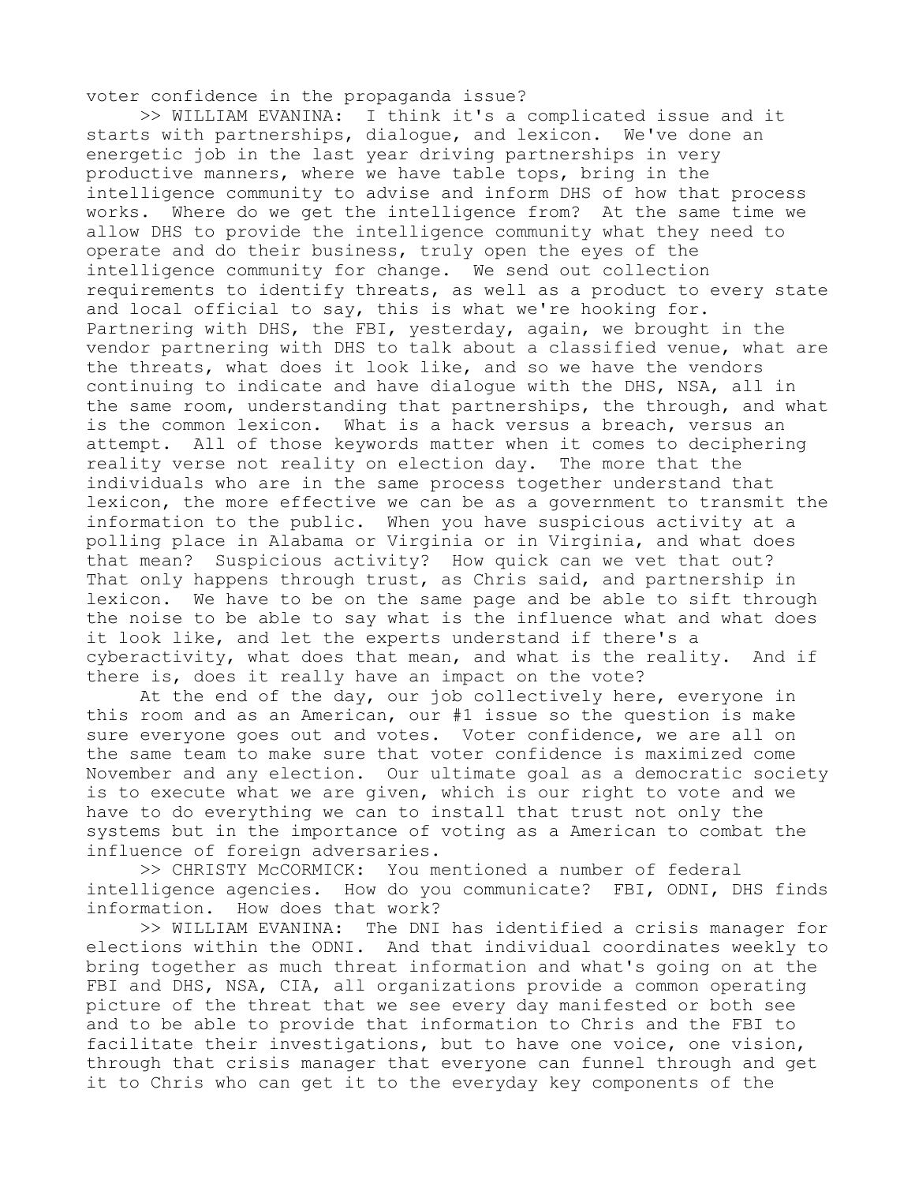voter confidence in the propaganda issue?

>> WILLIAM EVANINA: I think it's a complicated issue and it starts with partnerships, dialogue, and lexicon. We've done an energetic job in the last year driving partnerships in very productive manners, where we have table tops, bring in the intelligence community to advise and inform DHS of how that process works. Where do we get the intelligence from? At the same time we allow DHS to provide the intelligence community what they need to operate and do their business, truly open the eyes of the intelligence community for change. We send out collection requirements to identify threats, as well as a product to every state and local official to say, this is what we're hooking for. Partnering with DHS, the FBI, yesterday, again, we brought in the vendor partnering with DHS to talk about a classified venue, what are the threats, what does it look like, and so we have the vendors continuing to indicate and have dialogue with the DHS, NSA, all in the same room, understanding that partnerships, the through, and what is the common lexicon. What is a hack versus a breach, versus an attempt. All of those keywords matter when it comes to deciphering reality verse not reality on election day. The more that the individuals who are in the same process together understand that lexicon, the more effective we can be as a government to transmit the information to the public. When you have suspicious activity at a polling place in Alabama or Virginia or in Virginia, and what does that mean? Suspicious activity? How quick can we vet that out? That only happens through trust, as Chris said, and partnership in lexicon. We have to be on the same page and be able to sift through the noise to be able to say what is the influence what and what does it look like, and let the experts understand if there's a cyberactivity, what does that mean, and what is the reality. And if there is, does it really have an impact on the vote?

At the end of the day, our job collectively here, everyone in this room and as an American, our #1 issue so the question is make sure everyone goes out and votes. Voter confidence, we are all on the same team to make sure that voter confidence is maximized come November and any election. Our ultimate goal as a democratic society is to execute what we are given, which is our right to vote and we have to do everything we can to install that trust not only the systems but in the importance of voting as a American to combat the influence of foreign adversaries.

>> CHRISTY McCORMICK: You mentioned a number of federal intelligence agencies. How do you communicate? FBI, ODNI, DHS finds information. How does that work?

>> WILLIAM EVANINA: The DNI has identified a crisis manager for elections within the ODNI. And that individual coordinates weekly to bring together as much threat information and what's going on at the FBI and DHS, NSA, CIA, all organizations provide a common operating picture of the threat that we see every day manifested or both see and to be able to provide that information to Chris and the FBI to facilitate their investigations, but to have one voice, one vision, through that crisis manager that everyone can funnel through and get it to Chris who can get it to the everyday key components of the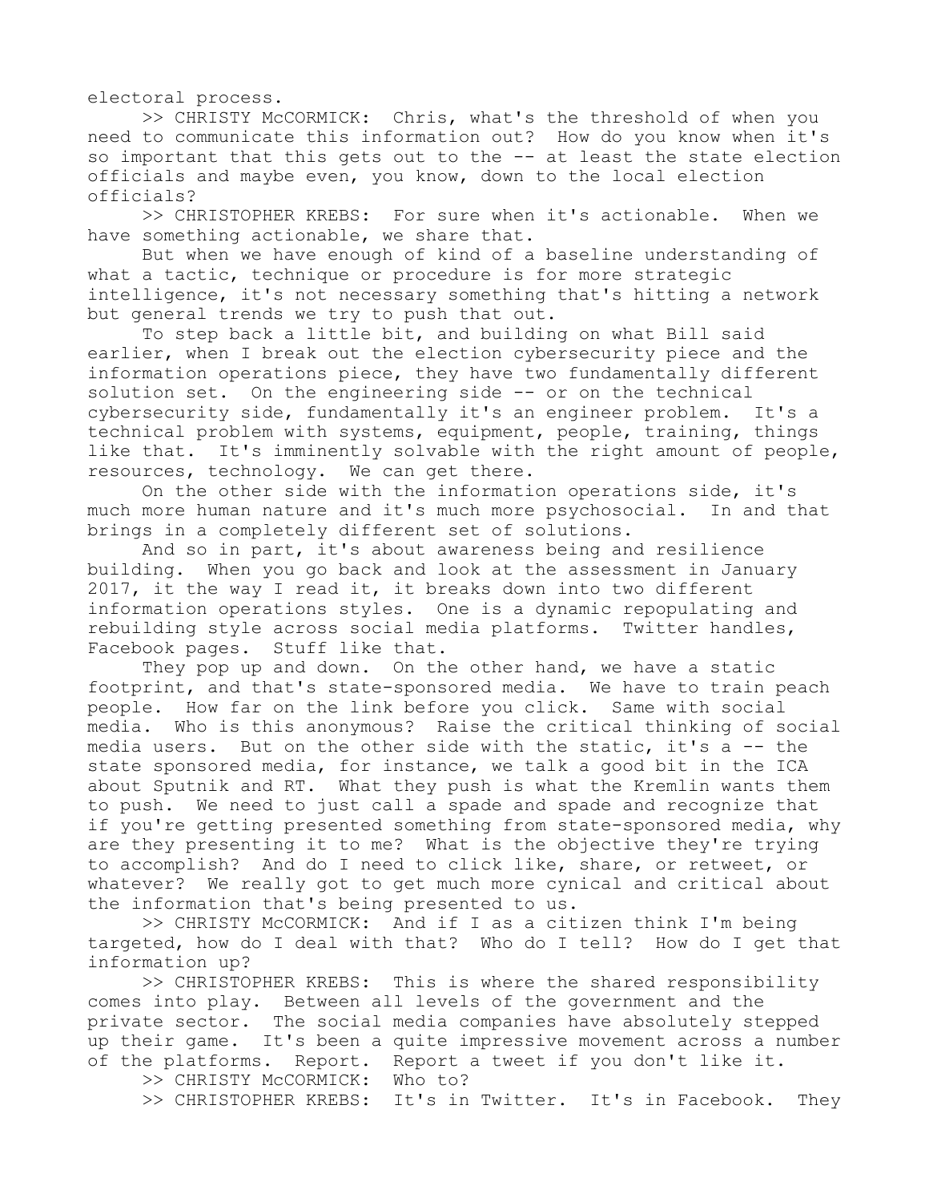electoral process.

>> CHRISTY McCORMICK: Chris, what's the threshold of when you need to communicate this information out? How do you know when it's so important that this gets out to the -- at least the state election officials and maybe even, you know, down to the local election officials?

>> CHRISTOPHER KREBS: For sure when it's actionable. When we have something actionable, we share that.

But when we have enough of kind of a baseline understanding of what a tactic, technique or procedure is for more strategic intelligence, it's not necessary something that's hitting a network but general trends we try to push that out.

To step back a little bit, and building on what Bill said earlier, when I break out the election cybersecurity piece and the information operations piece, they have two fundamentally different solution set. On the engineering side -- or on the technical cybersecurity side, fundamentally it's an engineer problem. It's a technical problem with systems, equipment, people, training, things like that. It's imminently solvable with the right amount of people, resources, technology. We can get there.

On the other side with the information operations side, it's much more human nature and it's much more psychosocial. In and that brings in a completely different set of solutions.

And so in part, it's about awareness being and resilience building. When you go back and look at the assessment in January 2017, it the way I read it, it breaks down into two different information operations styles. One is a dynamic repopulating and rebuilding style across social media platforms. Twitter handles, Facebook pages. Stuff like that.

They pop up and down. On the other hand, we have a static footprint, and that's state-sponsored media. We have to train peach people. How far on the link before you click. Same with social media. Who is this anonymous? Raise the critical thinking of social media users. But on the other side with the static, it's a -- the state sponsored media, for instance, we talk a good bit in the ICA about Sputnik and RT. What they push is what the Kremlin wants them to push. We need to just call a spade and spade and recognize that if you're getting presented something from state-sponsored media, why are they presenting it to me? What is the objective they're trying to accomplish? And do I need to click like, share, or retweet, or whatever? We really got to get much more cynical and critical about the information that's being presented to us.

>> CHRISTY McCORMICK: And if I as a citizen think I'm being targeted, how do I deal with that? Who do I tell? How do I get that information up?

>> CHRISTOPHER KREBS: This is where the shared responsibility comes into play. Between all levels of the government and the private sector. The social media companies have absolutely stepped up their game. It's been a quite impressive movement across a number of the platforms. Report. Report a tweet if you don't like it.

>> CHRISTY McCORMICK: Who to?

>> CHRISTOPHER KREBS: It's in Twitter. It's in Facebook. They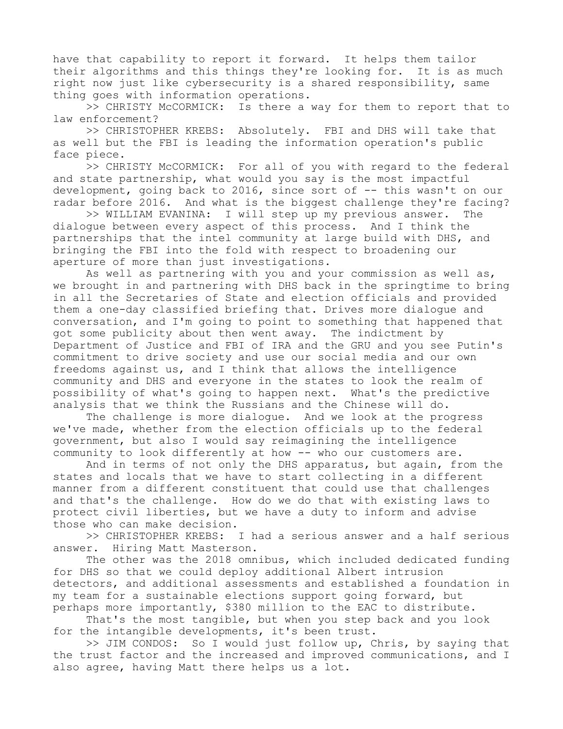have that capability to report it forward. It helps them tailor their algorithms and this things they're looking for. It is as much right now just like cybersecurity is a shared responsibility, same thing goes with information operations.

>> CHRISTY McCORMICK: Is there a way for them to report that to law enforcement?

>> CHRISTOPHER KREBS: Absolutely. FBI and DHS will take that as well but the FBI is leading the information operation's public face piece.

>> CHRISTY McCORMICK: For all of you with regard to the federal and state partnership, what would you say is the most impactful development, going back to 2016, since sort of -- this wasn't on our radar before 2016. And what is the biggest challenge they're facing?

>> WILLIAM EVANINA: I will step up my previous answer. The dialogue between every aspect of this process. And I think the partnerships that the intel community at large build with DHS, and bringing the FBI into the fold with respect to broadening our aperture of more than just investigations.

As well as partnering with you and your commission as well as, we brought in and partnering with DHS back in the springtime to bring in all the Secretaries of State and election officials and provided them a one-day classified briefing that. Drives more dialogue and conversation, and I'm going to point to something that happened that got some publicity about then went away. The indictment by Department of Justice and FBI of IRA and the GRU and you see Putin's commitment to drive society and use our social media and our own freedoms against us, and I think that allows the intelligence community and DHS and everyone in the states to look the realm of possibility of what's going to happen next. What's the predictive analysis that we think the Russians and the Chinese will do.

The challenge is more dialogue. And we look at the progress we've made, whether from the election officials up to the federal government, but also I would say reimagining the intelligence community to look differently at how -- who our customers are.

And in terms of not only the DHS apparatus, but again, from the states and locals that we have to start collecting in a different manner from a different constituent that could use that challenges and that's the challenge. How do we do that with existing laws to protect civil liberties, but we have a duty to inform and advise those who can make decision.

>> CHRISTOPHER KREBS: I had a serious answer and a half serious answer. Hiring Matt Masterson.

The other was the 2018 omnibus, which included dedicated funding for DHS so that we could deploy additional Albert intrusion detectors, and additional assessments and established a foundation in my team for a sustainable elections support going forward, but perhaps more importantly, $380 million to the EAC to distribute.

That's the most tangible, but when you step back and you look for the intangible developments, it's been trust.

>> JIM CONDOS: So I would just follow up, Chris, by saying that the trust factor and the increased and improved communications, and I also agree, having Matt there helps us a lot.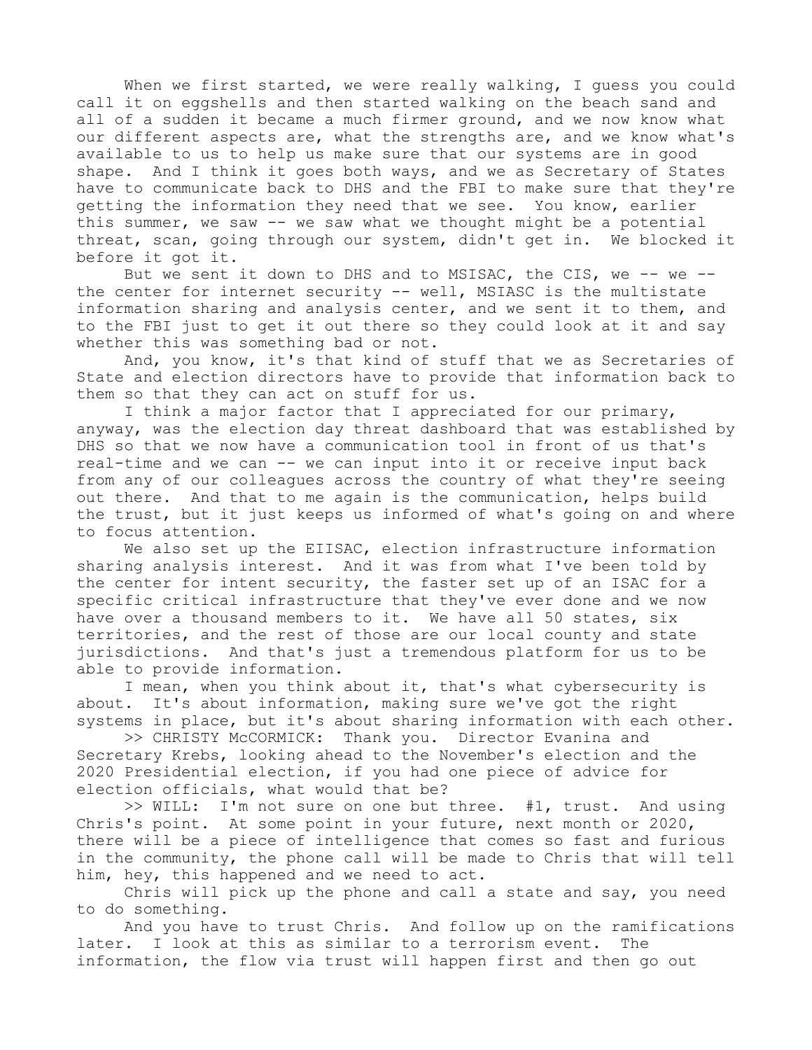When we first started, we were really walking, I guess you could call it on eggshells and then started walking on the beach sand and all of a sudden it became a much firmer ground, and we now know what our different aspects are, what the strengths are, and we know what's available to us to help us make sure that our systems are in good shape. And I think it goes both ways, and we as Secretary of States have to communicate back to DHS and the FBI to make sure that they're getting the information they need that we see. You know, earlier this summer, we saw -- we saw what we thought might be a potential threat, scan, going through our system, didn't get in. We blocked it before it got it.

But we sent it down to DHS and to MSISAC, the CIS, we -- we -- the center for internet security -- well, MSIASC is the multistate information sharing and analysis center, and we sent it to them, and to the FBI just to get it out there so they could look at it and say whether this was something bad or not.

And, you know, it's that kind of stuff that we as Secretaries of State and election directors have to provide that information back to them so that they can act on stuff for us.

I think a major factor that I appreciated for our primary, anyway, was the election day threat dashboard that was established by DHS so that we now have a communication tool in front of us that's real-time and we can -- we can input into it or receive input back from any of our colleagues across the country of what they're seeing out there. And that to me again is the communication, helps build the trust, but it just keeps us informed of what's going on and where to focus attention.

We also set up the EIISAC, election infrastructure information sharing analysis interest. And it was from what I've been told by the center for intent security, the faster set up of an ISAC for a specific critical infrastructure that they've ever done and we now have over a thousand members to it. We have all 50 states, six territories, and the rest of those are our local county and state jurisdictions. And that's just a tremendous platform for us to be able to provide information.

I mean, when you think about it, that's what cybersecurity is about. It's about information, making sure we've got the right systems in place, but it's about sharing information with each other.

>> CHRISTY McCORMICK: Thank you. Director Evanina and Secretary Krebs, looking ahead to the November's election and the 2020 Presidential election, if you had one piece of advice for election officials, what would that be?

>> WILL: I'm not sure on one but three. #1, trust. And using Chris's point. At some point in your future, next month or 2020, there will be a piece of intelligence that comes so fast and furious in the community, the phone call will be made to Chris that will tell him, hey, this happened and we need to act.

Chris will pick up the phone and call a state and say, you need to do something.

And you have to trust Chris. And follow up on the ramifications later. I look at this as similar to a terrorism event. The information, the flow via trust will happen first and then go out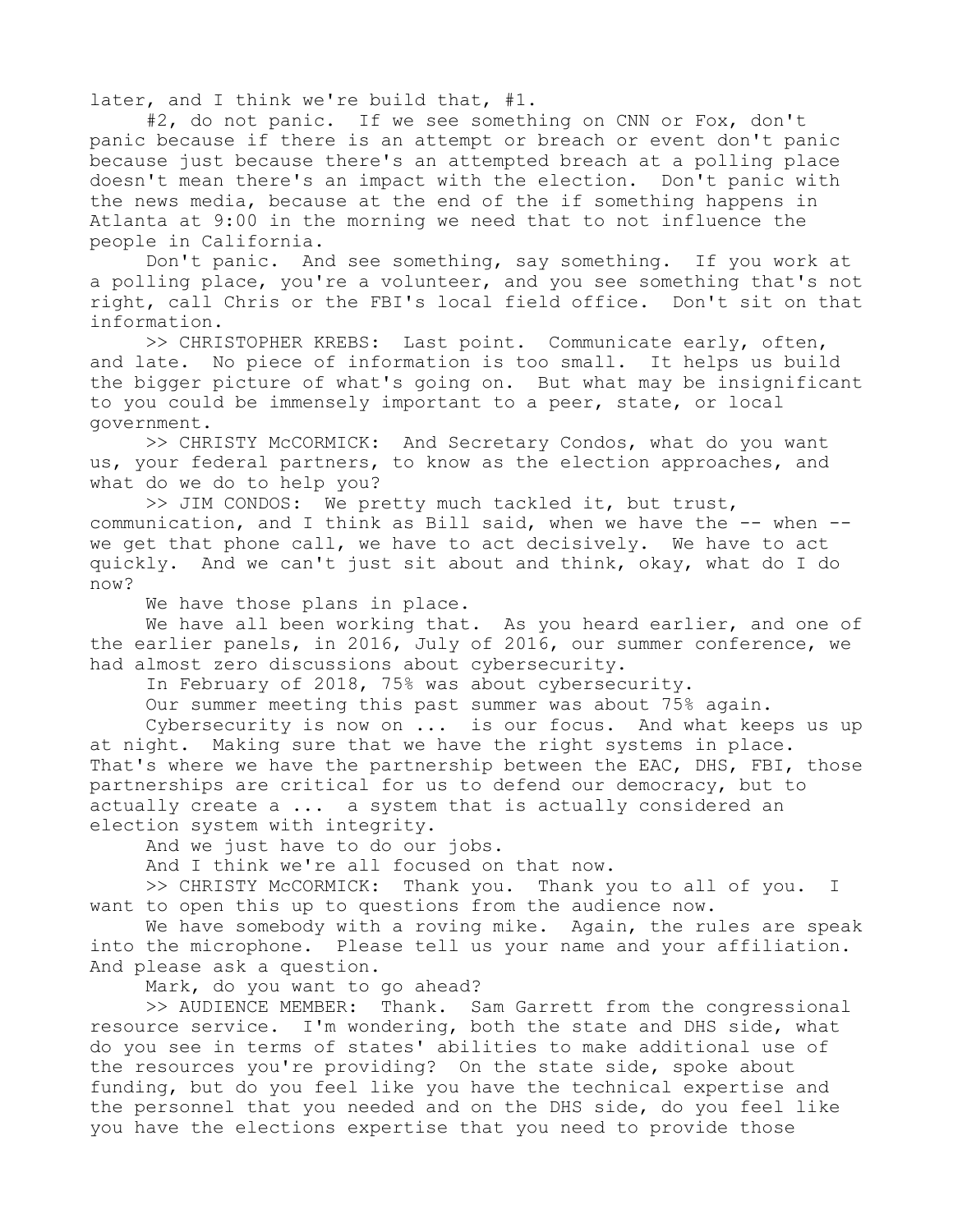later, and I think we're build that, #1.

#2, do not panic. If we see something on CNN or Fox, don't panic because if there is an attempt or breach or event don't panic because just because there's an attempted breach at a polling place doesn't mean there's an impact with the election. Don't panic with the news media, because at the end of the if something happens in Atlanta at 9:00 in the morning we need that to not influence the people in California.

Don't panic. And see something, say something. If you work at a polling place, you're a volunteer, and you see something that's not right, call Chris or the FBI's local field office. Don't sit on that information.

>> CHRISTOPHER KREBS: Last point. Communicate early, often, and late. No piece of information is too small. It helps us build the bigger picture of what's going on. But what may be insignificant to you could be immensely important to a peer, state, or local government.

>> CHRISTY McCORMICK: And Secretary Condos, what do you want us, your federal partners, to know as the election approaches, and what do we do to help you?

>> JIM CONDOS: We pretty much tackled it, but trust, communication, and I think as Bill said, when we have the -- when -- we get that phone call, we have to act decisively. We have to act quickly. And we can't just sit about and think, okay, what do I do now?

We have those plans in place.

We have all been working that. As you heard earlier, and one of the earlier panels, in 2016, July of 2016, our summer conference, we had almost zero discussions about cybersecurity.

In February of 2018, 75% was about cybersecurity.

Our summer meeting this past summer was about 75% again.

Cybersecurity is now on ... is our focus. And what keeps us up at night. Making sure that we have the right systems in place. That's where we have the partnership between the EAC, DHS, FBI, those partnerships are critical for us to defend our democracy, but to actually create a ... a system that is actually considered an election system with integrity.

And we just have to do our jobs.

And I think we're all focused on that now.

>> CHRISTY McCORMICK: Thank you. Thank you to all of you. I want to open this up to questions from the audience now.

We have somebody with a roving mike. Again, the rules are speak into the microphone. Please tell us your name and your affiliation. And please ask a question.

Mark, do you want to go ahead?

>> AUDIENCE MEMBER: Thank. Sam Garrett from the congressional resource service. I'm wondering, both the state and DHS side, what do you see in terms of states' abilities to make additional use of the resources you're providing? On the state side, spoke about funding, but do you feel like you have the technical expertise and the personnel that you needed and on the DHS side, do you feel like you have the elections expertise that you need to provide those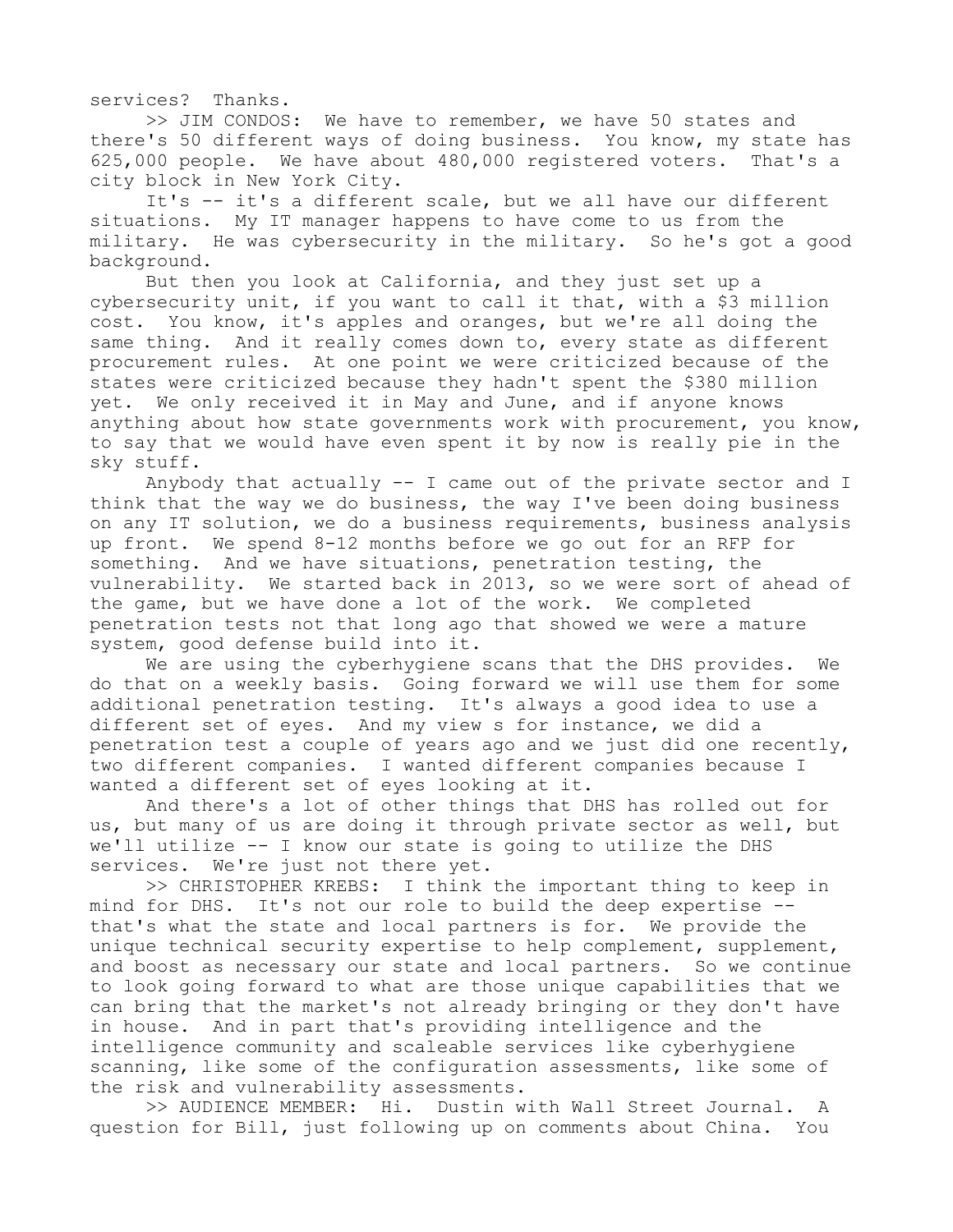services? Thanks.

>> JIM CONDOS: We have to remember, we have 50 states and there's 50 different ways of doing business. You know, my state has 625,000 people. We have about 480,000 registered voters. That's a city block in New York City.

It's -- it's a different scale, but we all have our different situations. My IT manager happens to have come to us from the military. He was cybersecurity in the military. So he's got a good background.

But then you look at California, and they just set up a cybersecurity unit, if you want to call it that, with a $3 million cost. You know, it's apples and oranges, but we're all doing the same thing. And it really comes down to, every state as different procurement rules. At one point we were criticized because of the states were criticized because they hadn't spent the $380 million yet. We only received it in May and June, and if anyone knows anything about how state governments work with procurement, you know, to say that we would have even spent it by now is really pie in the sky stuff.

Anybody that actually -- I came out of the private sector and I think that the way we do business, the way I've been doing business on any IT solution, we do a business requirements, business analysis up front. We spend 8-12 months before we go out for an RFP for something. And we have situations, penetration testing, the vulnerability. We started back in 2013, so we were sort of ahead of the game, but we have done a lot of the work. We completed penetration tests not that long ago that showed we were a mature system, good defense build into it.

We are using the cyberhygiene scans that the DHS provides. We do that on a weekly basis. Going forward we will use them for some additional penetration testing. It's always a good idea to use a different set of eyes. And my view s for instance, we did a penetration test a couple of years ago and we just did one recently, two different companies. I wanted different companies because I wanted a different set of eyes looking at it.

And there's a lot of other things that DHS has rolled out for us, but many of us are doing it through private sector as well, but we'll utilize -- I know our state is going to utilize the DHS services. We're just not there yet.

>> CHRISTOPHER KREBS: I think the important thing to keep in mind for DHS. It's not our role to build the deep expertise -- that's what the state and local partners is for. We provide the unique technical security expertise to help complement, supplement, and boost as necessary our state and local partners. So we continue to look going forward to what are those unique capabilities that we can bring that the market's not already bringing or they don't have in house. And in part that's providing intelligence and the intelligence community and scaleable services like cyberhygiene scanning, like some of the configuration assessments, like some of the risk and vulnerability assessments.

>> AUDIENCE MEMBER: Hi. Dustin with Wall Street Journal. A question for Bill, just following up on comments about China. You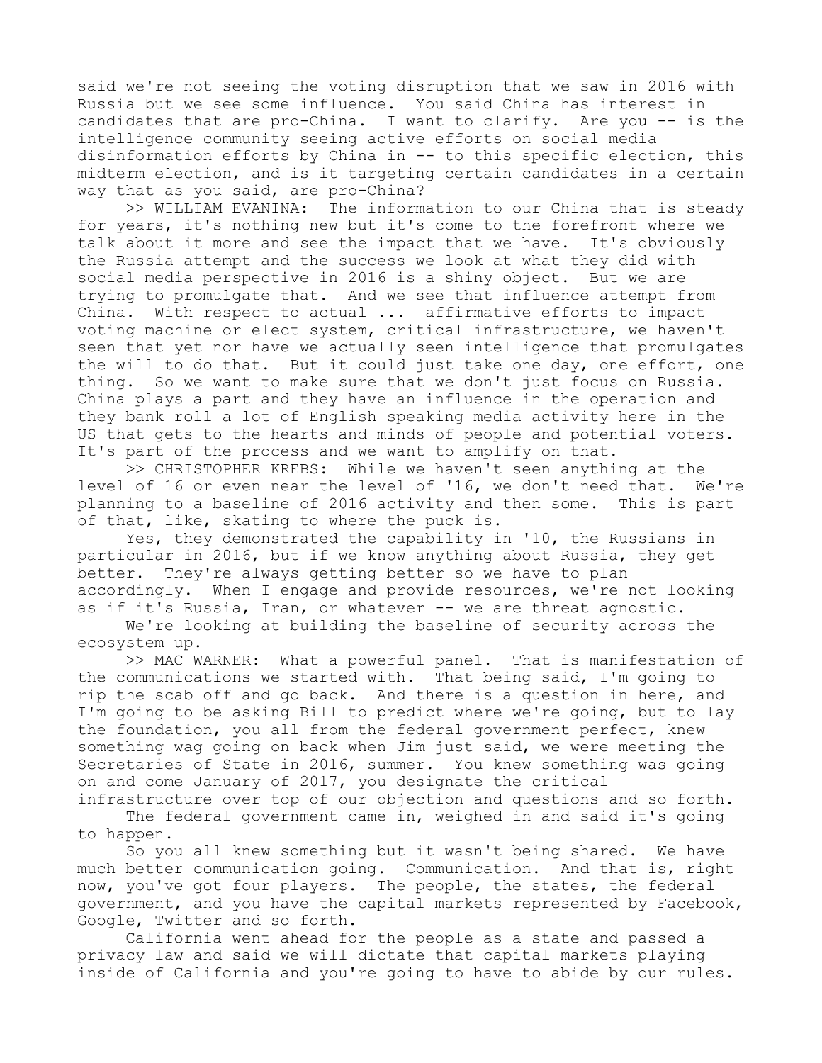said we're not seeing the voting disruption that we saw in 2016 with Russia but we see some influence. You said China has interest in candidates that are pro-China. I want to clarify. Are you -- is the intelligence community seeing active efforts on social media disinformation efforts by China in -- to this specific election, this midterm election, and is it targeting certain candidates in a certain way that as you said, are pro-China?

>> WILLIAM EVANINA: The information to our China that is steady for years, it's nothing new but it's come to the forefront where we talk about it more and see the impact that we have. It's obviously the Russia attempt and the success we look at what they did with social media perspective in 2016 is a shiny object. But we are trying to promulgate that. And we see that influence attempt from China. With respect to actual ... affirmative efforts to impact voting machine or elect system, critical infrastructure, we haven't seen that yet nor have we actually seen intelligence that promulgates the will to do that. But it could just take one day, one effort, one thing. So we want to make sure that we don't just focus on Russia. China plays a part and they have an influence in the operation and they bank roll a lot of English speaking media activity here in the US that gets to the hearts and minds of people and potential voters. It's part of the process and we want to amplify on that.

>> CHRISTOPHER KREBS: While we haven't seen anything at the level of 16 or even near the level of '16, we don't need that. We're planning to a baseline of 2016 activity and then some. This is part of that, like, skating to where the puck is.

Yes, they demonstrated the capability in '10, the Russians in particular in 2016, but if we know anything about Russia, they get better. They're always getting better so we have to plan accordingly. When I engage and provide resources, we're not looking as if it's Russia, Iran, or whatever -- we are threat agnostic.

We're looking at building the baseline of security across the ecosystem up.

>> MAC WARNER: What a powerful panel. That is manifestation of the communications we started with. That being said, I'm going to rip the scab off and go back. And there is a question in here, and I'm going to be asking Bill to predict where we're going, but to lay the foundation, you all from the federal government perfect, knew something wag going on back when Jim just said, we were meeting the Secretaries of State in 2016, summer. You knew something was going on and come January of 2017, you designate the critical infrastructure over top of our objection and questions and so forth.

The federal government came in, weighed in and said it's going to happen.

So you all knew something but it wasn't being shared. We have much better communication going. Communication. And that is, right now, you've got four players. The people, the states, the federal government, and you have the capital markets represented by Facebook, Google, Twitter and so forth.

California went ahead for the people as a state and passed a privacy law and said we will dictate that capital markets playing inside of California and you're going to have to abide by our rules.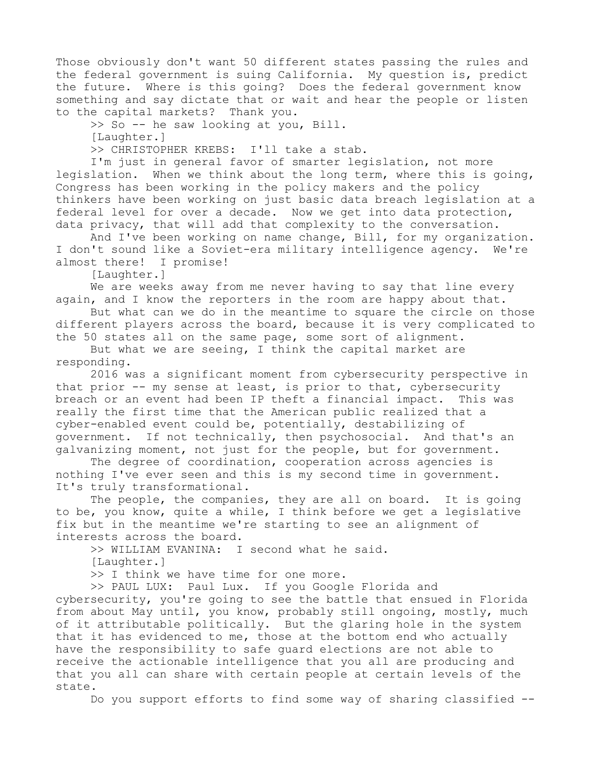Those obviously don't want 50 different states passing the rules and the federal government is suing California. My question is, predict the future. Where is this going? Does the federal government know something and say dictate that or wait and hear the people or listen to the capital markets? Thank you.

>> So -- he saw looking at you, Bill.

[Laughter.]

>> CHRISTOPHER KREBS: I'll take a stab.

I'm just in general favor of smarter legislation, not more legislation. When we think about the long term, where this is going, Congress has been working in the policy makers and the policy thinkers have been working on just basic data breach legislation at a federal level for over a decade. Now we get into data protection, data privacy, that will add that complexity to the conversation.

And I've been working on name change, Bill, for my organization. I don't sound like a Soviet-era military intelligence agency. We're almost there! I promise!

[Laughter.]

We are weeks away from me never having to say that line every again, and I know the reporters in the room are happy about that.

But what can we do in the meantime to square the circle on those different players across the board, because it is very complicated to the 50 states all on the same page, some sort of alignment.

But what we are seeing, I think the capital market are responding.

2016 was a significant moment from cybersecurity perspective in that prior -- my sense at least, is prior to that, cybersecurity breach or an event had been IP theft a financial impact. This was really the first time that the American public realized that a cyber-enabled event could be, potentially, destabilizing of government. If not technically, then psychosocial. And that's an galvanizing moment, not just for the people, but for government.

The degree of coordination, cooperation across agencies is nothing I've ever seen and this is my second time in government. It's truly transformational.

The people, the companies, they are all on board. It is going to be, you know, quite a while, I think before we get a legislative fix but in the meantime we're starting to see an alignment of interests across the board.

>> WILLIAM EVANINA: I second what he said.

[Laughter.]

>> I think we have time for one more.

>> PAUL LUX: Paul Lux. If you Google Florida and cybersecurity, you're going to see the battle that ensued in Florida from about May until, you know, probably still ongoing, mostly, much of it attributable politically. But the glaring hole in the system that it has evidenced to me, those at the bottom end who actually have the responsibility to safe guard elections are not able to receive the actionable intelligence that you all are producing and that you all can share with certain people at certain levels of the state.

Do you support efforts to find some way of sharing classified --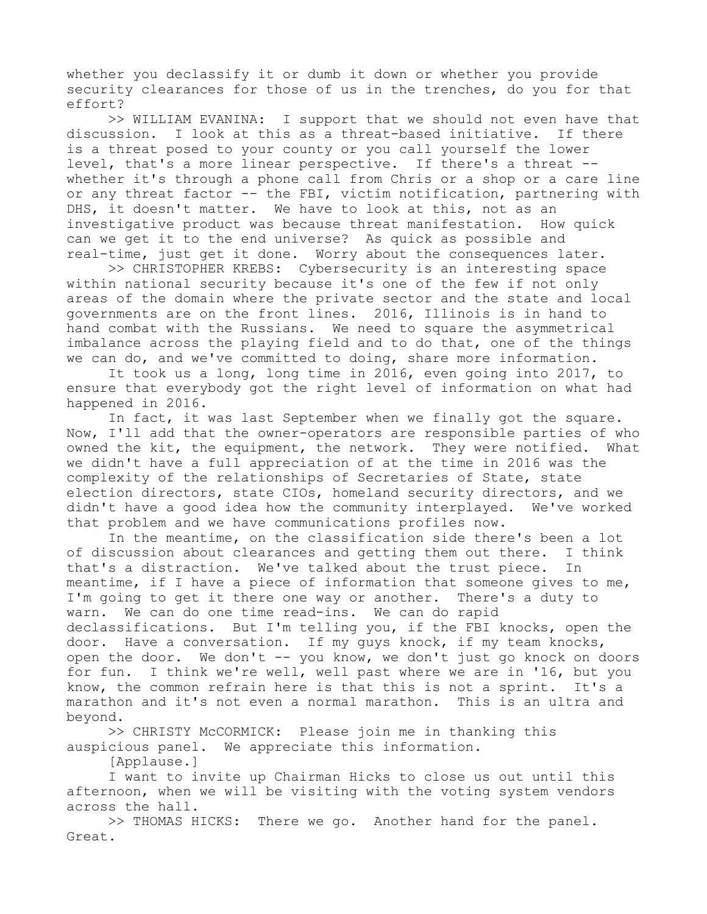whether you declassify it or dumb it down or whether you provide security clearances for those of us in the trenches, do you for that effort?

>> WILLIAM EVANINA: I support that we should not even have that discussion. I look at this as a threat-based initiative. If there is a threat posed to your county or you call yourself the lower level, that's a more linear perspective. If there's a threat -- whether it's through a phone call from Chris or a shop or a care line or any threat factor -- the FBI, victim notification, partnering with DHS, it doesn't matter. We have to look at this, not as an investigative product was because threat manifestation. How quick can we get it to the end universe? As quick as possible and real-time, just get it done. Worry about the consequences later.

>> CHRISTOPHER KREBS: Cybersecurity is an interesting space within national security because it's one of the few if not only areas of the domain where the private sector and the state and local governments are on the front lines. 2016, Illinois is in hand to hand combat with the Russians. We need to square the asymmetrical imbalance across the playing field and to do that, one of the things we can do, and we've committed to doing, share more information.

It took us a long, long time in 2016, even going into 2017, to ensure that everybody got the right level of information on what had happened in 2016.

In fact, it was last September when we finally got the square. Now, I'll add that the owner-operators are responsible parties of who owned the kit, the equipment, the network. They were notified. What we didn't have a full appreciation of at the time in 2016 was the complexity of the relationships of Secretaries of State, state election directors, state CIOs, homeland security directors, and we didn't have a good idea how the community interplayed. We've worked that problem and we have communications profiles now.

In the meantime, on the classification side there's been a lot of discussion about clearances and getting them out there. I think that's a distraction. We've talked about the trust piece. In meantime, if I have a piece of information that someone gives to me, I'm going to get it there one way or another. There's a duty to warn. We can do one time read-ins. We can do rapid declassifications. But I'm telling you, if the FBI knocks, open the door. Have a conversation. If my guys knock, if my team knocks, open the door. We don't -- you know, we don't just go knock on doors for fun. I think we're well, well past where we are in '16, but you know, the common refrain here is that this is not a sprint. It's a marathon and it's not even a normal marathon. This is an ultra and beyond.

>> CHRISTY McCORMICK: Please join me in thanking this auspicious panel. We appreciate this information.

[Applause.]

I want to invite up Chairman Hicks to close us out until this afternoon, when we will be visiting with the voting system vendors across the hall.

>> THOMAS HICKS: There we go. Another hand for the panel. Great.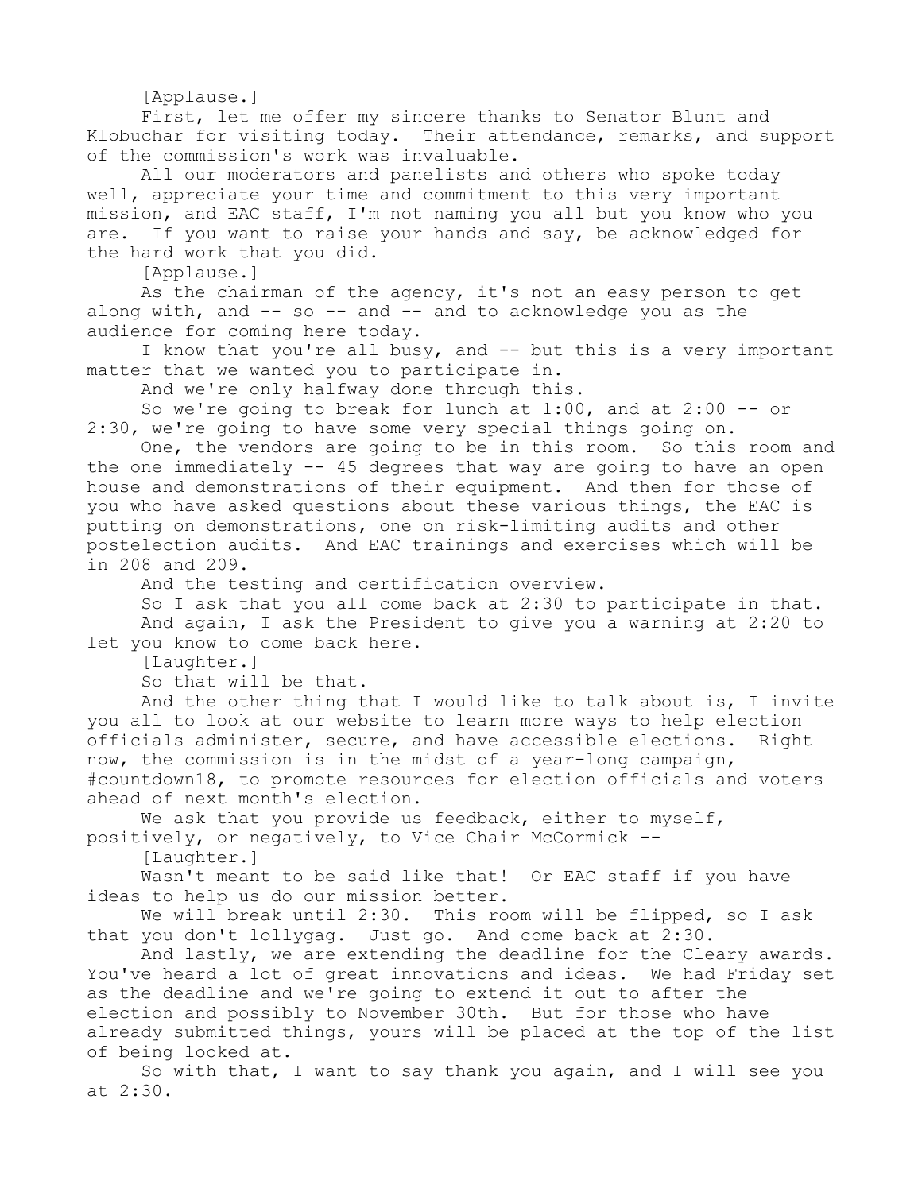[Applause.]

First, let me offer my sincere thanks to Senator Blunt and Klobuchar for visiting today. Their attendance, remarks, and support of the commission's work was invaluable.

All our moderators and panelists and others who spoke today well, appreciate your time and commitment to this very important mission, and EAC staff, I'm not naming you all but you know who you are. If you want to raise your hands and say, be acknowledged for the hard work that you did.

[Applause.]

As the chairman of the agency, it's not an easy person to get along with, and -- so -- and -- and to acknowledge you as the audience for coming here today.

I know that you're all busy, and -- but this is a very important matter that we wanted you to participate in.

And we're only halfway done through this.

So we're going to break for lunch at 1:00, and at 2:00 -- or 2:30, we're going to have some very special things going on.

One, the vendors are going to be in this room. So this room and the one immediately -- 45 degrees that way are going to have an open house and demonstrations of their equipment. And then for those of you who have asked questions about these various things, the EAC is putting on demonstrations, one on risk-limiting audits and other postelection audits. And EAC trainings and exercises which will be in 208 and 209.

And the testing and certification overview.

So I ask that you all come back at 2:30 to participate in that.

And again, I ask the President to give you a warning at 2:20 to let you know to come back here.

[Laughter.]

So that will be that.

And the other thing that I would like to talk about is, I invite you all to look at our website to learn more ways to help election officials administer, secure, and have accessible elections. Right now, the commission is in the midst of a year-long campaign, #countdown18, to promote resources for election officials and voters ahead of next month's election.

We ask that you provide us feedback, either to myself, positively, or negatively, to Vice Chair McCormick --

[Laughter.]

Wasn't meant to be said like that! Or EAC staff if you have ideas to help us do our mission better.

We will break until 2:30. This room will be flipped, so I ask that you don't lollygag. Just go. And come back at 2:30.

And lastly, we are extending the deadline for the Cleary awards. You've heard a lot of great innovations and ideas. We had Friday set as the deadline and we're going to extend it out to after the election and possibly to November 30th. But for those who have already submitted things, yours will be placed at the top of the list of being looked at.

So with that, I want to say thank you again, and I will see you at 2:30.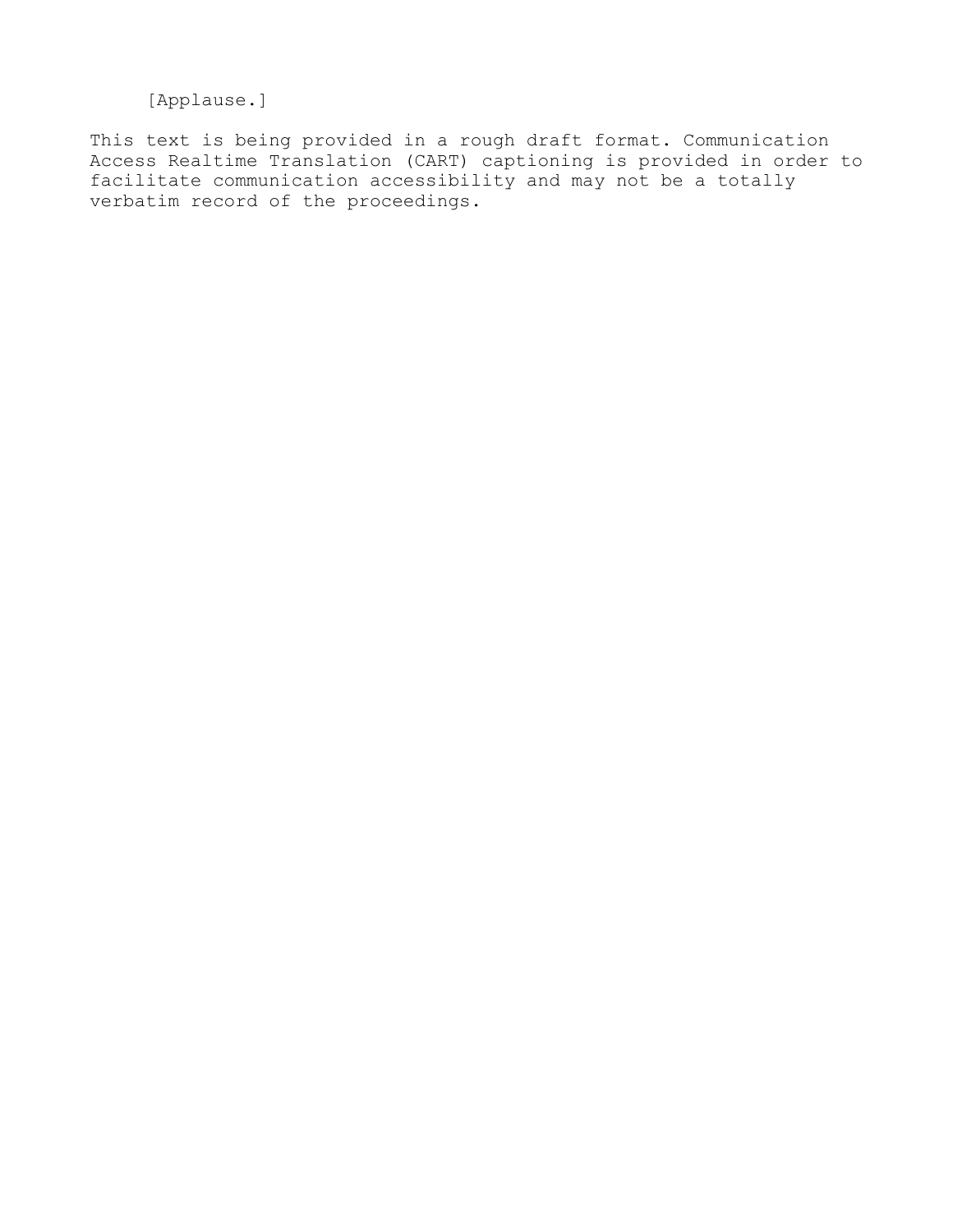[Applause.]

This text is being provided in a rough draft format. Communication Access Realtime Translation (CART) captioning is provided in order to facilitate communication accessibility and may not be a totally verbatim record of the proceedings.